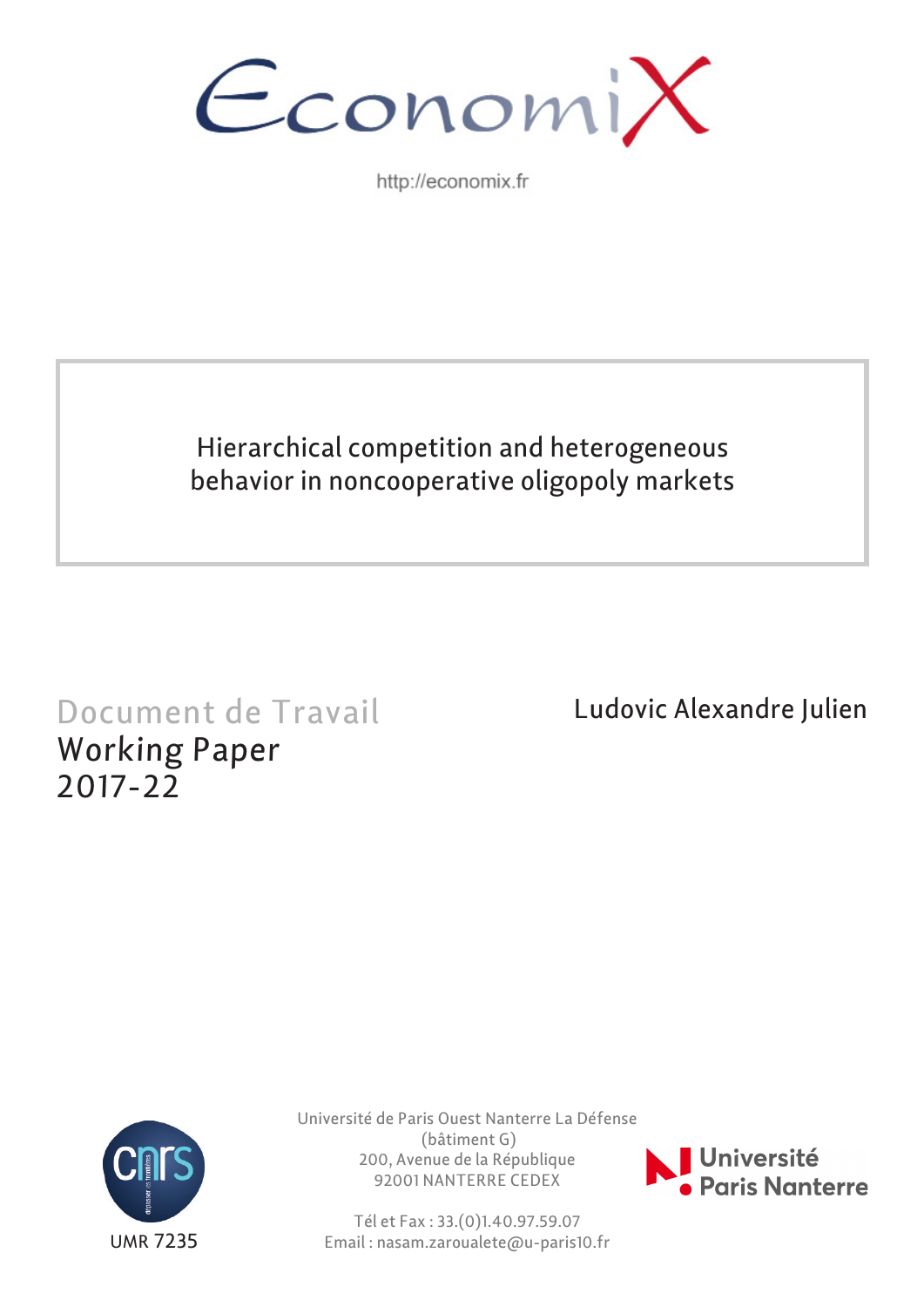EconomiX

http://economix.fr

# Hierarchical competition and heterogeneous behavior in noncooperative oligopoly markets

Document de Travail
Working Paper
2017-22

Ludovic Alexandre Julien

UMR 7235

Université de Paris Ouest Nanterre La Défense
(bâtiment G)
200, Avenue de la République
92001 NANTERRE CEDEX

Tél et Fax : 33.(0)1.40.97.59.07
Email : nasam.zaroualete@u-paris10.fr

Université Paris Nanterre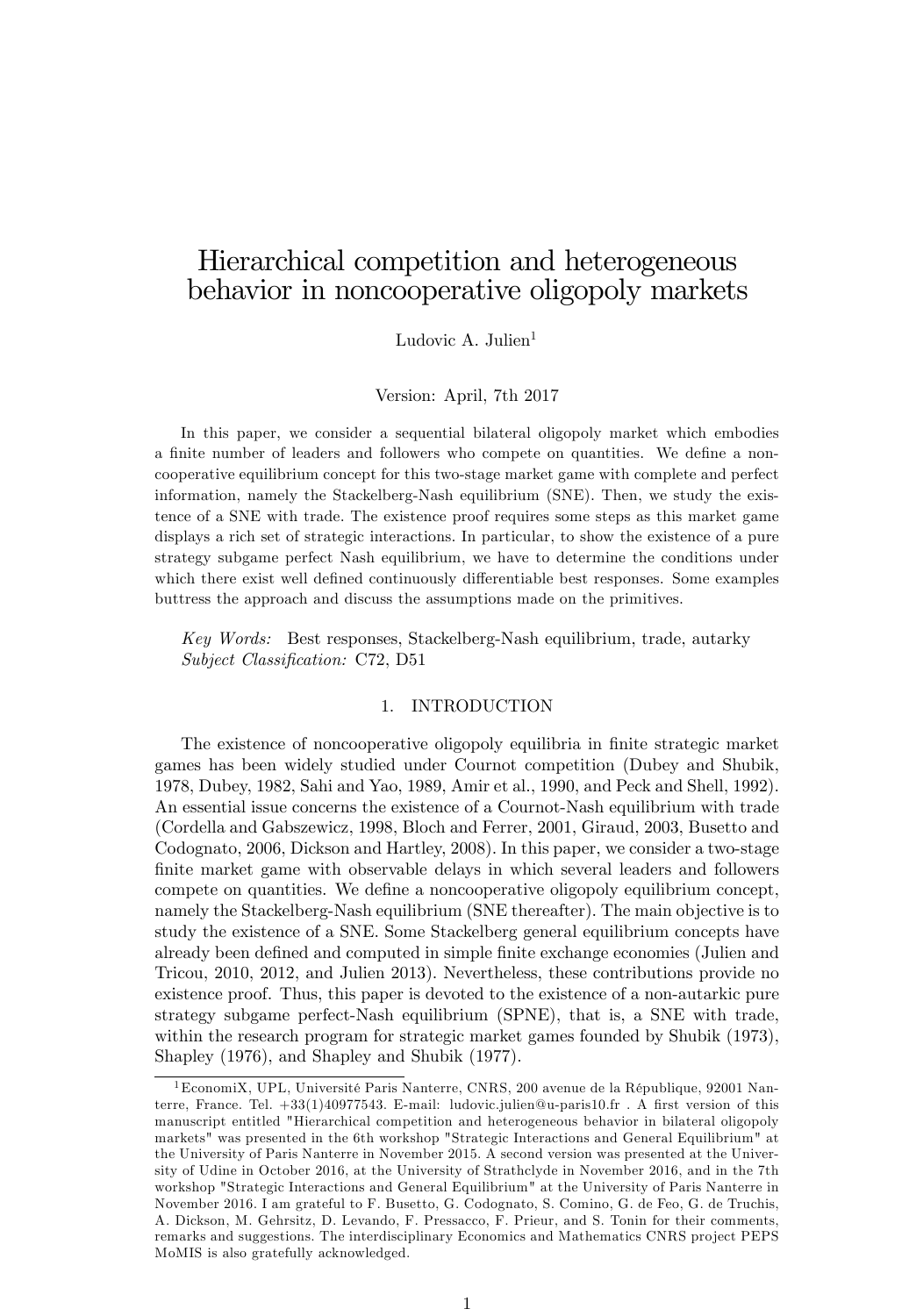# Hierarchical competition and heterogeneous behavior in noncooperative oligopoly markets

Ludovic A. Julien[1]

Version: April, 7th 2017

In this paper, we consider a sequential bilateral oligopoly market which embodies a finite number of leaders and followers who compete on quantities. We define a noncooperative equilibrium concept for this two-stage market game with complete and perfect information, namely the Stackelberg-Nash equilibrium (SNE). Then, we study the existence of a SNE with trade. The existence proof requires some steps as this market game displays a rich set of strategic interactions. In particular, to show the existence of a pure strategy subgame perfect Nash equilibrium, we have to determine the conditions under which there exist well defined continuously differentiable best responses. Some examples buttress the approach and discuss the assumptions made on the primitives.

*Key Words:* Best responses, Stackelberg-Nash equilibrium, trade, autarky
*Subject Classification:* C72, D51

## 1. INTRODUCTION

The existence of noncooperative oligopoly equilibria in finite strategic market games has been widely studied under Cournot competition (Dubey and Shubik, 1978, Dubey, 1982, Sahi and Yao, 1989, Amir et al., 1990, and Peck and Shell, 1992). An essential issue concerns the existence of a Cournot-Nash equilibrium with trade (Cordella and Gabszewicz, 1998, Bloch and Ferrer, 2001, Giraud, 2003, Busetto and Codognato, 2006, Dickson and Hartley, 2008). In this paper, we consider a two-stage finite market game with observable delays in which several leaders and followers compete on quantities. We define a noncooperative oligopoly equilibrium concept, namely the Stackelberg-Nash equilibrium (SNE thereafter). The main objective is to study the existence of a SNE. Some Stackelberg general equilibrium concepts have already been defined and computed in simple finite exchange economies (Julien and Tricou, 2010, 2012, and Julien 2013). Nevertheless, these contributions provide no existence proof. Thus, this paper is devoted to the existence of a non-autarkic pure strategy subgame perfect-Nash equilibrium (SPNE), that is, a SNE with trade, within the research program for strategic market games founded by Shubik (1973), Shapley (1976), and Shapley and Shubik (1977).

[1] EconomiX, UPL, Université Paris Nanterre, CNRS, 200 avenue de la République, 92001 Nanterre, France. Tel. +33(1)40977543. E-mail: ludovic.julien@u-paris10.fr . A first version of this manuscript entitled "Hierarchical competition and heterogeneous behavior in bilateral oligopoly markets" was presented in the 6th workshop "Strategic Interactions and General Equilibrium" at the University of Paris Nanterre in November 2015. A second version was presented at the University of Udine in October 2016, at the University of Strathclyde in November 2016, and in the 7th workshop "Strategic Interactions and General Equilibrium" at the University of Paris Nanterre in November 2016. I am grateful to F. Busetto, G. Codognato, S. Comino, G. de Feo, G. de Truchis, A. Dickson, M. Gehrsitz, D. Levando, F. Pressacco, F. Prieur, and S. Tonin for their comments, remarks and suggestions. The interdisciplinary Economics and Mathematics CNRS project PEPS MoMIS is also gratefully acknowledged.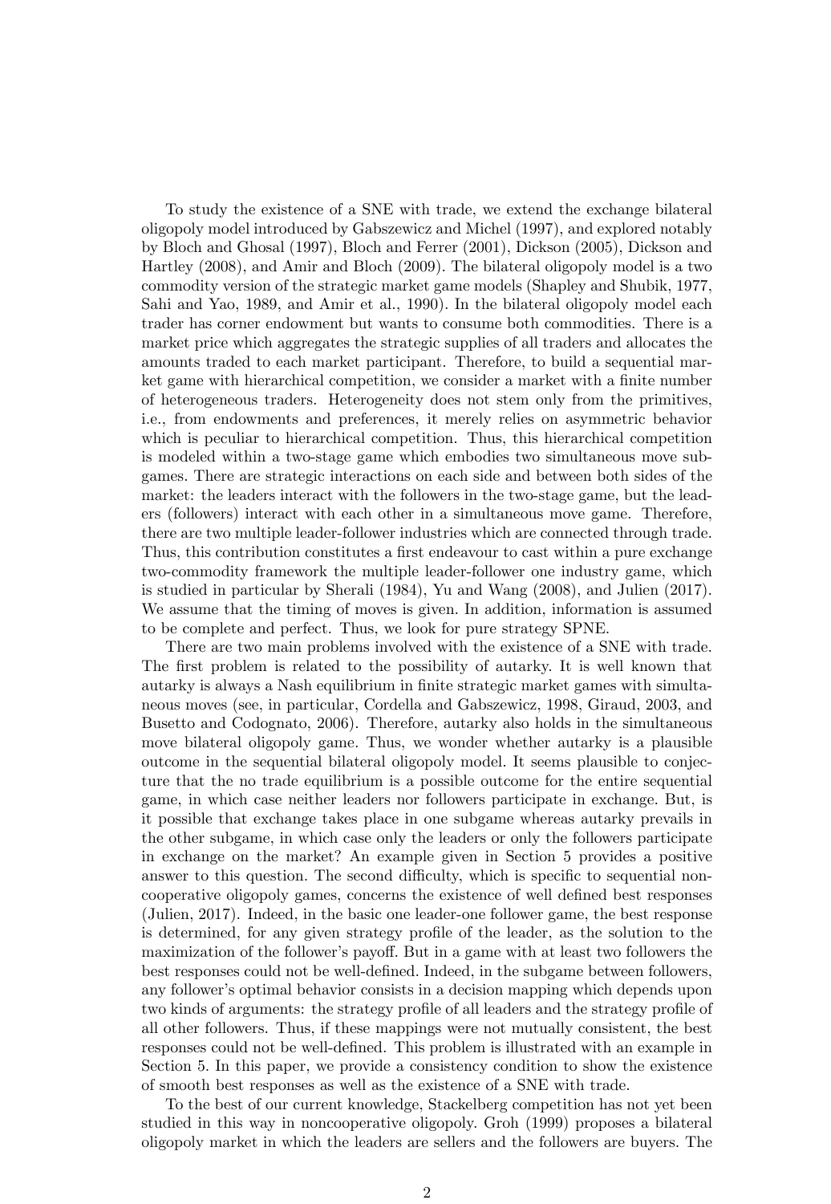To study the existence of a SNE with trade, we extend the exchange bilateral oligopoly model introduced by Gabszewicz and Michel (1997), and explored notably by Bloch and Ghosal (1997), Bloch and Ferrer (2001), Dickson (2005), Dickson and Hartley (2008), and Amir and Bloch (2009). The bilateral oligopoly model is a two commodity version of the strategic market game models (Shapley and Shubik, 1977, Sahi and Yao, 1989, and Amir et al., 1990). In the bilateral oligopoly model each trader has corner endowment but wants to consume both commodities. There is a market price which aggregates the strategic supplies of all traders and allocates the amounts traded to each market participant. Therefore, to build a sequential market game with hierarchical competition, we consider a market with a finite number of heterogeneous traders. Heterogeneity does not stem only from the primitives, i.e., from endowments and preferences, it merely relies on asymmetric behavior which is peculiar to hierarchical competition. Thus, this hierarchical competition is modeled within a two-stage game which embodies two simultaneous move subgames. There are strategic interactions on each side and between both sides of the market: the leaders interact with the followers in the two-stage game, but the leaders (followers) interact with each other in a simultaneous move game. Therefore, there are two multiple leader-follower industries which are connected through trade. Thus, this contribution constitutes a first endeavour to cast within a pure exchange two-commodity framework the multiple leader-follower one industry game, which is studied in particular by Sherali (1984), Yu and Wang (2008), and Julien (2017). We assume that the timing of moves is given. In addition, information is assumed to be complete and perfect. Thus, we look for pure strategy SPNE.

There are two main problems involved with the existence of a SNE with trade. The first problem is related to the possibility of autarky. It is well known that autarky is always a Nash equilibrium in finite strategic market games with simultaneous moves (see, in particular, Cordella and Gabszewicz, 1998, Giraud, 2003, and Busetto and Codognato, 2006). Therefore, autarky also holds in the simultaneous move bilateral oligopoly game. Thus, we wonder whether autarky is a plausible outcome in the sequential bilateral oligopoly model. It seems plausible to conjecture that the no trade equilibrium is a possible outcome for the entire sequential game, in which case neither leaders nor followers participate in exchange. But, is it possible that exchange takes place in one subgame whereas autarky prevails in the other subgame, in which case only the leaders or only the followers participate in exchange on the market? An example given in Section 5 provides a positive answer to this question. The second difficulty, which is specific to sequential noncooperative oligopoly games, concerns the existence of well defined best responses (Julien, 2017). Indeed, in the basic one leader-one follower game, the best response is determined, for any given strategy profile of the leader, as the solution to the maximization of the follower's payoff. But in a game with at least two followers the best responses could not be well-defined. Indeed, in the subgame between followers, any follower's optimal behavior consists in a decision mapping which depends upon two kinds of arguments: the strategy profile of all leaders and the strategy profile of all other followers. Thus, if these mappings were not mutually consistent, the best responses could not be well-defined. This problem is illustrated with an example in Section 5. In this paper, we provide a consistency condition to show the existence of smooth best responses as well as the existence of a SNE with trade.

To the best of our current knowledge, Stackelberg competition has not yet been studied in this way in noncooperative oligopoly. Groh (1999) proposes a bilateral oligopoly market in which the leaders are sellers and the followers are buyers. The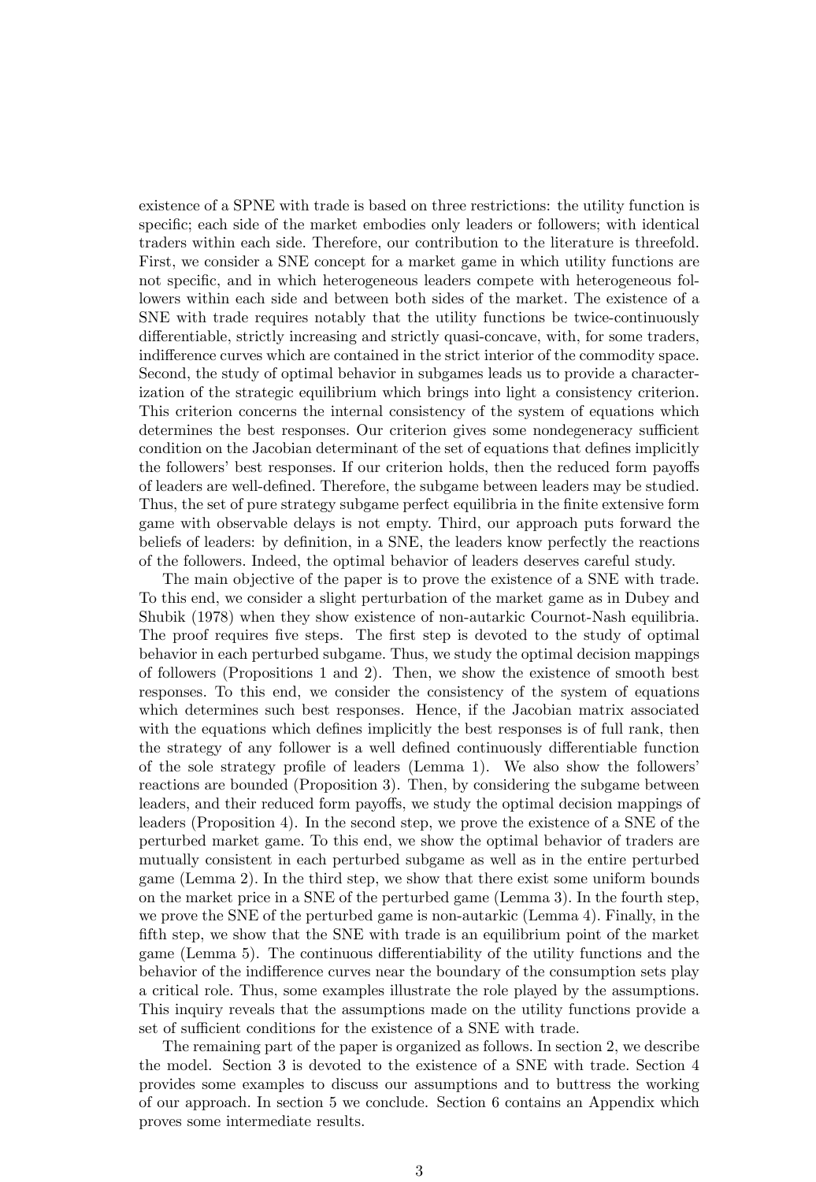existence of a SPNE with trade is based on three restrictions: the utility function is specific; each side of the market embodies only leaders or followers; with identical traders within each side. Therefore, our contribution to the literature is threefold. First, we consider a SNE concept for a market game in which utility functions are not specific, and in which heterogeneous leaders compete with heterogeneous followers within each side and between both sides of the market. The existence of a SNE with trade requires notably that the utility functions be twice-continuously differentiable, strictly increasing and strictly quasi-concave, with, for some traders, indifference curves which are contained in the strict interior of the commodity space. Second, the study of optimal behavior in subgames leads us to provide a characterization of the strategic equilibrium which brings into light a consistency criterion. This criterion concerns the internal consistency of the system of equations which determines the best responses. Our criterion gives some nondegeneracy sufficient condition on the Jacobian determinant of the set of equations that defines implicitly the followers' best responses. If our criterion holds, then the reduced form payoffs of leaders are well-defined. Therefore, the subgame between leaders may be studied. Thus, the set of pure strategy subgame perfect equilibria in the finite extensive form game with observable delays is not empty. Third, our approach puts forward the beliefs of leaders: by definition, in a SNE, the leaders know perfectly the reactions of the followers. Indeed, the optimal behavior of leaders deserves careful study.

The main objective of the paper is to prove the existence of a SNE with trade. To this end, we consider a slight perturbation of the market game as in Dubey and Shubik (1978) when they show existence of non-autarkic Cournot-Nash equilibria. The proof requires five steps. The first step is devoted to the study of optimal behavior in each perturbed subgame. Thus, we study the optimal decision mappings of followers (Propositions 1 and 2). Then, we show the existence of smooth best responses. To this end, we consider the consistency of the system of equations which determines such best responses. Hence, if the Jacobian matrix associated with the equations which defines implicitly the best responses is of full rank, then the strategy of any follower is a well defined continuously differentiable function of the sole strategy profile of leaders (Lemma 1). We also show the followers' reactions are bounded (Proposition 3). Then, by considering the subgame between leaders, and their reduced form payoffs, we study the optimal decision mappings of leaders (Proposition 4). In the second step, we prove the existence of a SNE of the perturbed market game. To this end, we show the optimal behavior of traders are mutually consistent in each perturbed subgame as well as in the entire perturbed game (Lemma 2). In the third step, we show that there exist some uniform bounds on the market price in a SNE of the perturbed game (Lemma 3). In the fourth step, we prove the SNE of the perturbed game is non-autarkic (Lemma 4). Finally, in the fifth step, we show that the SNE with trade is an equilibrium point of the market game (Lemma 5). The continuous differentiability of the utility functions and the behavior of the indifference curves near the boundary of the consumption sets play a critical role. Thus, some examples illustrate the role played by the assumptions. This inquiry reveals that the assumptions made on the utility functions provide a set of sufficient conditions for the existence of a SNE with trade.

The remaining part of the paper is organized as follows. In section 2, we describe the model. Section 3 is devoted to the existence of a SNE with trade. Section 4 provides some examples to discuss our assumptions and to buttress the working of our approach. In section 5 we conclude. Section 6 contains an Appendix which proves some intermediate results.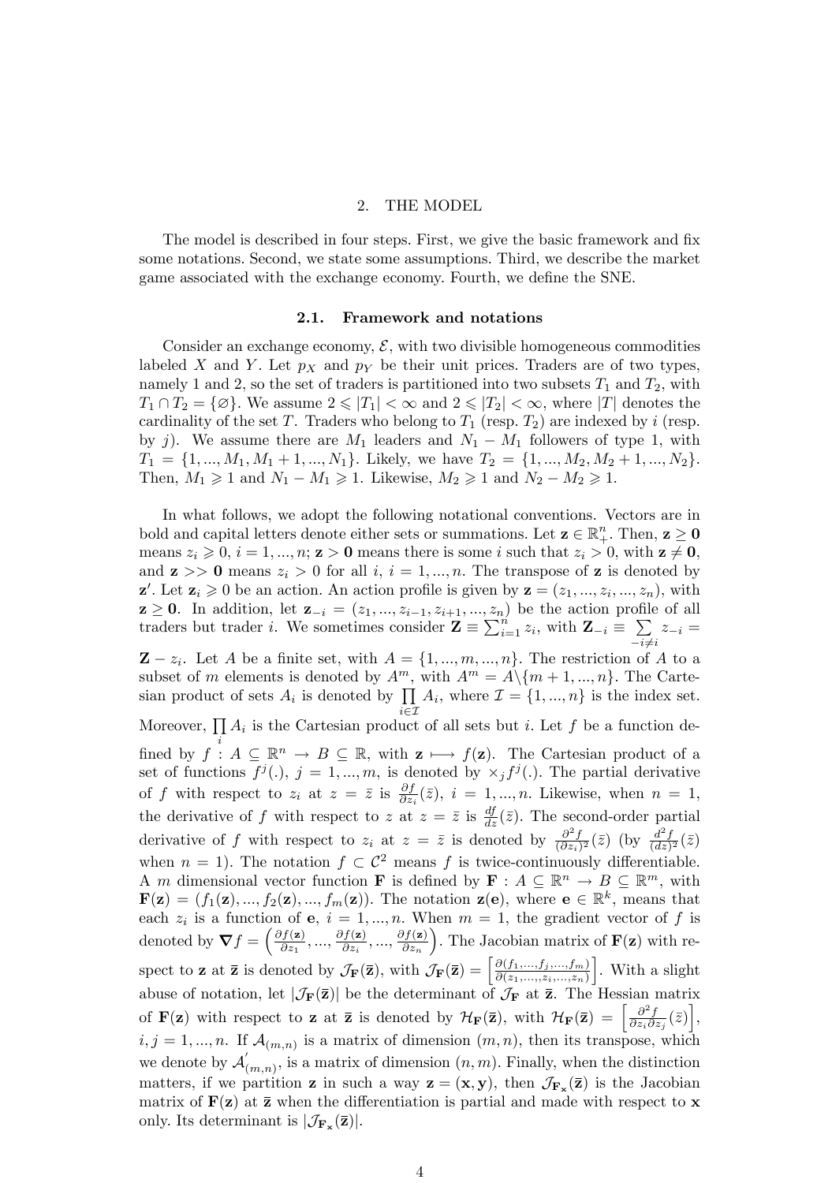## 2. THE MODEL

The model is described in four steps. First, we give the basic framework and fix some notations. Second, we state some assumptions. Third, we describe the market game associated with the exchange economy. Fourth, we define the SNE.

### 2.1. Framework and notations

Consider an exchange economy, $\mathcal{E}$, with two divisible homogeneous commodities labeled $X$ and $Y$. Let $p_X$ and $p_Y$ be their unit prices. Traders are of two types, namely 1 and 2, so the set of traders is partitioned into two subsets $T_1$ and $T_2$, with $T_1 \cap T_2 = \{\varnothing\}$. We assume $2 \leqslant |T_1| < \infty$ and $2 \leqslant |T_2| < \infty$, where $|T|$ denotes the cardinality of the set $T$. Traders who belong to $T_1$ (resp. $T_2$) are indexed by $i$ (resp. by $j$). We assume there are $M_1$ leaders and $N_1 - M_1$ followers of type 1, with $T_1 = \{1, ..., M_1, M_1 + 1, ..., N_1\}$. Likely, we have $T_2 = \{1, ..., M_2, M_2 + 1, ..., N_2\}$. Then, $M_1 \geqslant 1$ and $N_1 - M_1 \geqslant 1$. Likewise, $M_2 \geqslant 1$ and $N_2 - M_2 \geqslant 1$.

In what follows, we adopt the following notational conventions. Vectors are in bold and capital letters denote either sets or summations. Let $\mathbf{z} \in \mathbb{R}^n_+$. Then, $\mathbf{z} \geq \mathbf{0}$ means $z_i \geqslant 0$, $i = 1, ..., n$; $\mathbf{z} > \mathbf{0}$ means there is some $i$ such that $z_i > 0$, with $\mathbf{z} \neq \mathbf{0}$, and $\mathbf{z} >> \mathbf{0}$ means $z_i > 0$ for all $i$, $i = 1, ..., n$. The transpose of $\mathbf{z}$ is denoted by $\mathbf{z}'$. Let $\mathbf{z}_i \geqslant 0$ be an action. An action profile is given by $\mathbf{z} = (z_1, ..., z_i, ..., z_n)$, with $\mathbf{z} \geq \mathbf{0}$. In addition, let $\mathbf{z}_{-i} = (z_1, ..., z_{i-1}, z_{i+1}, ..., z_n)$ be the action profile of all traders but trader $i$. We sometimes consider $\mathbf{Z} \equiv \sum_{i=1}^{n} z_i$, with $\mathbf{Z}_{-i} \equiv \sum\limits_{-i \neq i} z_{-i} = \mathbf{Z} - z_i$. Let $A$ be a finite set, with $A = \{1, ..., m, ..., n\}$. The restriction of $A$ to a subset of $m$ elements is denoted by $A^m$, with $A^m = A \backslash \{m + 1, ..., n\}$. The Cartesian product of sets $A_i$ is denoted by $\prod\limits_{i \in \mathcal{I}} A_i$, where $\mathcal{I} = \{1, ..., n\}$ is the index set. Moreover, $\prod\limits_{i} A_i$ is the Cartesian product of all sets but $i$. Let $f$ be a function defined by $f : A \subseteq \mathbb{R}^n \rightarrow B \subseteq \mathbb{R}$, with $\mathbf{z} \longmapsto f(\mathbf{z})$. The Cartesian product of a set of functions $f^j(.)$, $j = 1, ..., m$, is denoted by $\times_j f^j(.)$. The partial derivative of $f$ with respect to $z_i$ at $z = \bar{z}$ is $\frac{\partial f}{\partial z_i}(\bar{z})$, $i = 1, ..., n$. Likewise, when $n = 1$, the derivative of $f$ with respect to $z$ at $z = \bar{z}$ is $\frac{df}{dz}(\bar{z})$. The second-order partial derivative of $f$ with respect to $z_i$ at $z = \bar{z}$ is denoted by $\frac{\partial^2 f}{(\partial z_i)^2}(\bar{z})$ (by $\frac{d^2 f}{(dz)^2}(\bar{z})$ when $n = 1$). The notation $f \subset \mathcal{C}^2$ means $f$ is twice-continuously differentiable. A $m$ dimensional vector function $\mathbf{F}$ is defined by $\mathbf{F} : A \subseteq \mathbb{R}^n \rightarrow B \subseteq \mathbb{R}^m$, with $\mathbf{F}(\mathbf{z}) = (f_1(\mathbf{z}), ..., f_2(\mathbf{z}), ..., f_m(\mathbf{z}))$. The notation $\mathbf{z}(\mathbf{e})$, where $\mathbf{e} \in \mathbb{R}^k$, means that each $z_i$ is a function of $\mathbf{e}$, $i = 1, ..., n$. When $m = 1$, the gradient vector of $f$ is denoted by $\boldsymbol{\nabla} f = \left(\frac{\partial f(\mathbf{z})}{\partial z_1}, ..., \frac{\partial f(\mathbf{z})}{\partial z_i}, ..., \frac{\partial f(\mathbf{z})}{\partial z_n}\right)$. The Jacobian matrix of $\mathbf{F}(\mathbf{z})$ with respect to $\mathbf{z}$ at $\bar{\mathbf{z}}$ is denoted by $\mathcal{J}_{\mathbf{F}}(\bar{\mathbf{z}})$, with $\mathcal{J}_{\mathbf{F}}(\bar{\mathbf{z}}) = \left[\frac{\partial(f_1, ..., f_j, ..., f_m)}{\partial(z_1, ..., z_i, ..., z_n)}\right]$. With a slight abuse of notation, let $|\mathcal{J}_{\mathbf{F}}(\bar{\mathbf{z}})|$ be the determinant of $\mathcal{J}_{\mathbf{F}}$ at $\bar{\mathbf{z}}$. The Hessian matrix of $\mathbf{F}(\mathbf{z})$ with respect to $\mathbf{z}$ at $\bar{\mathbf{z}}$ is denoted by $\mathcal{H}_{\mathbf{F}}(\bar{\mathbf{z}})$, with $\mathcal{H}_{\mathbf{F}}(\bar{\mathbf{z}}) = \left[\frac{\partial^2 f}{\partial z_i \partial z_j}(\bar{z})\right]$, $i, j = 1, ..., n$. If $\mathcal{A}_{(m,n)}$ is a matrix of dimension $(m, n)$, then its transpose, which we denote by $\mathcal{A}'_{(m,n)}$, is a matrix of dimension $(n, m)$. Finally, when the distinction matters, if we partition $\mathbf{z}$ in such a way $\mathbf{z} = (\mathbf{x}, \mathbf{y})$, then $\mathcal{J}_{\mathbf{F_x}}(\bar{\mathbf{z}})$ is the Jacobian matrix of $\mathbf{F}(\mathbf{z})$ at $\bar{\mathbf{z}}$ when the differentiation is partial and made with respect to $\mathbf{x}$ only. Its determinant is $|\mathcal{J}_{\mathbf{F_x}}(\bar{\mathbf{z}})|$.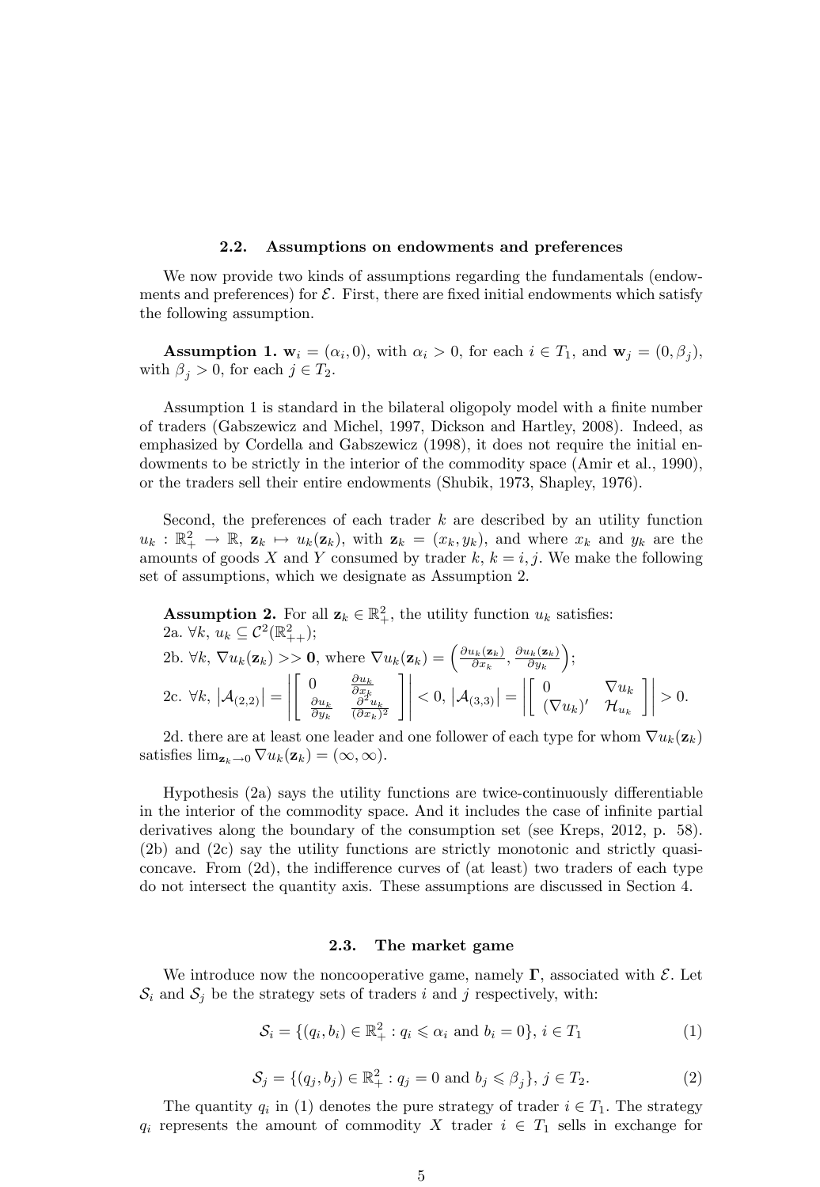### 2.2. Assumptions on endowments and preferences

We now provide two kinds of assumptions regarding the fundamentals (endowments and preferences) for $\mathcal{E}$. First, there are fixed initial endowments which satisfy the following assumption.

**Assumption 1.** $\mathbf{w}_i = (\alpha_i, 0)$, with $\alpha_i > 0$, for each $i \in T_1$, and $\mathbf{w}_j = (0, \beta_j)$, with $\beta_j > 0$, for each $j \in T_2$.

Assumption 1 is standard in the bilateral oligopoly model with a finite number of traders (Gabszewicz and Michel, 1997, Dickson and Hartley, 2008). Indeed, as emphasized by Cordella and Gabszewicz (1998), it does not require the initial endowments to be strictly in the interior of the commodity space (Amir et al., 1990), or the traders sell their entire endowments (Shubik, 1973, Shapley, 1976).

Second, the preferences of each trader $k$ are described by an utility function $u_k : \mathbb{R}^2_+ \to \mathbb{R}$, $\mathbf{z}_k \mapsto u_k(\mathbf{z}_k)$, with $\mathbf{z}_k = (x_k, y_k)$, and where $x_k$ and $y_k$ are the amounts of goods $X$ and $Y$ consumed by trader $k$, $k = i, j$. We make the following set of assumptions, which we designate as Assumption 2.

**Assumption 2.** For all $\mathbf{z}_k \in \mathbb{R}^2_+$, the utility function $u_k$ satisfies:
2a. $\forall k$, $u_k \subseteq \mathcal{C}^2(\mathbb{R}^2_{++})$;
2b. $\forall k$, $\nabla u_k(\mathbf{z}_k) >> \mathbf{0}$, where $\nabla u_k(\mathbf{z}_k) = \left(\frac{\partial u_k(\mathbf{z}_k)}{\partial x_k}, \frac{\partial u_k(\mathbf{z}_k)}{\partial y_k}\right)$;
2c. $\forall k$, $\left|\mathcal{A}_{(2,2)}\right| = \left|\begin{bmatrix} 0 & \frac{\partial u_k}{\partial x_k} \\ \frac{\partial u_k}{\partial y_k} & \frac{\partial^2 u_k}{(\partial x_k)^2} \end{bmatrix}\right| < 0$, $\left|\mathcal{A}_{(3,3)}\right| = \left|\begin{bmatrix} 0 & \nabla u_k \\ (\nabla u_k)' & \mathcal{H}_{u_k} \end{bmatrix}\right| > 0$.

2d. there are at least one leader and one follower of each type for whom $\nabla u_k(\mathbf{z}_k)$ satisfies $\lim_{\mathbf{z}_k \to 0} \nabla u_k(\mathbf{z}_k) = (\infty, \infty)$.

Hypothesis (2a) says the utility functions are twice-continuously differentiable in the interior of the commodity space. And it includes the case of infinite partial derivatives along the boundary of the consumption set (see Kreps, 2012, p. 58). (2b) and (2c) say the utility functions are strictly monotonic and strictly quasi-concave. From (2d), the indifference curves of (at least) two traders of each type do not intersect the quantity axis. These assumptions are discussed in Section 4.

### 2.3. The market game

We introduce now the noncooperative game, namely $\mathbf{\Gamma}$, associated with $\mathcal{E}$. Let $\mathcal{S}_i$ and $\mathcal{S}_j$ be the strategy sets of traders $i$ and $j$ respectively, with:

$$\mathcal{S}_i = \{(q_i, b_i) \in \mathbb{R}^2_+ : q_i \leqslant \alpha_i \text{ and } b_i = 0\},\ i \in T_1 \tag{1}$$

$$\mathcal{S}_j = \{(q_j, b_j) \in \mathbb{R}^2_+ : q_j = 0 \text{ and } b_j \leqslant \beta_j\},\ j \in T_2. \tag{2}$$

The quantity $q_i$ in (1) denotes the pure strategy of trader $i \in T_1$. The strategy $q_i$ represents the amount of commodity $X$ trader $i \in T_1$ sells in exchange for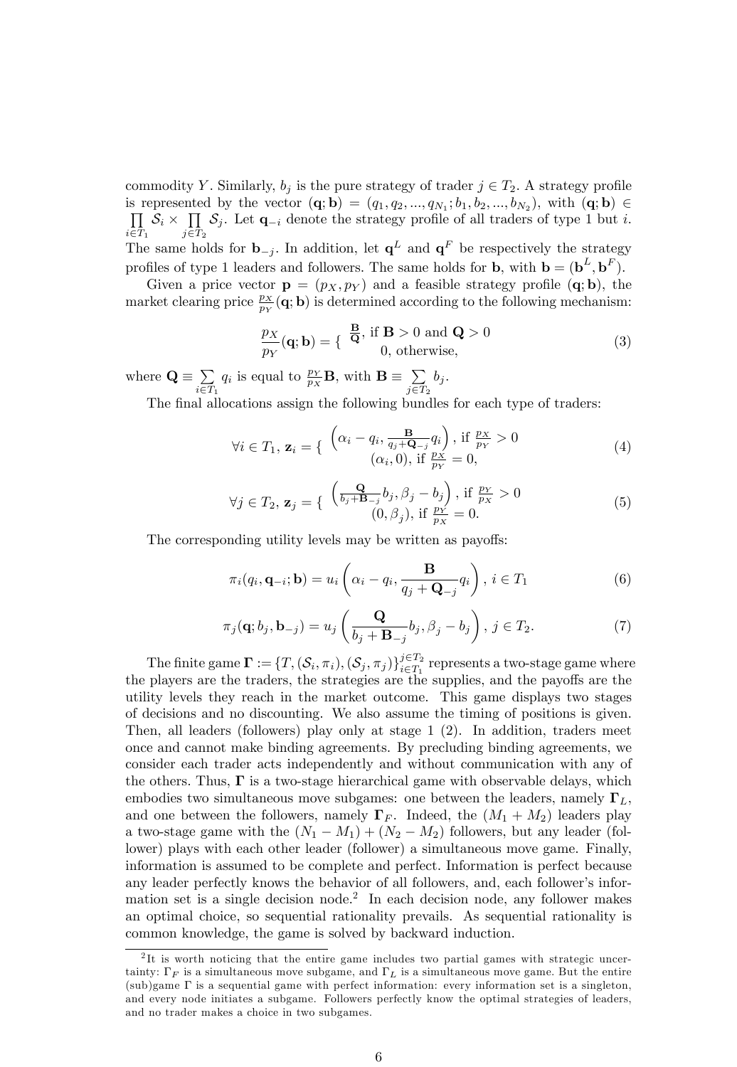commodity $Y$. Similarly, $b_j$ is the pure strategy of trader $j \in T_2$. A strategy profile is represented by the vector $(\mathbf{q}; \mathbf{b}) = (q_1, q_2, ..., q_{N_1}; b_1, b_2, ..., b_{N_2})$, with $(\mathbf{q}; \mathbf{b}) \in \prod_{i \in T_1} \mathcal{S}_i \times \prod_{j \in T_2} \mathcal{S}_j$. Let $\mathbf{q}_{-i}$ denote the strategy profile of all traders of type 1 but $i$. The same holds for $\mathbf{b}_{-j}$. In addition, let $\mathbf{q}^L$ and $\mathbf{q}^F$ be respectively the strategy profiles of type 1 leaders and followers. The same holds for $\mathbf{b}$, with $\mathbf{b} = (\mathbf{b}^L, \mathbf{b}^F)$.

Given a price vector $\mathbf{p} = (p_X, p_Y)$ and a feasible strategy profile $(\mathbf{q}; \mathbf{b})$, the market clearing price $\frac{p_X}{p_Y}(\mathbf{q}; \mathbf{b})$ is determined according to the following mechanism:

$$\frac{p_X}{p_Y}(\mathbf{q}; \mathbf{b}) = \{ \begin{array}{c} \frac{\mathbf{B}}{\mathbf{Q}}, \text{ if } \mathbf{B} > 0 \text{ and } \mathbf{Q} > 0 \\ 0, \text{ otherwise,} \end{array} \tag{3}$$

where $\mathbf{Q} \equiv \sum_{i \in T_1} q_i$ is equal to $\frac{p_Y}{p_X}\mathbf{B}$, with $\mathbf{B} \equiv \sum_{j \in T_2} b_j$.

The final allocations assign the following bundles for each type of traders:

$$\forall i \in T_1, \, \mathbf{z}_i = \{ \begin{array}{c} \left( \alpha_i - q_i, \frac{\mathbf{B}}{q_j + \mathbf{Q}_{-j}} q_i \right), \text{ if } \frac{p_X}{p_Y} > 0 \\ (\alpha_i, 0), \text{ if } \frac{p_X}{p_Y} = 0, \end{array} \tag{4}$$

$$\forall j \in T_2, \, \mathbf{z}_j = \{ \begin{array}{c} \left( \frac{\mathbf{Q}}{b_j + \mathbf{B}_{-j}} b_j, \beta_j - b_j \right), \text{ if } \frac{p_Y}{p_X} > 0 \\ (0, \beta_j), \text{ if } \frac{p_Y}{p_X} = 0. \end{array} \tag{5}$$

The corresponding utility levels may be written as payoffs:

$$\pi_i(q_i, \mathbf{q}_{-i}; \mathbf{b}) = u_i \left( \alpha_i - q_i, \frac{\mathbf{B}}{q_j + \mathbf{Q}_{-j}} q_i \right), \, i \in T_1 \tag{6}$$

$$\pi_j(\mathbf{q}; b_j, \mathbf{b}_{-j}) = u_j \left( \frac{\mathbf{Q}}{b_j + \mathbf{B}_{-j}} b_j, \beta_j - b_j \right), \, j \in T_2. \tag{7}$$

The finite game $\mathbf{\Gamma} := \{T, (\mathcal{S}_i, \pi_i), (\mathcal{S}_j, \pi_j)\}_{i \in T_1}^{j \in T_2}$ represents a two-stage game where the players are the traders, the strategies are the supplies, and the payoffs are the utility levels they reach in the market outcome. This game displays two stages of decisions and no discounting. We also assume the timing of positions is given. Then, all leaders (followers) play only at stage 1 (2). In addition, traders meet once and cannot make binding agreements. By precluding binding agreements, we consider each trader acts independently and without communication with any of the others. Thus, $\mathbf{\Gamma}$ is a two-stage hierarchical game with observable delays, which embodies two simultaneous move subgames: one between the leaders, namely $\mathbf{\Gamma}_L$, and one between the followers, namely $\mathbf{\Gamma}_F$. Indeed, the $(M_1 + M_2)$ leaders play a two-stage game with the $(N_1 - M_1) + (N_2 - M_2)$ followers, but any leader (follower) plays with each other leader (follower) a simultaneous move game. Finally, information is assumed to be complete and perfect. Information is perfect because any leader perfectly knows the behavior of all followers, and, each follower's information set is a single decision node.[2] In each decision node, any follower makes an optimal choice, so sequential rationality prevails. As sequential rationality is common knowledge, the game is solved by backward induction.

[2] It is worth noticing that the entire game includes two partial games with strategic uncertainty: $\mathbf{\Gamma}_F$ is a simultaneous move subgame, and $\mathbf{\Gamma}_L$ is a simultaneous move game. But the entire (sub)game $\mathbf{\Gamma}$ is a sequential game with perfect information: every information set is a singleton, and every node initiates a subgame. Followers perfectly know the optimal strategies of leaders, and no trader makes a choice in two subgames.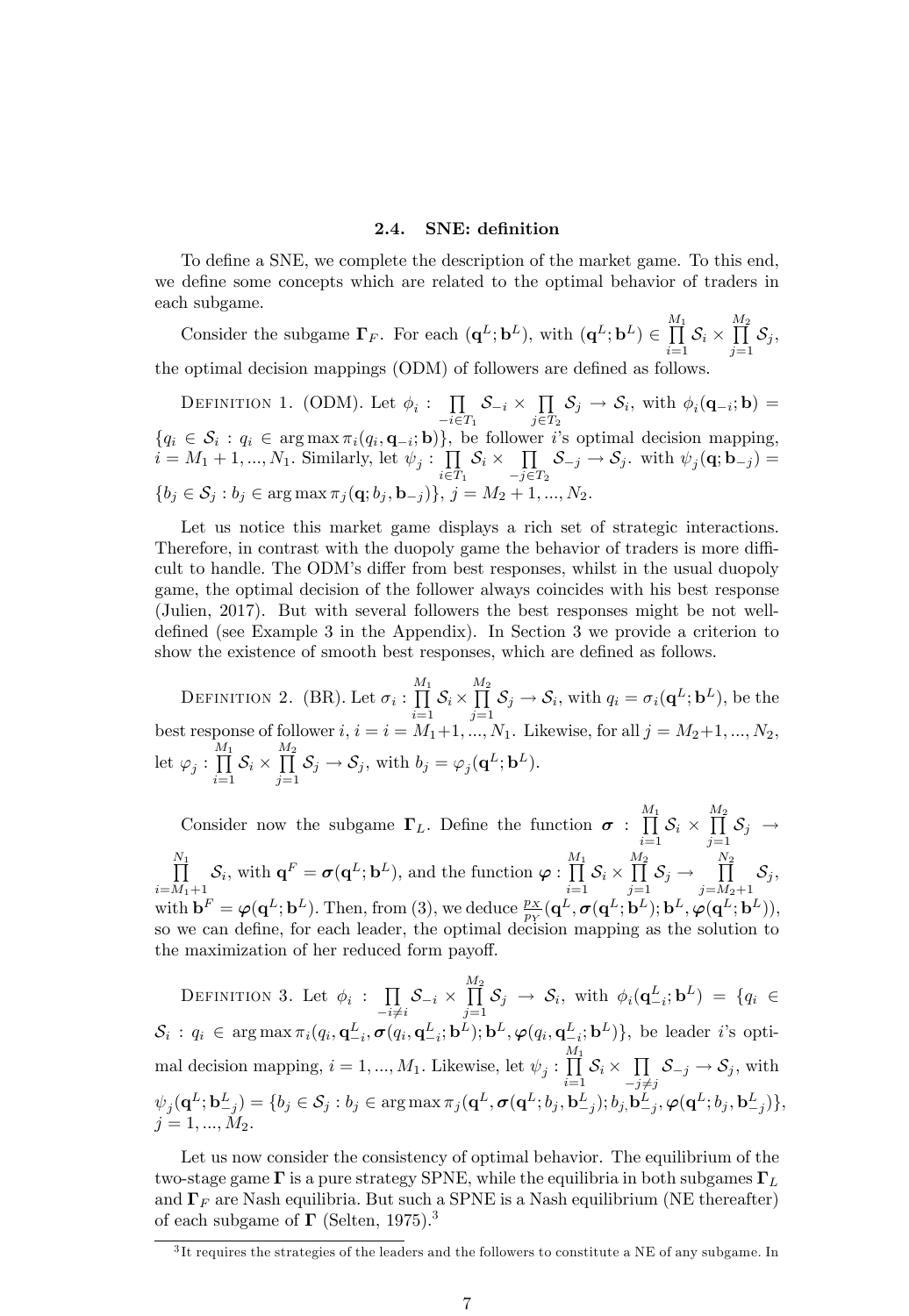### 2.4. SNE: definition

To define a SNE, we complete the description of the market game. To this end, we define some concepts which are related to the optimal behavior of traders in each subgame.

Consider the subgame $\mathbf{\Gamma}_F$. For each $(\mathbf{q}^L;\mathbf{b}^L)$, with $(\mathbf{q}^L;\mathbf{b}^L) \in \prod_{i=1}^{M_1} \mathcal{S}_i \times \prod_{j=1}^{M_2} \mathcal{S}_j$, the optimal decision mappings (ODM) of followers are defined as follows.

DEFINITION 1. (ODM). Let $\phi_i : \prod_{-i\in T_1} \mathcal{S}_{-i} \times \prod_{j\in T_2} \mathcal{S}_j \to \mathcal{S}_i$, with $\phi_i(\mathbf{q}_{-i};\mathbf{b}) = \{q_i \in \mathcal{S}_i : q_i \in \arg\max \pi_i(q_i, \mathbf{q}_{-i};\mathbf{b})\}$, be follower $i$'s optimal decision mapping, $i = M_1+1, ..., N_1$. Similarly, let $\psi_j : \prod_{i\in T_1} \mathcal{S}_i \times \prod_{-j\in T_2} \mathcal{S}_{-j} \to \mathcal{S}_j$. with $\psi_j(\mathbf{q};\mathbf{b}_{-j}) = \{b_j \in \mathcal{S}_j : b_j \in \arg\max \pi_j(\mathbf{q}; b_j, \mathbf{b}_{-j})\}$, $j = M_2+1, ..., N_2$.

Let us notice this market game displays a rich set of strategic interactions. Therefore, in contrast with the duopoly game the behavior of traders is more difficult to handle. The ODM's differ from best responses, whilst in the usual duopoly game, the optimal decision of the follower always coincides with his best response (Julien, 2017). But with several followers the best responses might be not well-defined (see Example 3 in the Appendix). In Section 3 we provide a criterion to show the existence of smooth best responses, which are defined as follows.

DEFINITION 2. (BR). Let $\sigma_i : \prod_{i=1}^{M_1} \mathcal{S}_i \times \prod_{j=1}^{M_2} \mathcal{S}_j \to \mathcal{S}_i$, with $q_i = \sigma_i(\mathbf{q}^L;\mathbf{b}^L)$, be the best response of follower $i$, $i = i = M_1+1, ..., N_1$. Likewise, for all $j = M_2+1, ..., N_2$, let $\varphi_j : \prod_{i=1}^{M_1} \mathcal{S}_i \times \prod_{j=1}^{M_2} \mathcal{S}_j \to \mathcal{S}_j$, with $b_j = \varphi_j(\mathbf{q}^L;\mathbf{b}^L)$.

Consider now the subgame $\mathbf{\Gamma}_L$. Define the function $\boldsymbol{\sigma} : \prod_{i=1}^{M_1} \mathcal{S}_i \times \prod_{j=1}^{M_2} \mathcal{S}_j \to \prod_{i=M_1+1}^{N_1} \mathcal{S}_i$, with $\mathbf{q}^F = \boldsymbol{\sigma}(\mathbf{q}^L;\mathbf{b}^L)$, and the function $\boldsymbol{\varphi} : \prod_{i=1}^{M_1} \mathcal{S}_i \times \prod_{j=1}^{M_2} \mathcal{S}_j \to \prod_{j=M_2+1}^{N_2} \mathcal{S}_j$, with $\mathbf{b}^F = \boldsymbol{\varphi}(\mathbf{q}^L;\mathbf{b}^L)$. Then, from (3), we deduce $\frac{p_X}{p_Y}(\mathbf{q}^L, \boldsymbol{\sigma}(\mathbf{q}^L;\mathbf{b}^L);\mathbf{b}^L, \boldsymbol{\varphi}(\mathbf{q}^L;\mathbf{b}^L))$, so we can define, for each leader, the optimal decision mapping as the solution to the maximization of her reduced form payoff.

DEFINITION 3. Let $\phi_i : \prod_{-i\neq i} \mathcal{S}_{-i} \times \prod_{j=1}^{M_2} \mathcal{S}_j \to \mathcal{S}_i$, with $\phi_i(\mathbf{q}_{-i}^L;\mathbf{b}^L) = \{q_i \in \mathcal{S}_i : q_i \in \arg\max \pi_i(q_i, \mathbf{q}_{-i}^L, \boldsymbol{\sigma}(q_i, \mathbf{q}_{-i}^L;\mathbf{b}^L);\mathbf{b}^L, \boldsymbol{\varphi}(q_i, \mathbf{q}_{-i}^L;\mathbf{b}^L)\}$, be leader $i$'s optimal decision mapping, $i = 1, ..., M_1$. Likewise, let $\psi_j : \prod_{i=1}^{M_1} \mathcal{S}_i \times \prod_{-j\neq j} \mathcal{S}_{-j} \to \mathcal{S}_j$, with $\psi_j(\mathbf{q}^L;\mathbf{b}_{-j}^L) = \{b_j \in \mathcal{S}_j : b_j \in \arg\max \pi_j(\mathbf{q}^L, \boldsymbol{\sigma}(\mathbf{q}^L; b_j, \mathbf{b}_{-j}^L); b_j, \mathbf{b}_{-j}^L, \boldsymbol{\varphi}(\mathbf{q}^L; b_j, \mathbf{b}_{-j}^L)\}$, $j = 1, ..., M_2$.

Let us now consider the consistency of optimal behavior. The equilibrium of the two-stage game $\mathbf{\Gamma}$ is a pure strategy SPNE, while the equilibria in both subgames $\mathbf{\Gamma}_L$ and $\mathbf{\Gamma}_F$ are Nash equilibria. But such a SPNE is a Nash equilibrium (NE thereafter) of each subgame of $\mathbf{\Gamma}$ (Selten, 1975).[3]

[3] It requires the strategies of the leaders and the followers to constitute a NE of any subgame. In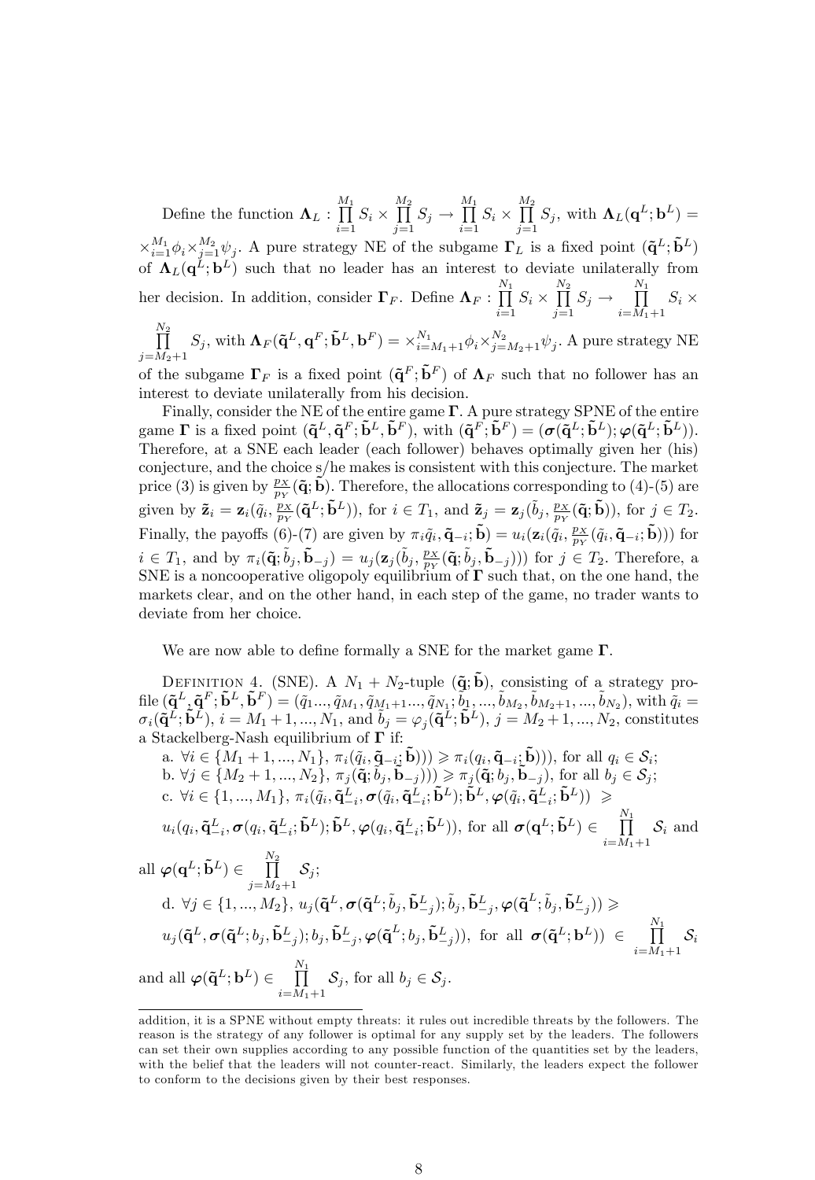Define the function $\mathbf{\Lambda}_L : \prod_{i=1}^{M_1} S_i \times \prod_{j=1}^{M_2} S_j \to \prod_{i=1}^{M_1} S_i \times \prod_{j=1}^{M_2} S_j$, with $\mathbf{\Lambda}_L(\mathbf{q}^L;\mathbf{b}^L) = \times_{i=1}^{M_1}\phi_i \times_{j=1}^{M_2}\psi_j$. A pure strategy NE of the subgame $\mathbf{\Gamma}_L$ is a fixed point $(\tilde{\mathbf{q}}^L;\tilde{\mathbf{b}}^L)$ of $\mathbf{\Lambda}_L(\mathbf{q}^L;\mathbf{b}^L)$ such that no leader has an interest to deviate unilaterally from her decision. In addition, consider $\mathbf{\Gamma}_F$. Define $\mathbf{\Lambda}_F : \prod_{i=1}^{N_1} S_i \times \prod_{j=1}^{N_2} S_j \to \prod_{i=M_1+1}^{N_1} S_i \times \prod_{j=M_2+1}^{N_2} S_j$, with $\mathbf{\Lambda}_F(\tilde{\mathbf{q}}^L, \mathbf{q}^F; \tilde{\mathbf{b}}^L, \mathbf{b}^F) = \times_{i=M_1+1}^{N_1}\phi_i \times_{j=M_2+1}^{N_2}\psi_j$. A pure strategy NE of the subgame $\mathbf{\Gamma}_F$ is a fixed point $(\tilde{\mathbf{q}}^F;\tilde{\mathbf{b}}^F)$ of $\mathbf{\Lambda}_F$ such that no follower has an interest to deviate unilaterally from his decision.

Finally, consider the NE of the entire game $\mathbf{\Gamma}$. A pure strategy SPNE of the entire game $\mathbf{\Gamma}$ is a fixed point $(\tilde{\mathbf{q}}^L, \tilde{\mathbf{q}}^F; \tilde{\mathbf{b}}^L, \tilde{\mathbf{b}}^F)$, with $(\tilde{\mathbf{q}}^F;\tilde{\mathbf{b}}^F) = (\boldsymbol{\sigma}(\tilde{\mathbf{q}}^L;\tilde{\mathbf{b}}^L); \boldsymbol{\varphi}(\tilde{\mathbf{q}}^L;\tilde{\mathbf{b}}^L))$. Therefore, at a SNE each leader (each follower) behaves optimally given her (his) conjecture, and the choice s/he makes is consistent with this conjecture. The market price (3) is given by $\frac{p_X}{p_Y}(\tilde{\mathbf{q}};\tilde{\mathbf{b}})$. Therefore, the allocations corresponding to (4)-(5) are given by $\tilde{\mathbf{z}}_i = \mathbf{z}_i(\tilde{q}_i, \frac{p_X}{p_Y}(\tilde{\mathbf{q}}^L;\tilde{\mathbf{b}}^L))$, for $i \in T_1$, and $\tilde{\mathbf{z}}_j = \mathbf{z}_j(\tilde{b}_j, \frac{p_X}{p_Y}(\tilde{\mathbf{q}};\tilde{\mathbf{b}}))$, for $j \in T_2$. Finally, the payoffs (6)-(7) are given by $\pi_i\tilde{q}_i, \tilde{\mathbf{q}}_{-i};\tilde{\mathbf{b}}) = u_i(\mathbf{z}_i(\tilde{q}_i, \frac{p_X}{p_Y}(\tilde{q}_i, \tilde{\mathbf{q}}_{-i};\tilde{\mathbf{b}})))$ for $i \in T_1$, and by $\pi_i(\tilde{\mathbf{q}};\tilde{b}_j,\tilde{\mathbf{b}}_{-j}) = u_j(\mathbf{z}_j(\tilde{b}_j, \frac{p_X}{p_Y}(\tilde{\mathbf{q}};\tilde{b}_j,\tilde{\mathbf{b}}_{-j})))$ for $j \in T_2$. Therefore, a SNE is a noncooperative oligopoly equilibrium of $\mathbf{\Gamma}$ such that, on the one hand, the markets clear, and on the other hand, in each step of the game, no trader wants to deviate from her choice.

We are now able to define formally a SNE for the market game $\mathbf{\Gamma}$.

Definition 4. (SNE). A $N_1 + N_2$-tuple $(\tilde{\mathbf{q}};\tilde{\mathbf{b}})$, consisting of a strategy profile $(\tilde{\mathbf{q}}^L, \tilde{\mathbf{q}}^F; \tilde{\mathbf{b}}^L, \tilde{\mathbf{b}}^F) = (\tilde{q}_1..., \tilde{q}_{M_1}, \tilde{q}_{M_1+1}..., \tilde{q}_{N_1}; \tilde{b}_1, ..., \tilde{b}_{M_2}, \tilde{b}_{M_2+1}, ..., \tilde{b}_{N_2})$, with $\tilde{q}_i = \sigma_i(\tilde{\mathbf{q}}^L;\tilde{\mathbf{b}}^L)$, $i = M_1+1, ..., N_1$, and $\tilde{b}_j = \varphi_j(\tilde{\mathbf{q}}^L;\tilde{\mathbf{b}}^L)$, $j = M_2+1, ..., N_2$, constitutes a Stackelberg-Nash equilibrium of $\mathbf{\Gamma}$ if:

a. $\forall i \in \{M_1+1, ..., N_1\}$, $\pi_i(\tilde{q}_i, \tilde{\mathbf{q}}_{-i};\tilde{\mathbf{b}}))) \geqslant \pi_i(q_i, \tilde{\mathbf{q}}_{-i};\tilde{\mathbf{b}})))$, for all $q_i \in \mathcal{S}_i$;

b. $\forall j \in \{M_2+1, ..., N_2\}$, $\pi_j(\tilde{\mathbf{q}};\tilde{b}_j,\tilde{\mathbf{b}}_{-j}))) \geqslant \pi_j(\tilde{\mathbf{q}}; b_j, \tilde{\mathbf{b}}_{-j})$, for all $b_j \in \mathcal{S}_j$;

c. $\forall i \in \{1, ..., M_1\}$, $\pi_i(\tilde{q}_i, \tilde{\mathbf{q}}^L_{-i}, \boldsymbol{\sigma}(\tilde{q}_i, \tilde{\mathbf{q}}^L_{-i};\tilde{\mathbf{b}}^L);\tilde{\mathbf{b}}^L, \boldsymbol{\varphi}(\tilde{q}_i, \tilde{\mathbf{q}}^L_{-i};\tilde{\mathbf{b}}^L)) \geqslant u_i(q_i, \tilde{\mathbf{q}}^L_{-i}, \boldsymbol{\sigma}(q_i, \tilde{\mathbf{q}}^L_{-i};\tilde{\mathbf{b}}^L);\tilde{\mathbf{b}}^L, \boldsymbol{\varphi}(q_i, \tilde{\mathbf{q}}^L_{-i};\tilde{\mathbf{b}}^L))$, for all $\boldsymbol{\sigma}(\mathbf{q}^L;\tilde{\mathbf{b}}^L) \in \prod_{i=M_1+1}^{N_1} \mathcal{S}_i$ and all $\boldsymbol{\varphi}(\mathbf{q}^L;\tilde{\mathbf{b}}^L) \in \prod_{j=M_2+1}^{N_2} \mathcal{S}_j$;

d. $\forall j \in \{1, ..., M_2\}$, $u_j(\tilde{\mathbf{q}}^L, \boldsymbol{\sigma}(\tilde{\mathbf{q}}^L;\tilde{b}_j,\tilde{\mathbf{b}}^L_{-j});\tilde{b}_j,\tilde{\mathbf{b}}^L_{-j}, \boldsymbol{\varphi}(\tilde{\mathbf{q}}^L;\tilde{b}_j,\tilde{\mathbf{b}}^L_{-j})) \geqslant u_j(\tilde{\mathbf{q}}^L, \boldsymbol{\sigma}(\tilde{\mathbf{q}}^L; b_j,\tilde{\mathbf{b}}^L_{-j}); b_j,\tilde{\mathbf{b}}^L_{-j}, \boldsymbol{\varphi}(\tilde{\mathbf{q}}^L; b_j,\tilde{\mathbf{b}}^L_{-j}))$, for all $\boldsymbol{\sigma}(\tilde{\mathbf{q}}^L;\mathbf{b}^L)) \in \prod_{i=M_1+1}^{N_1} \mathcal{S}_i$ and all $\boldsymbol{\varphi}(\tilde{\mathbf{q}}^L;\mathbf{b}^L) \in \prod_{i=M_1+1}^{N_1} \mathcal{S}_j$, for all $b_j \in \mathcal{S}_j$.

---

addition, it is a SPNE without empty threats: it rules out incredible threats by the followers. The reason is the strategy of any follower is optimal for any supply set by the leaders. The followers can set their own supplies according to any possible function of the quantities set by the leaders, with the belief that the leaders will not counter-react. Similarly, the leaders expect the follower to conform to the decisions given by their best responses.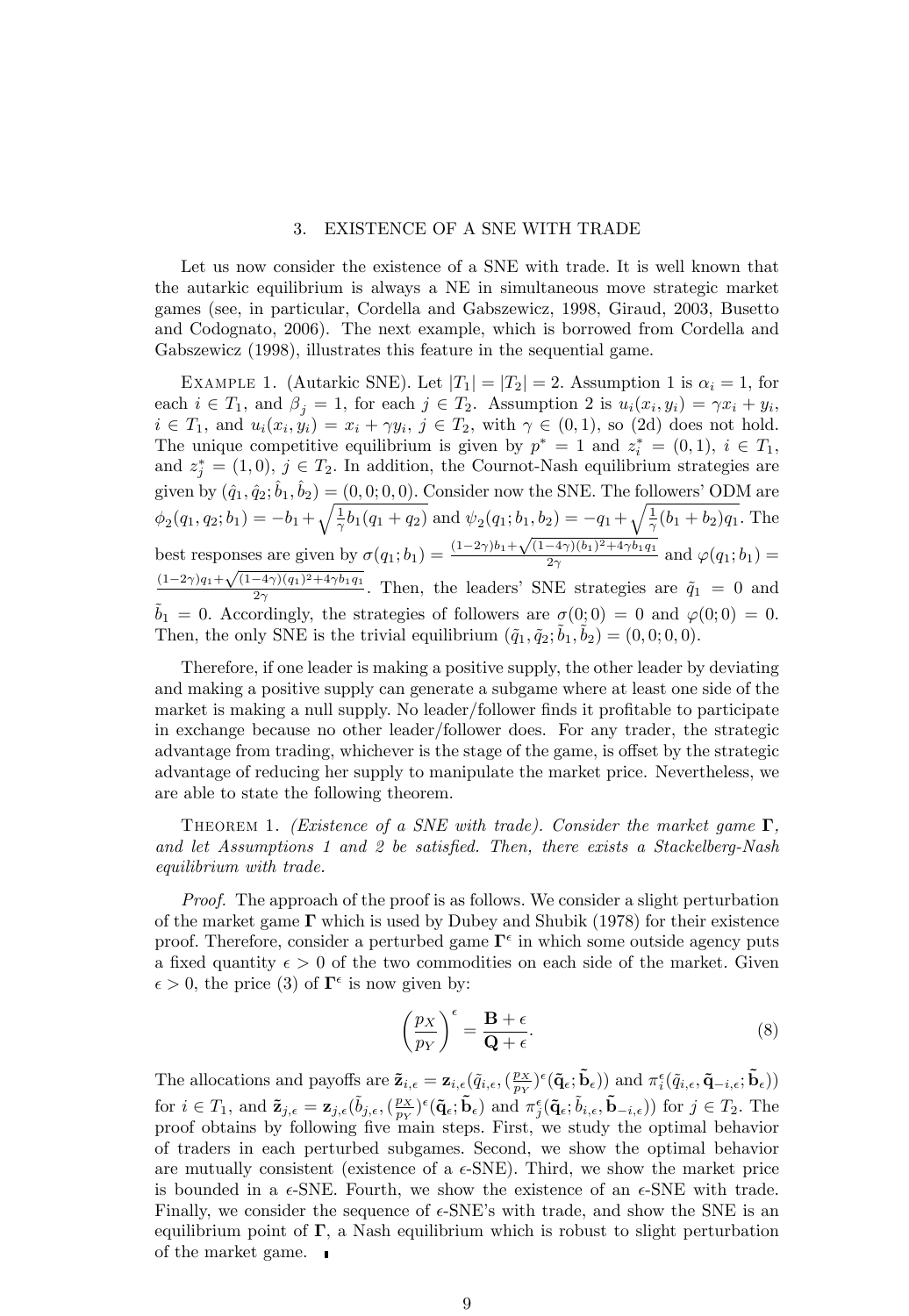## 3. EXISTENCE OF A SNE WITH TRADE

Let us now consider the existence of a SNE with trade. It is well known that the autarkic equilibrium is always a NE in simultaneous move strategic market games (see, in particular, Cordella and Gabszewicz, 1998, Giraud, 2003, Busetto and Codognato, 2006). The next example, which is borrowed from Cordella and Gabszewicz (1998), illustrates this feature in the sequential game.

Example 1. (Autarkic SNE). Let $|T_1| = |T_2| = 2$. Assumption 1 is $\alpha_i = 1$, for each $i \in T_1$, and $\beta_j = 1$, for each $j \in T_2$. Assumption 2 is $u_i(x_i, y_i) = \gamma x_i + y_i$, $i \in T_1$, and $u_i(x_i, y_i) = x_i + \gamma y_i$, $j \in T_2$, with $\gamma \in (0, 1)$, so (2d) does not hold. The unique competitive equilibrium is given by $p^* = 1$ and $z_i^* = (0, 1)$, $i \in T_1$, and $z_j^* = (1, 0)$, $j \in T_2$. In addition, the Cournot-Nash equilibrium strategies are given by $(\hat{q}_1, \hat{q}_2; \hat{b}_1, \hat{b}_2) = (0, 0; 0, 0)$. Consider now the SNE. The followers' ODM are $\phi_2(q_1, q_2; b_1) = -b_1 + \sqrt{\frac{1}{\gamma}b_1(q_1 + q_2)}$ and $\psi_2(q_1; b_1, b_2) = -q_1 + \sqrt{\frac{1}{\gamma}(b_1 + b_2)q_1}$. The best responses are given by $\sigma(q_1; b_1) = \frac{(1-2\gamma)b_1 + \sqrt{(1-4\gamma)(b_1)^2 + 4\gamma b_1 q_1}}{2\gamma}$ and $\varphi(q_1; b_1) = \frac{(1-2\gamma)q_1 + \sqrt{(1-4\gamma)(q_1)^2 + 4\gamma b_1 q_1}}{2\gamma}$. Then, the leaders' SNE strategies are $\tilde{q}_1 = 0$ and $\tilde{b}_1 = 0$. Accordingly, the strategies of followers are $\sigma(0; 0) = 0$ and $\varphi(0; 0) = 0$. Then, the only SNE is the trivial equilibrium $(\tilde{q}_1, \tilde{q}_2; \tilde{b}_1, \tilde{b}_2) = (0, 0; 0, 0)$.

Therefore, if one leader is making a positive supply, the other leader by deviating and making a positive supply can generate a subgame where at least one side of the market is making a null supply. No leader/follower finds it profitable to participate in exchange because no other leader/follower does. For any trader, the strategic advantage from trading, whichever is the stage of the game, is offset by the strategic advantage of reducing her supply to manipulate the market price. Nevertheless, we are able to state the following theorem.

Theorem 1. *(Existence of a SNE with trade). Consider the market game* $\mathbf{\Gamma}$, *and let Assumptions 1 and 2 be satisfied. Then, there exists a Stackelberg-Nash equilibrium with trade.*

*Proof.* The approach of the proof is as follows. We consider a slight perturbation of the market game $\mathbf{\Gamma}$ which is used by Dubey and Shubik (1978) for their existence proof. Therefore, consider a perturbed game $\mathbf{\Gamma}^\epsilon$ in which some outside agency puts a fixed quantity $\epsilon > 0$ of the two commodities on each side of the market. Given $\epsilon > 0$, the price (3) of $\mathbf{\Gamma}^\epsilon$ is now given by:

$$\left(\frac{p_X}{p_Y}\right)^\epsilon = \frac{\mathbf{B} + \epsilon}{\mathbf{Q} + \epsilon}. \tag{8}$$

The allocations and payoffs are $\tilde{\mathbf{z}}_{i,\epsilon} = \mathbf{z}_{i,\epsilon}(\tilde{q}_{i,\epsilon}, (\frac{p_X}{p_Y})^\epsilon(\tilde{\mathbf{q}}_\epsilon; \tilde{\mathbf{b}}_\epsilon))$ and $\pi_i^\epsilon(\tilde{q}_{i,\epsilon}, \tilde{\mathbf{q}}_{-i,\epsilon}; \tilde{\mathbf{b}}_\epsilon))$ for $i \in T_1$, and $\tilde{\mathbf{z}}_{j,\epsilon} = \mathbf{z}_{j,\epsilon}(\tilde{b}_{j,\epsilon}, (\frac{p_X}{p_Y})^\epsilon(\tilde{\mathbf{q}}_\epsilon; \tilde{\mathbf{b}}_\epsilon)$ and $\pi_j^\epsilon(\tilde{\mathbf{q}}_\epsilon; \tilde{b}_{i,\epsilon}, \tilde{\mathbf{b}}_{-i,\epsilon}))$ for $j \in T_2$. The proof obtains by following five main steps. First, we study the optimal behavior of traders in each perturbed subgames. Second, we show the optimal behavior are mutually consistent (existence of a $\epsilon$-SNE). Third, we show the market price is bounded in a $\epsilon$-SNE. Fourth, we show the existence of an $\epsilon$-SNE with trade. Finally, we consider the sequence of $\epsilon$-SNE's with trade, and show the SNE is an equilibrium point of $\mathbf{\Gamma}$, a Nash equilibrium which is robust to slight perturbation of the market game. ∎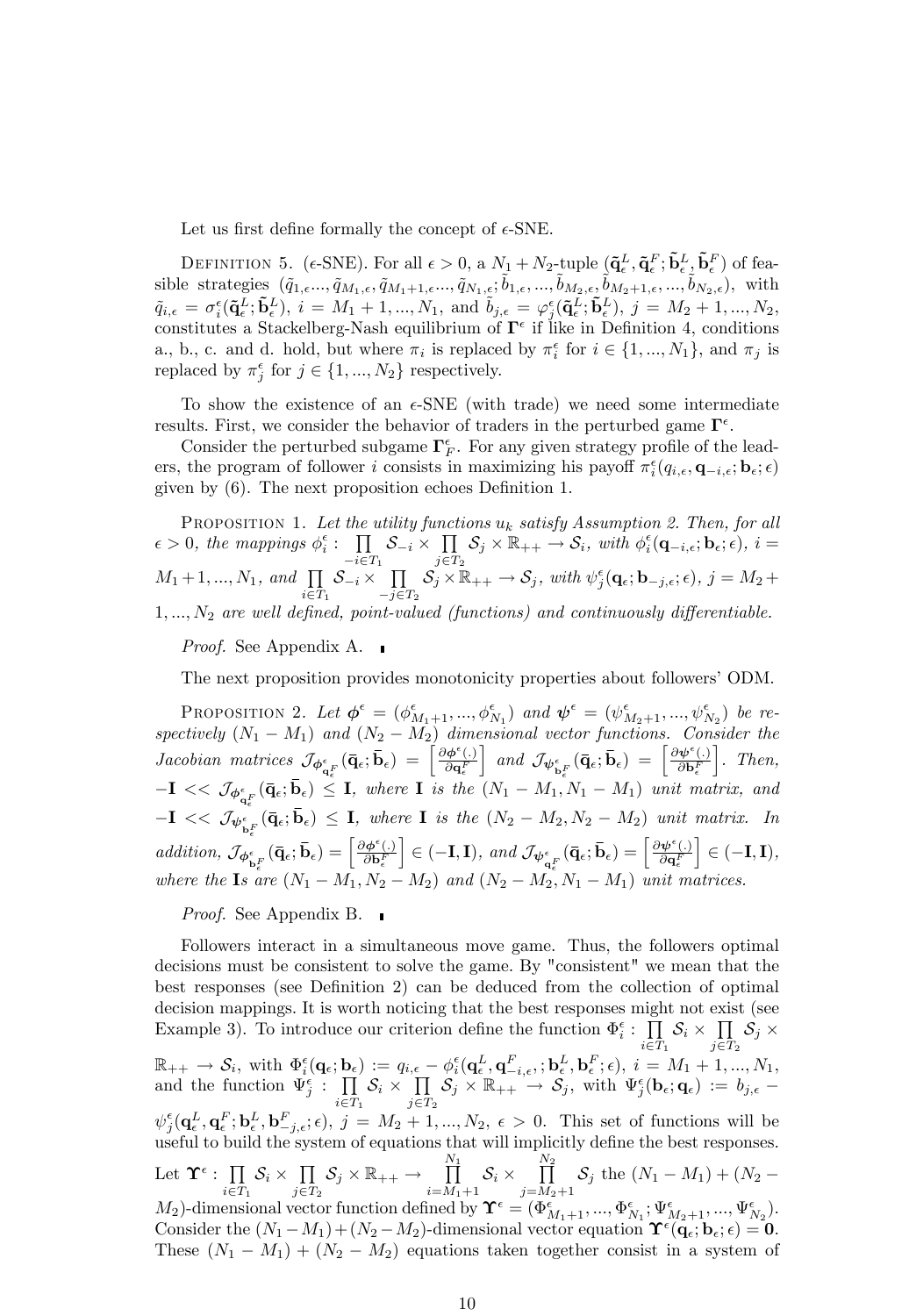Let us first define formally the concept of $\epsilon$-SNE.

DEFINITION 5. ($\epsilon$-SNE). For all $\epsilon > 0$, a $N_1 + N_2$-tuple $(\tilde{\mathbf{q}}^L_\epsilon, \tilde{\mathbf{q}}^F_\epsilon; \tilde{\mathbf{b}}^L_\epsilon, \tilde{\mathbf{b}}^F_\epsilon)$ of feasible strategies $(\tilde{q}_{1,\epsilon}..., \tilde{q}_{M_1,\epsilon}, \tilde{q}_{M_1+1,\epsilon}..., \tilde{q}_{N_1,\epsilon}; \tilde{b}_{1,\epsilon}, ..., \tilde{b}_{M_2,\epsilon}, \tilde{b}_{M_2+1,\epsilon}, ..., \tilde{b}_{N_2,\epsilon})$, with $\tilde{q}_{i,\epsilon} = \sigma^\epsilon_i(\tilde{\mathbf{q}}^L_\epsilon; \tilde{\mathbf{b}}^L_\epsilon)$, $i = M_1 + 1, ..., N_1$, and $\tilde{b}_{j,\epsilon} = \varphi^\epsilon_j(\tilde{\mathbf{q}}^L_\epsilon; \tilde{\mathbf{b}}^L_\epsilon)$, $j = M_2 + 1, ..., N_2$, constitutes a Stackelberg-Nash equilibrium of $\mathbf{\Gamma}^\epsilon$ if like in Definition 4, conditions a., b., c. and d. hold, but where $\pi_i$ is replaced by $\pi^\epsilon_i$ for $i \in \{1, ..., N_1\}$, and $\pi_j$ is replaced by $\pi^\epsilon_j$ for $j \in \{1, ..., N_2\}$ respectively.

To show the existence of an $\epsilon$-SNE (with trade) we need some intermediate results. First, we consider the behavior of traders in the perturbed game $\mathbf{\Gamma}^\epsilon$.

Consider the perturbed subgame $\mathbf{\Gamma}^\epsilon_F$. For any given strategy profile of the leaders, the program of follower $i$ consists in maximizing his payoff $\pi^\epsilon_i(q_{i,\epsilon}, \mathbf{q}_{-i,\epsilon}; \mathbf{b}_\epsilon; \epsilon)$ given by (6). The next proposition echoes Definition 1.

PROPOSITION 1. *Let the utility functions $u_k$ satisfy Assumption 2. Then, for all $\epsilon > 0$, the mappings $\phi^\epsilon_i : \prod_{-i \in T_1} \mathcal{S}_{-i} \times \prod_{j \in T_2} \mathcal{S}_j \times \mathbb{R}_{++} \to \mathcal{S}_i$, with $\phi^\epsilon_i(\mathbf{q}_{-i,\epsilon}; \mathbf{b}_\epsilon; \epsilon)$, $i = M_1 + 1, ..., N_1$, and $\prod_{i \in T_1} \mathcal{S}_{-i} \times \prod_{-j \in T_2} \mathcal{S}_j \times \mathbb{R}_{++} \to \mathcal{S}_j$, with $\psi^\epsilon_j(\mathbf{q}_\epsilon; \mathbf{b}_{-j,\epsilon}; \epsilon)$, $j = M_2 + 1, ..., N_2$ are well defined, point-valued (functions) and continuously differentiable.*

*Proof.* See Appendix A. ∎

The next proposition provides monotonicity properties about followers' ODM.

PROPOSITION 2. *Let $\boldsymbol{\phi}^\epsilon = (\phi^\epsilon_{M_1+1}, ..., \phi^\epsilon_{N_1})$ and $\boldsymbol{\psi}^\epsilon = (\psi^\epsilon_{M_2+1}, ..., \psi^\epsilon_{N_2})$ be respectively $(N_1 - M_1)$ and $(N_2 - M_2)$ dimensional vector functions. Consider the Jacobian matrices $\mathcal{J}_{\boldsymbol{\phi}^\epsilon_{\mathbf{q}^F_\epsilon}}(\bar{\mathbf{q}}_\epsilon; \bar{\mathbf{b}}_\epsilon) = \left[\frac{\partial \boldsymbol{\phi}^\epsilon(.)}{\partial \mathbf{q}^F_\epsilon}\right]$ and $\mathcal{J}_{\boldsymbol{\psi}^\epsilon_{\mathbf{b}^F_\epsilon}}(\bar{\mathbf{q}}_\epsilon; \bar{\mathbf{b}}_\epsilon) = \left[\frac{\partial \boldsymbol{\psi}^\epsilon(.)}{\partial \mathbf{b}^F_\epsilon}\right]$. Then, $-\mathbf{I} << \mathcal{J}_{\boldsymbol{\phi}^\epsilon_{\mathbf{q}^F_\epsilon}}(\bar{\mathbf{q}}_\epsilon; \bar{\mathbf{b}}_\epsilon) \leq \mathbf{I}$, where $\mathbf{I}$ is the $(N_1 - M_1, N_1 - M_1)$ unit matrix, and $-\mathbf{I} << \mathcal{J}_{\boldsymbol{\psi}^\epsilon_{\mathbf{b}^F_\epsilon}}(\bar{\mathbf{q}}_\epsilon; \bar{\mathbf{b}}_\epsilon) \leq \mathbf{I}$, where $\mathbf{I}$ is the $(N_2 - M_2, N_2 - M_2)$ unit matrix. In addition, $\mathcal{J}_{\boldsymbol{\phi}^\epsilon_{\mathbf{b}^F_\epsilon}}(\bar{\mathbf{q}}_\epsilon; \bar{\mathbf{b}}_\epsilon) = \left[\frac{\partial \boldsymbol{\phi}^\epsilon(.)}{\partial \mathbf{b}^F_\epsilon}\right] \in (-\mathbf{I}, \mathbf{I})$, and $\mathcal{J}_{\boldsymbol{\psi}^\epsilon_{\mathbf{q}^F_\epsilon}}(\bar{\mathbf{q}}_\epsilon; \bar{\mathbf{b}}_\epsilon) = \left[\frac{\partial \boldsymbol{\psi}^\epsilon(.)}{\partial \mathbf{q}^F_\epsilon}\right] \in (-\mathbf{I}, \mathbf{I})$, where the $\mathbf{I}$s are $(N_1 - M_1, N_2 - M_2)$ and $(N_2 - M_2, N_1 - M_1)$ unit matrices.*

*Proof.* See Appendix B. ∎

Followers interact in a simultaneous move game. Thus, the followers optimal decisions must be consistent to solve the game. By "consistent" we mean that the best responses (see Definition 2) can be deduced from the collection of optimal decision mappings. It is worth noticing that the best responses might not exist (see Example 3). To introduce our criterion define the function $\Phi^\epsilon_i : \prod_{i \in T_1} \mathcal{S}_i \times \prod_{j \in T_2} \mathcal{S}_j \times \mathbb{R}_{++} \to \mathcal{S}_i$, with $\Phi^\epsilon_i(\mathbf{q}_\epsilon; \mathbf{b}_\epsilon) := q_{i,\epsilon} - \phi^\epsilon_i(\mathbf{q}^L_\epsilon, \mathbf{q}^F_{-i,\epsilon}; \mathbf{b}^L_\epsilon, \mathbf{b}^F_\epsilon; \epsilon)$, $i = M_1 + 1, ..., N_1$, and the function $\Psi^\epsilon_j : \prod_{i \in T_1} \mathcal{S}_i \times \prod_{j \in T_2} \mathcal{S}_j \times \mathbb{R}_{++} \to \mathcal{S}_j$, with $\Psi^\epsilon_j(\mathbf{b}_\epsilon; \mathbf{q}_\epsilon) := b_{j,\epsilon} - \psi^\epsilon_j(\mathbf{q}^L_\epsilon, \mathbf{q}^F_\epsilon; \mathbf{b}^L_\epsilon, \mathbf{b}^F_{-j,\epsilon}; \epsilon)$, $j = M_2 + 1, ..., N_2$, $\epsilon > 0$. This set of functions will be useful to build the system of equations that will implicitly define the best responses. Let $\boldsymbol{\Upsilon}^\epsilon : \prod_{i \in T_1} \mathcal{S}_i \times \prod_{j \in T_2} \mathcal{S}_j \times \mathbb{R}_{++} \to \prod_{i=M_1+1}^{N_1} \mathcal{S}_i \times \prod_{j=M_2+1}^{N_2} \mathcal{S}_j$ the $(N_1 - M_1) + (N_2 - M_2)$-dimensional vector function defined by $\boldsymbol{\Upsilon}^\epsilon = (\Phi^\epsilon_{M_1+1}, ..., \Phi^\epsilon_{N_1}; \Psi^\epsilon_{M_2+1}, ..., \Psi^\epsilon_{N_2})$. Consider the $(N_1 - M_1) + (N_2 - M_2)$-dimensional vector equation $\boldsymbol{\Upsilon}^\epsilon(\mathbf{q}_\epsilon; \mathbf{b}_\epsilon; \epsilon) = \mathbf{0}$. These $(N_1 - M_1) + (N_2 - M_2)$ equations taken together consist in a system of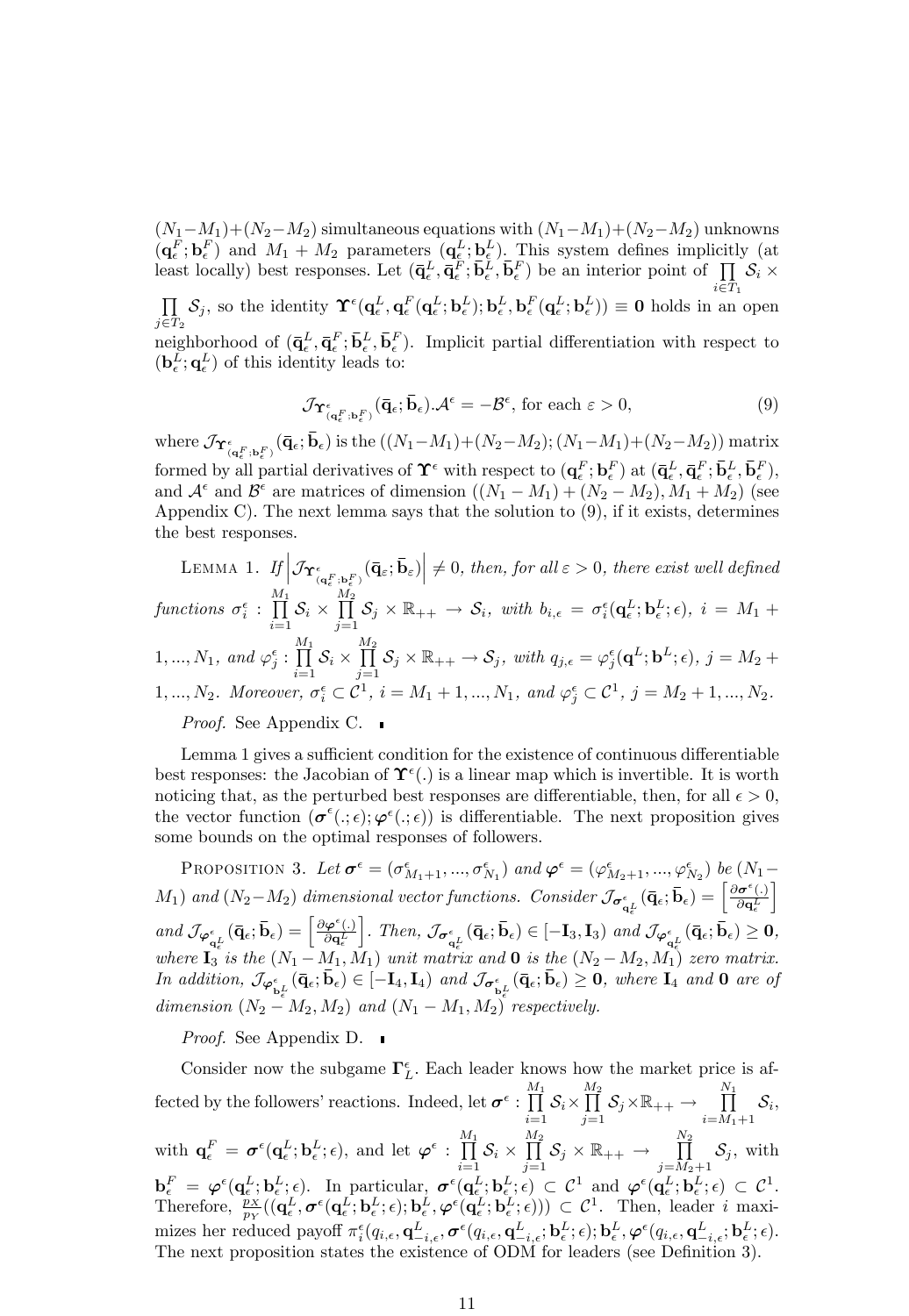$(N_1-M_1)+(N_2-M_2)$ simultaneous equations with $(N_1-M_1)+(N_2-M_2)$ unknowns $(\mathbf{q}_\epsilon^F;\mathbf{b}_\epsilon^F)$ and $M_1+M_2$ parameters $(\mathbf{q}_\epsilon^L;\mathbf{b}_\epsilon^L)$. This system defines implicitly (at least locally) best responses. Let $(\bar{\mathbf{q}}_\epsilon^L,\bar{\mathbf{q}}_\epsilon^F;\bar{\mathbf{b}}_\epsilon^L,\bar{\mathbf{b}}_\epsilon^F)$ be an interior point of $\prod_{i\in T_1}\mathcal{S}_i\times\prod_{j\in T_2}\mathcal{S}_j$, so the identity $\mathbf{\Upsilon}^\epsilon(\mathbf{q}_\epsilon^L,\mathbf{q}_\epsilon^F(\mathbf{q}_\epsilon^L;\mathbf{b}_\epsilon^L);\mathbf{b}_\epsilon^L,\mathbf{b}_\epsilon^F(\mathbf{q}_\epsilon^L;\mathbf{b}_\epsilon^L))\equiv\mathbf{0}$ holds in an open neighborhood of $(\bar{\mathbf{q}}_\epsilon^L,\bar{\mathbf{q}}_\epsilon^F;\bar{\mathbf{b}}_\epsilon^L,\bar{\mathbf{b}}_\epsilon^F)$. Implicit partial differentiation with respect to $(\mathbf{b}_\epsilon^L;\mathbf{q}_\epsilon^L)$ of this identity leads to:

$$\mathcal{J}_{\mathbf{\Upsilon}^\epsilon_{(\mathbf{q}_\epsilon^F;\mathbf{b}_\epsilon^F)}}(\bar{\mathbf{q}}_\epsilon;\bar{\mathbf{b}}_\epsilon).\mathcal{A}^\epsilon=-\mathcal{B}^\epsilon,\text{ for each }\varepsilon>0,\tag{9}$$

where $\mathcal{J}_{\mathbf{\Upsilon}^\epsilon_{(\mathbf{q}_\epsilon^F;\mathbf{b}_\epsilon^F)}}(\bar{\mathbf{q}}_\epsilon;\bar{\mathbf{b}}_\epsilon)$ is the $((N_1-M_1)+(N_2-M_2);(N_1-M_1)+(N_2-M_2))$ matrix formed by all partial derivatives of $\mathbf{\Upsilon}^\epsilon$ with respect to $(\mathbf{q}_\epsilon^F;\mathbf{b}_\epsilon^F)$ at $(\bar{\mathbf{q}}_\epsilon^L,\bar{\mathbf{q}}_\epsilon^F;\bar{\mathbf{b}}_\epsilon^L,\bar{\mathbf{b}}_\epsilon^F)$, and $\mathcal{A}^\epsilon$ and $\mathcal{B}^\epsilon$ are matrices of dimension $((N_1-M_1)+(N_2-M_2),M_1+M_2)$ (see Appendix C). The next lemma says that the solution to (9), if it exists, determines the best responses.

Lemma 1. *If* $\left|\mathcal{J}_{\mathbf{\Upsilon}^\epsilon_{(\mathbf{q}_\epsilon^F;\mathbf{b}_\epsilon^F)}}(\bar{\mathbf{q}}_\varepsilon;\bar{\mathbf{b}}_\varepsilon)\right|\neq 0$, *then, for all* $\varepsilon>0$, *there exist well defined functions* $\sigma_i^\epsilon:\prod_{i=1}^{M_1}\mathcal{S}_i\times\prod_{j=1}^{M_2}\mathcal{S}_j\times\mathbb{R}_{++}\to\mathcal{S}_i$, *with* $b_{i,\epsilon}=\sigma_i^\epsilon(\mathbf{q}_\epsilon^L;\mathbf{b}_\epsilon^L;\epsilon)$, $i=M_1+1,...,N_1$, *and* $\varphi_j^\epsilon:\prod_{i=1}^{M_1}\mathcal{S}_i\times\prod_{j=1}^{M_2}\mathcal{S}_j\times\mathbb{R}_{++}\to\mathcal{S}_j$, *with* $q_{j,\epsilon}=\varphi_j^\epsilon(\mathbf{q}^L;\mathbf{b}^L;\epsilon)$, $j=M_2+1,...,N_2$. *Moreover,* $\sigma_i^\epsilon\subset\mathcal{C}^1$, $i=M_1+1,...,N_1$, *and* $\varphi_j^\epsilon\subset\mathcal{C}^1$, $j=M_2+1,...,N_2$.

*Proof.* See Appendix C.

Lemma 1 gives a sufficient condition for the existence of continuous differentiable best responses: the Jacobian of $\mathbf{\Upsilon}^\epsilon(.)$ is a linear map which is invertible. It is worth noticing that, as the perturbed best responses are differentiable, then, for all $\epsilon>0$, the vector function $(\boldsymbol{\sigma}^\epsilon(.;\epsilon);\boldsymbol{\varphi}^\epsilon(.;\epsilon))$ is differentiable. The next proposition gives some bounds on the optimal responses of followers.

Proposition 3. *Let* $\boldsymbol{\sigma}^\epsilon=(\sigma_{M_1+1}^\epsilon,...,\sigma_{N_1}^\epsilon)$ *and* $\boldsymbol{\varphi}^\epsilon=(\varphi_{M_2+1}^\epsilon,...,\varphi_{N_2}^\epsilon)$ *be* $(N_1-M_1)$ *and* $(N_2-M_2)$ *dimensional vector functions. Consider* $\mathcal{J}_{\boldsymbol{\sigma}^\epsilon_{\mathbf{q}_\epsilon^L}}(\bar{\mathbf{q}}_\epsilon;\bar{\mathbf{b}}_\epsilon)=\left[\frac{\partial\boldsymbol{\sigma}^\epsilon(.)}{\partial\mathbf{q}_\epsilon^L}\right]$ *and* $\mathcal{J}_{\boldsymbol{\varphi}^\epsilon_{\mathbf{q}_\epsilon^L}}(\bar{\mathbf{q}}_\epsilon;\bar{\mathbf{b}}_\epsilon)=\left[\frac{\partial\boldsymbol{\varphi}^\epsilon(.)}{\partial\mathbf{q}_\epsilon^L}\right]$. *Then,* $\mathcal{J}_{\boldsymbol{\sigma}^\epsilon_{\mathbf{q}_\epsilon^L}}(\bar{\mathbf{q}}_\epsilon;\bar{\mathbf{b}}_\epsilon)\in[-\mathbf{I}_3,\mathbf{I}_3)$ *and* $\mathcal{J}_{\boldsymbol{\varphi}^\epsilon_{\mathbf{q}_\epsilon^L}}(\bar{\mathbf{q}}_\epsilon;\bar{\mathbf{b}}_\epsilon)\geq\mathbf{0}$, *where* $\mathbf{I}_3$ *is the* $(N_1-M_1,M_1)$ *unit matrix and* $\mathbf{0}$ *is the* $(N_2-M_2,M_1)$ *zero matrix. In addition,* $\mathcal{J}_{\boldsymbol{\varphi}^\epsilon_{\mathbf{b}_\epsilon^L}}(\bar{\mathbf{q}}_\epsilon;\bar{\mathbf{b}}_\epsilon)\in[-\mathbf{I}_4,\mathbf{I}_4)$ *and* $\mathcal{J}_{\boldsymbol{\sigma}^\epsilon_{\mathbf{b}_\epsilon^L}}(\bar{\mathbf{q}}_\epsilon;\bar{\mathbf{b}}_\epsilon)\geq\mathbf{0}$, *where* $\mathbf{I}_4$ *and* $\mathbf{0}$ *are of dimension* $(N_2-M_2,M_2)$ *and* $(N_1-M_1,M_2)$ *respectively.*

*Proof.* See Appendix D.

Consider now the subgame $\mathbf{\Gamma}_L^\epsilon$. Each leader knows how the market price is affected by the followers' reactions. Indeed, let $\boldsymbol{\sigma}^\epsilon:\prod_{i=1}^{M_1}\mathcal{S}_i\times\prod_{j=1}^{M_2}\mathcal{S}_j\times\mathbb{R}_{++}\to\prod_{i=M_1+1}^{N_1}\mathcal{S}_i$, with $\mathbf{q}_\epsilon^F=\boldsymbol{\sigma}^\epsilon(\mathbf{q}_\epsilon^L;\mathbf{b}_\epsilon^L;\epsilon)$, and let $\boldsymbol{\varphi}^\epsilon:\prod_{i=1}^{M_1}\mathcal{S}_i\times\prod_{j=1}^{M_2}\mathcal{S}_j\times\mathbb{R}_{++}\to\prod_{j=M_2+1}^{N_2}\mathcal{S}_j$, with $\mathbf{b}_\epsilon^F=\boldsymbol{\varphi}^\epsilon(\mathbf{q}_\epsilon^L;\mathbf{b}_\epsilon^L;\epsilon)$. In particular, $\boldsymbol{\sigma}^\epsilon(\mathbf{q}_\epsilon^L;\mathbf{b}_\epsilon^L;\epsilon)\subset\mathcal{C}^1$ and $\boldsymbol{\varphi}^\epsilon(\mathbf{q}_\epsilon^L;\mathbf{b}_\epsilon^L;\epsilon)\subset\mathcal{C}^1$. Therefore, $\frac{p_X}{p_Y}((\mathbf{q}_\epsilon^L,\boldsymbol{\sigma}^\epsilon(\mathbf{q}_\epsilon^L;\mathbf{b}_\epsilon^L;\epsilon);\mathbf{b}_\epsilon^L,\boldsymbol{\varphi}^\epsilon(\mathbf{q}_\epsilon^L;\mathbf{b}_\epsilon^L;\epsilon)))\subset\mathcal{C}^1$. Then, leader $i$ maximizes her reduced payoff $\pi_i^\epsilon(q_{i,\epsilon},\mathbf{q}_{-i,\epsilon}^L,\boldsymbol{\sigma}^\epsilon(q_{i,\epsilon},\mathbf{q}_{-i,\epsilon}^L;\mathbf{b}_\epsilon^L;\epsilon);\mathbf{b}_\epsilon^L,\boldsymbol{\varphi}^\epsilon(q_{i,\epsilon},\mathbf{q}_{-i,\epsilon}^L;\mathbf{b}_\epsilon^L;\epsilon)$. The next proposition states the existence of ODM for leaders (see Definition 3).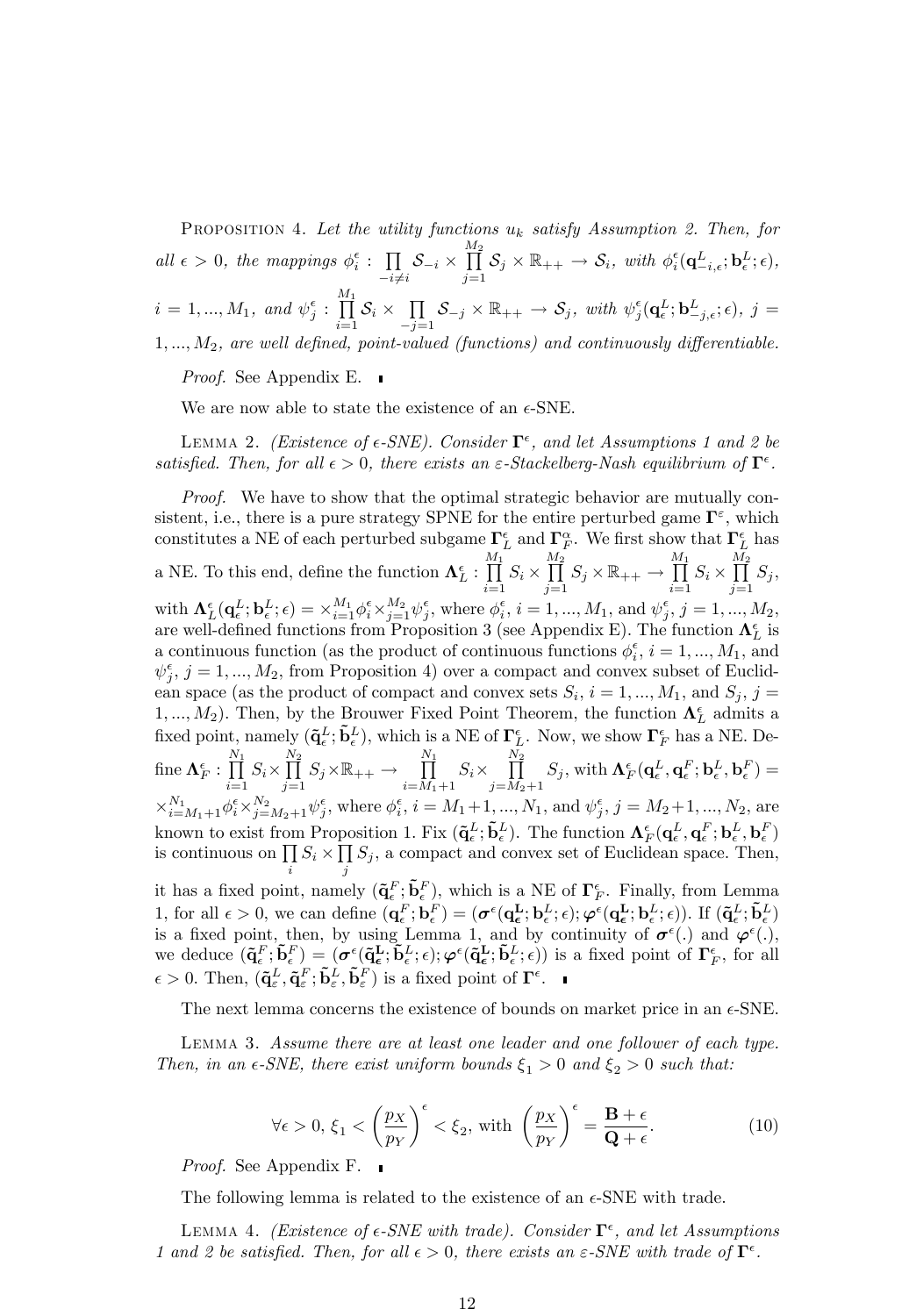PROPOSITION 4. *Let the utility functions $u_k$ satisfy Assumption 2. Then, for all $\epsilon > 0$, the mappings $\phi_i^\epsilon : \prod_{-i \neq i} \mathcal{S}_{-i} \times \prod_{j=1}^{M_2} \mathcal{S}_j \times \mathbb{R}_{++} \to \mathcal{S}_i$, with $\phi_i^\epsilon(\mathbf{q}_{-i,\epsilon}^L; \mathbf{b}_\epsilon^L; \epsilon)$, $i = 1, ..., M_1$, and $\psi_j^\epsilon : \prod_{i=1}^{M_1} \mathcal{S}_i \times \prod_{-j=1} \mathcal{S}_{-j} \times \mathbb{R}_{++} \to \mathcal{S}_j$, with $\psi_j^\epsilon(\mathbf{q}_\epsilon^L; \mathbf{b}_{-j,\epsilon}^L; \epsilon)$, $j = 1, ..., M_2$, are well defined, point-valued (functions) and continuously differentiable.*

*Proof.* See Appendix E. ∎

We are now able to state the existence of an $\epsilon$-SNE.

LEMMA 2. *(Existence of $\epsilon$-SNE). Consider $\mathbf{\Gamma}^\epsilon$, and let Assumptions 1 and 2 be satisfied. Then, for all $\epsilon > 0$, there exists an $\varepsilon$-Stackelberg-Nash equilibrium of $\mathbf{\Gamma}^\epsilon$.*

*Proof.* We have to show that the optimal strategic behavior are mutually consistent, i.e., there is a pure strategy SPNE for the entire perturbed game $\mathbf{\Gamma}^\varepsilon$, which constitutes a NE of each perturbed subgame $\mathbf{\Gamma}_L^\epsilon$ and $\mathbf{\Gamma}_F^\alpha$. We first show that $\mathbf{\Gamma}_L^\epsilon$ has a NE. To this end, define the function $\mathbf{\Lambda}_L^\epsilon : \prod_{i=1}^{M_1} S_i \times \prod_{j=1}^{M_2} S_j \times \mathbb{R}_{++} \to \prod_{i=1}^{M_1} S_i \times \prod_{j=1}^{M_2} S_j$, with $\mathbf{\Lambda}_L^\epsilon(\mathbf{q}_\epsilon^L; \mathbf{b}_\epsilon^L; \epsilon) = \times_{i=1}^{M_1} \phi_i^\epsilon \times_{j=1}^{M_2} \psi_j^\epsilon$, where $\phi_i^\epsilon$, $i = 1, ..., M_1$, and $\psi_j^\epsilon$, $j = 1, ..., M_2$, are well-defined functions from Proposition 3 (see Appendix E). The function $\mathbf{\Lambda}_L^\epsilon$ is a continuous function (as the product of continuous functions $\phi_i^\epsilon$, $i = 1, ..., M_1$, and $\psi_j^\epsilon$, $j = 1, ..., M_2$, from Proposition 4) over a compact and convex subset of Euclidean space (as the product of compact and convex sets $S_i$, $i = 1, ..., M_1$, and $S_j$, $j = 1, ..., M_2$). Then, by the Brouwer Fixed Point Theorem, the function $\mathbf{\Lambda}_L^\epsilon$ admits a fixed point, namely $(\tilde{\mathbf{q}}_\epsilon^L; \tilde{\mathbf{b}}_\epsilon^L)$, which is a NE of $\mathbf{\Gamma}_L^\epsilon$. Now, we show $\mathbf{\Gamma}_F^\epsilon$ has a NE. Define $\mathbf{\Lambda}_F^\epsilon : \prod_{i=1}^{N_1} S_i \times \prod_{j=1}^{N_2} S_j \times \mathbb{R}_{++} \to \prod_{i=M_1+1}^{N_1} S_i \times \prod_{j=M_2+1}^{N_2} S_j$, with $\mathbf{\Lambda}_F^\epsilon(\mathbf{q}_\epsilon^L, \mathbf{q}_\epsilon^F; \mathbf{b}_\epsilon^L, \mathbf{b}_\epsilon^F) = \times_{i=M_1+1}^{N_1} \phi_i^\epsilon \times_{j=M_2+1}^{N_2} \psi_j^\epsilon$, where $\phi_i^\epsilon$, $i = M_1+1, ..., N_1$, and $\psi_j^\epsilon$, $j = M_2+1, ..., N_2$, are known to exist from Proposition 1. Fix $(\tilde{\mathbf{q}}_\epsilon^L; \tilde{\mathbf{b}}_\epsilon^L)$. The function $\mathbf{\Lambda}_F^\epsilon(\mathbf{q}_\epsilon^L, \mathbf{q}_\epsilon^F; \mathbf{b}_\epsilon^L, \mathbf{b}_\epsilon^F)$ is continuous on $\prod_i S_i \times \prod_j S_j$, a compact and convex set of Euclidean space. Then, it has a fixed point, namely $(\tilde{\mathbf{q}}_\epsilon^F; \tilde{\mathbf{b}}_\epsilon^F)$, which is a NE of $\mathbf{\Gamma}_F^\epsilon$. Finally, from Lemma 1, for all $\epsilon > 0$, we can define $(\mathbf{q}_\epsilon^F; \mathbf{b}_\epsilon^F) = (\boldsymbol{\sigma}^\epsilon(\mathbf{q}_\epsilon^\mathbf{L}; \mathbf{b}_\epsilon^L; \epsilon); \boldsymbol{\varphi}^\epsilon(\mathbf{q}_\epsilon^\mathbf{L}; \mathbf{b}_\epsilon^L; \epsilon))$. If $(\tilde{\mathbf{q}}_\epsilon^L; \tilde{\mathbf{b}}_\epsilon^L)$ is a fixed point, then, by using Lemma 1, and by continuity of $\boldsymbol{\sigma}^\epsilon(.)$ and $\boldsymbol{\varphi}^\epsilon(.)$, we deduce $(\tilde{\mathbf{q}}_\epsilon^F; \tilde{\mathbf{b}}_\epsilon^F) = (\boldsymbol{\sigma}^\epsilon(\tilde{\mathbf{q}}_\epsilon^\mathbf{L}; \tilde{\mathbf{b}}_\epsilon^L; \epsilon); \boldsymbol{\varphi}^\epsilon(\tilde{\mathbf{q}}_\epsilon^\mathbf{L}; \tilde{\mathbf{b}}_\epsilon^L; \epsilon))$ is a fixed point of $\mathbf{\Gamma}_F^\epsilon$, for all $\epsilon > 0$. Then, $(\tilde{\mathbf{q}}_\varepsilon^L, \tilde{\mathbf{q}}_\varepsilon^F; \tilde{\mathbf{b}}_\varepsilon^L, \tilde{\mathbf{b}}_\varepsilon^F)$ is a fixed point of $\mathbf{\Gamma}^\epsilon$. ∎

The next lemma concerns the existence of bounds on market price in an $\epsilon$-SNE.

LEMMA 3. *Assume there are at least one leader and one follower of each type. Then, in an $\epsilon$-SNE, there exist uniform bounds $\xi_1 > 0$ and $\xi_2 > 0$ such that:*

$$\forall \epsilon > 0,\ \xi_1 < \left(\frac{p_X}{p_Y}\right)^\epsilon < \xi_2, \text{ with } \left(\frac{p_X}{p_Y}\right)^\epsilon = \frac{\mathbf{B} + \epsilon}{\mathbf{Q} + \epsilon}. \tag{10}$$

*Proof.* See Appendix F. ∎

The following lemma is related to the existence of an $\epsilon$-SNE with trade.

LEMMA 4. *(Existence of $\epsilon$-SNE with trade). Consider $\mathbf{\Gamma}^\epsilon$, and let Assumptions 1 and 2 be satisfied. Then, for all $\epsilon > 0$, there exists an $\varepsilon$-SNE with trade of $\mathbf{\Gamma}^\epsilon$.*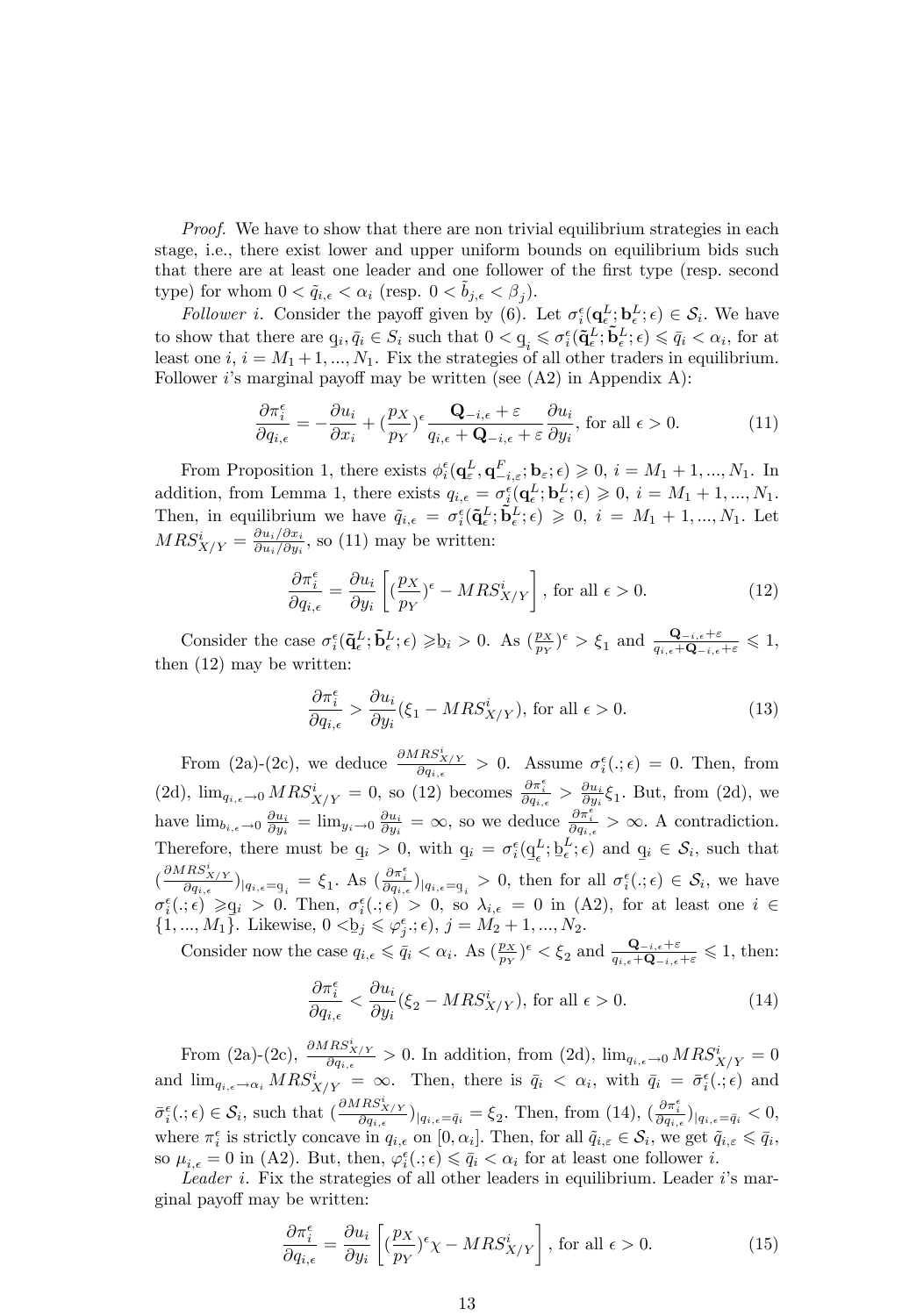*Proof.* We have to show that there are non trivial equilibrium strategies in each stage, i.e., there exist lower and upper uniform bounds on equilibrium bids such that there are at least one leader and one follower of the first type (resp. second type) for whom $0 < \tilde{q}_{i,\epsilon} < \alpha_i$ (resp. $0 < \tilde{b}_{j,\epsilon} < \beta_j$).

*Follower i.* Consider the payoff given by (6). Let $\sigma_i^\epsilon(\mathbf{q}_\epsilon^L; \mathbf{b}_\epsilon^L; \epsilon) \in \mathcal{S}_i$. We have to show that there are $\underline{\mathrm{q}}_i, \bar{q}_i \in S_i$ such that $0 < \underline{\mathrm{q}}_i \leqslant \sigma_i^\epsilon(\tilde{\mathbf{q}}_\epsilon^L; \tilde{\mathbf{b}}_\epsilon^L; \epsilon) \leqslant \bar{q}_i < \alpha_i$, for at least one $i$, $i = M_1 + 1, ..., N_1$. Fix the strategies of all other traders in equilibrium. Follower $i$'s marginal payoff may be written (see (A2) in Appendix A):

$$\frac{\partial \pi_i^\epsilon}{\partial q_{i,\epsilon}} = -\frac{\partial u_i}{\partial x_i} + (\frac{p_X}{p_Y})^\epsilon \frac{\mathbf{Q}_{-i,\epsilon} + \varepsilon}{q_{i,\epsilon} + \mathbf{Q}_{-i,\epsilon} + \varepsilon} \frac{\partial u_i}{\partial y_i}, \text{ for all } \epsilon > 0. \tag{11}$$

From Proposition 1, there exists $\phi_i^\epsilon(\mathbf{q}_\varepsilon^L, \mathbf{q}_{-i,\varepsilon}^F; \mathbf{b}_\varepsilon; \epsilon) \geqslant 0$, $i = M_1 + 1, ..., N_1$. In addition, from Lemma 1, there exists $q_{i,\epsilon} = \sigma_i^\epsilon(\mathbf{q}_\epsilon^L; \mathbf{b}_\epsilon^L; \epsilon) \geqslant 0$, $i = M_1 + 1, ..., N_1$. Then, in equilibrium we have $\tilde{q}_{i,\epsilon} = \sigma_i^\epsilon(\tilde{\mathbf{q}}_\epsilon^L; \tilde{\mathbf{b}}_\epsilon^L; \epsilon) \geqslant 0$, $i = M_1 + 1, ..., N_1$. Let $MRS_{X/Y}^i = \frac{\partial u_i / \partial x_i}{\partial u_i / \partial y_i}$, so (11) may be written:

$$\frac{\partial \pi_i^\epsilon}{\partial q_{i,\epsilon}} = \frac{\partial u_i}{\partial y_i} \left[ (\frac{p_X}{p_Y})^\epsilon - MRS_{X/Y}^i \right], \text{ for all } \epsilon > 0. \tag{12}$$

Consider the case $\sigma_i^\epsilon(\tilde{\mathbf{q}}_\epsilon^L; \tilde{\mathbf{b}}_\epsilon^L; \epsilon) \geqslant \underline{\mathrm{b}}_i > 0$. As $(\frac{p_X}{p_Y})^\epsilon > \xi_1$ and $\frac{\mathbf{Q}_{-i,\epsilon} + \varepsilon}{q_{i,\epsilon} + \mathbf{Q}_{-i,\epsilon} + \varepsilon} \leqslant 1$, then (12) may be written:

$$\frac{\partial \pi_i^\epsilon}{\partial q_{i,\epsilon}} > \frac{\partial u_i}{\partial y_i} (\xi_1 - MRS_{X/Y}^i), \text{ for all } \epsilon > 0. \tag{13}$$

From (2a)-(2c), we deduce $\frac{\partial MRS_{X/Y}^i}{\partial q_{i,\epsilon}} > 0$. Assume $\sigma_i^\epsilon(.; \epsilon) = 0$. Then, from (2d), $\lim_{q_{i,\epsilon} \to 0} MRS_{X/Y}^i = 0$, so (12) becomes $\frac{\partial \pi_i^\epsilon}{\partial q_{i,\epsilon}} > \frac{\partial u_i}{\partial y_i} \xi_1$. But, from (2d), we have $\lim_{b_{i,\epsilon} \to 0} \frac{\partial u_i}{\partial y_i} = \lim_{y_i \to 0} \frac{\partial u_i}{\partial y_i} = \infty$, so we deduce $\frac{\partial \pi_i^\epsilon}{\partial q_{i,\epsilon}} > \infty$. A contradiction. Therefore, there must be $\underline{\mathrm{q}}_i > 0$, with $\underline{\mathrm{q}}_i = \sigma_i^\epsilon(\underline{\mathrm{q}}_\epsilon^L; \underline{\mathrm{b}}_\epsilon^L; \epsilon)$ and $\underline{\mathrm{q}}_i \in \mathcal{S}_i$, such that $(\frac{\partial MRS_{X/Y}^i}{\partial q_{i,\epsilon}})_{|q_{i,\epsilon} = \underline{\mathrm{q}}_i} = \xi_1$. As $(\frac{\partial \pi_i^\epsilon}{\partial q_{i,\epsilon}})_{|q_{i,\epsilon} = \underline{\mathrm{q}}_i} > 0$, then for all $\sigma_i^\epsilon(.; \epsilon) \in \mathcal{S}_i$, we have $\sigma_i^\epsilon(.; \epsilon) \geqslant \underline{\mathrm{q}}_i > 0$. Then, $\sigma_i^\epsilon(.; \epsilon) > 0$, so $\lambda_{i,\epsilon} = 0$ in (A2), for at least one $i \in \{1, ..., M_1\}$. Likewise, $0 < \underline{\mathrm{b}}_j \leqslant \varphi_j^\epsilon(.; \epsilon)$, $j = M_2 + 1, ..., N_2$.

Consider now the case $q_{i,\epsilon} \leqslant \bar{q}_i < \alpha_i$. As $(\frac{p_X}{p_Y})^\epsilon < \xi_2$ and $\frac{\mathbf{Q}_{-i,\epsilon} + \varepsilon}{q_{i,\epsilon} + \mathbf{Q}_{-i,\epsilon} + \varepsilon} \leqslant 1$, then:

$$\frac{\partial \pi_i^\epsilon}{\partial q_{i,\epsilon}} < \frac{\partial u_i}{\partial y_i} (\xi_2 - MRS_{X/Y}^i), \text{ for all } \epsilon > 0. \tag{14}$$

From (2a)-(2c), $\frac{\partial MRS_{X/Y}^i}{\partial q_{i,\epsilon}} > 0$. In addition, from (2d), $\lim_{q_{i,\epsilon} \to 0} MRS_{X/Y}^i = 0$ and $\lim_{q_{i,\epsilon} \to \alpha_i} MRS_{X/Y}^i = \infty$. Then, there is $\bar{q}_i < \alpha_i$, with $\bar{q}_i = \bar{\sigma}_i^\epsilon(.; \epsilon)$ and $\bar{\sigma}_i^\epsilon(.; \epsilon) \in \mathcal{S}_i$, such that $(\frac{\partial MRS_{X/Y}^i}{\partial q_{i,\epsilon}})_{|q_{i,\epsilon} = \bar{q}_i} = \xi_2$. Then, from (14), $(\frac{\partial \pi_i^\epsilon}{\partial q_{i,\epsilon}})_{|q_{i,\epsilon} = \bar{q}_i} < 0$, where $\pi_i^\epsilon$ is strictly concave in $q_{i,\epsilon}$ on $[0, \alpha_i]$. Then, for all $\tilde{q}_{i,\varepsilon} \in \mathcal{S}_i$, we get $\tilde{q}_{i,\varepsilon} \leqslant \bar{q}_i$, so $\mu_{i,\epsilon} = 0$ in (A2). But, then, $\varphi_i^\epsilon(.; \epsilon) \leqslant \bar{q}_i < \alpha_i$ for at least one follower $i$.

*Leader i.* Fix the strategies of all other leaders in equilibrium. Leader $i$'s marginal payoff may be written:

$$\frac{\partial \pi_i^\epsilon}{\partial q_{i,\epsilon}} = \frac{\partial u_i}{\partial y_i} \left[ (\frac{p_X}{p_Y})^\epsilon \chi - MRS_{X/Y}^i \right], \text{ for all } \epsilon > 0. \tag{15}$$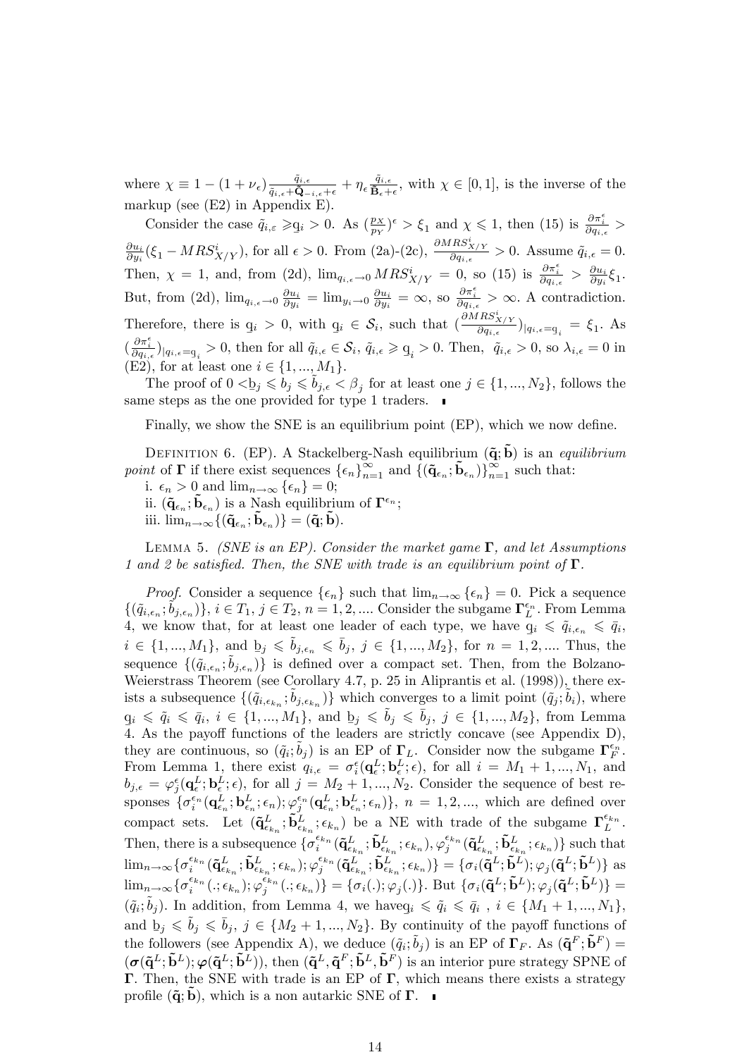where $\chi \equiv 1-(1+\nu_\epsilon)\frac{\tilde{q}_{i,\epsilon}}{\tilde{q}_{i,\epsilon}+\tilde{\mathbf{Q}}_{-i,\epsilon}+\epsilon}+\eta_\epsilon\frac{\tilde{q}_{i,\epsilon}}{\tilde{\mathbf{B}}_\epsilon+\epsilon}$, with $\chi \in [0,1]$, is the inverse of the markup (see (E2) in Appendix E).

Consider the case $\tilde{q}_{i,\varepsilon} \geqslant \underline{q}_i > 0$. As $(\frac{p_X}{p_Y})^\epsilon > \xi_1$ and $\chi \leqslant 1$, then (15) is $\frac{\partial \pi_i^\epsilon}{\partial q_{i,\epsilon}} > \frac{\partial u_i}{\partial y_i}(\xi_1 - MRS^i_{X/Y})$, for all $\epsilon > 0$. From (2a)-(2c), $\frac{\partial MRS^i_{X/Y}}{\partial q_{i,\epsilon}} > 0$. Assume $\tilde{q}_{i,\epsilon}=0$. Then, $\chi = 1$, and, from (2d), $\lim_{q_{i,\epsilon}\to 0} MRS^i_{X/Y} = 0$, so (15) is $\frac{\partial \pi_i^\epsilon}{\partial q_{i,\epsilon}} > \frac{\partial u_i}{\partial y_i}\xi_1$. But, from (2d), $\lim_{q_{i,\epsilon}\to 0}\frac{\partial u_i}{\partial y_i} = \lim_{y_i\to 0}\frac{\partial u_i}{\partial y_i} = \infty$, so $\frac{\partial \pi_i^\epsilon}{\partial q_{i,\epsilon}} > \infty$. A contradiction. Therefore, there is $\underline{q}_i > 0$, with $\underline{q}_i \in \mathcal{S}_i$, such that $(\frac{\partial MRS^i_{X/Y}}{\partial q_{i,\epsilon}})_{|q_{i,\epsilon}=\underline{q}_i} = \xi_1$. As $(\frac{\partial \pi_i^\epsilon}{\partial q_{i,\epsilon}})_{|q_{i,\epsilon}=\underline{q}_i} > 0$, then for all $\tilde{q}_{i,\epsilon} \in \mathcal{S}_i$, $\tilde{q}_{i,\epsilon} \geqslant \underline{q}_i > 0$. Then, $\tilde{q}_{i,\epsilon} > 0$, so $\lambda_{i,\epsilon} = 0$ in (E2), for at least one $i \in \{1,...,M_1\}$.

The proof of $0 < \underline{b}_j \leqslant b_j \leqslant \tilde{b}_{j,\epsilon} < \beta_j$ for at least one $j \in \{1,...,N_2\}$, follows the same steps as the one provided for type 1 traders. ∎

Finally, we show the SNE is an equilibrium point (EP), which we now define.

Definition 6. (EP). A Stackelberg-Nash equilibrium $(\tilde{\mathbf{q}};\tilde{\mathbf{b}})$ is an *equilibrium point* of $\mathbf{\Gamma}$ if there exist sequences $\{\epsilon_n\}_{n=1}^\infty$ and $\{(\tilde{\mathbf{q}}_{\epsilon_n};\tilde{\mathbf{b}}_{\epsilon_n})\}_{n=1}^\infty$ such that:
i. $\epsilon_n > 0$ and $\lim_{n\to\infty}\{\epsilon_n\} = 0$;
ii. $(\tilde{\mathbf{q}}_{\epsilon_n};\tilde{\mathbf{b}}_{\epsilon_n})$ is a Nash equilibrium of $\mathbf{\Gamma}^{\epsilon_n}$;
iii. $\lim_{n\to\infty}\{(\tilde{\mathbf{q}}_{\epsilon_n};\tilde{\mathbf{b}}_{\epsilon_n})\} = (\tilde{\mathbf{q}};\tilde{\mathbf{b}})$.

Lemma 5. *(SNE is an EP). Consider the market game $\mathbf{\Gamma}$, and let Assumptions 1 and 2 be satisfied. Then, the SNE with trade is an equilibrium point of $\mathbf{\Gamma}$.*

*Proof.* Consider a sequence $\{\epsilon_n\}$ such that $\lim_{n\to\infty}\{\epsilon_n\} = 0$. Pick a sequence $\{(\tilde{q}_{i,\epsilon_n};\tilde{b}_{j,\epsilon_n})\}$, $i \in T_1$, $j \in T_2$, $n = 1,2,....$ Consider the subgame $\mathbf{\Gamma}_L^{\epsilon_n}$. From Lemma 4, we know that, for at least one leader of each type, we have $\underline{q}_i \leqslant \tilde{q}_{i,\epsilon_n} \leqslant \bar{q}_i$, $i \in \{1,...,M_1\}$, and $\underline{b}_j \leqslant \tilde{b}_{j,\epsilon_n} \leqslant \bar{b}_j$, $j \in \{1,...,M_2\}$, for $n = 1,2,....$ Thus, the sequence $\{(\tilde{q}_{i,\epsilon_n};\tilde{b}_{j,\epsilon_n})\}$ is defined over a compact set. Then, from the Bolzano-Weierstrass Theorem (see Corollary 4.7, p. 25 in Aliprantis et al. (1998)), there exists a subsequence $\{(\tilde{q}_{i,\epsilon_{k_n}};\tilde{b}_{j,\epsilon_{k_n}})\}$ which converges to a limit point $(\tilde{q}_j;\tilde{b}_i)$, where $\underline{q}_i \leqslant \tilde{q}_i \leqslant \bar{q}_i$, $i \in \{1,...,M_1\}$, and $\underline{b}_j \leqslant \tilde{b}_j \leqslant \bar{b}_j$, $j \in \{1,...,M_2\}$, from Lemma 4. As the payoff functions of the leaders are strictly concave (see Appendix D), they are continuous, so $(\tilde{q}_i;\tilde{b}_j)$ is an EP of $\mathbf{\Gamma}_L$. Consider now the subgame $\mathbf{\Gamma}_F^{\epsilon_n}$. From Lemma 1, there exist $q_{i,\epsilon} = \sigma_i^\epsilon(\mathbf{q}_\epsilon^L;\mathbf{b}_\epsilon^L;\epsilon)$, for all $i = M_1+1,...,N_1$, and $b_{j,\epsilon} = \varphi_j^\epsilon(\mathbf{q}_\epsilon^L;\mathbf{b}_\epsilon^L;\epsilon)$, for all $j = M_2+1,...,N_2$. Consider the sequence of best responses $\{\sigma_i^{\epsilon_n}(\mathbf{q}_{\epsilon_n}^L;\mathbf{b}_{\epsilon_n}^L;\epsilon_n);\varphi_j^{\epsilon_n}(\mathbf{q}_{\epsilon_n}^L;\mathbf{b}_{\epsilon_n}^L;\epsilon_n)\}$, $n = 1,2,...$, which are defined over compact sets. Let $(\tilde{\mathbf{q}}_{\epsilon_{k_n}}^L;\tilde{\mathbf{b}}_{\epsilon_{k_n}}^L;\epsilon_{k_n})$ be a NE with trade of the subgame $\mathbf{\Gamma}_L^{\epsilon_{k_n}}$. Then, there is a subsequence $\{\sigma_i^{\epsilon_{k_n}}(\tilde{\mathbf{q}}_{\epsilon_{k_n}}^L;\tilde{\mathbf{b}}_{\epsilon_{k_n}}^L;\epsilon_{k_n}),\varphi_j^{\epsilon_{k_n}}(\tilde{\mathbf{q}}_{\epsilon_{k_n}}^L;\tilde{\mathbf{b}}_{\epsilon_{k_n}}^L;\epsilon_{k_n})\}$ such that $\lim_{n\to\infty}\{\sigma_i^{\epsilon_{k_n}}(\tilde{\mathbf{q}}_{\epsilon_{k_n}}^L;\tilde{\mathbf{b}}_{\epsilon_{k_n}}^L;\epsilon_{k_n});\varphi_j^{\epsilon_{k_n}}(\tilde{\mathbf{q}}_{\epsilon_{k_n}}^L;\tilde{\mathbf{b}}_{\epsilon_{k_n}}^L;\epsilon_{k_n})\} = \{\sigma_i(\tilde{\mathbf{q}}^L;\tilde{\mathbf{b}}^L);\varphi_j(\tilde{\mathbf{q}}^L;\tilde{\mathbf{b}}^L)\}$ as $\lim_{n\to\infty}\{\sigma_i^{\epsilon_{k_n}}(.;\epsilon_{k_n});\varphi_j^{\epsilon_{k_n}}(.;\epsilon_{k_n})\} = \{\sigma_i(.);\varphi_j(.)\}$. But $\{\sigma_i(\tilde{\mathbf{q}}^L;\tilde{\mathbf{b}}^L);\varphi_j(\tilde{\mathbf{q}}^L;\tilde{\mathbf{b}}^L)\} = (\tilde{q}_i;\tilde{b}_j)$. In addition, from Lemma 4, we have $\underline{q}_i \leqslant \tilde{q}_i \leqslant \bar{q}_i$, $i \in \{M_1+1,...,N_1\}$, and $\underline{b}_j \leqslant \tilde{b}_j \leqslant \bar{b}_j$, $j \in \{M_2+1,...,N_2\}$. By continuity of the payoff functions of the followers (see Appendix A), we deduce $(\tilde{q}_i;\tilde{b}_j)$ is an EP of $\mathbf{\Gamma}_F$. As $(\tilde{\mathbf{q}}^F;\tilde{\mathbf{b}}^F) = (\boldsymbol{\sigma}(\tilde{\mathbf{q}}^L;\tilde{\mathbf{b}}^L);\boldsymbol{\varphi}(\tilde{\mathbf{q}}^L;\tilde{\mathbf{b}}^L))$, then $(\tilde{\mathbf{q}}^L,\tilde{\mathbf{q}}^F;\tilde{\mathbf{b}}^L,\tilde{\mathbf{b}}^F)$ is an interior pure strategy SPNE of $\mathbf{\Gamma}$. Then, the SNE with trade is an EP of $\mathbf{\Gamma}$, which means there exists a strategy profile $(\tilde{\mathbf{q}};\tilde{\mathbf{b}})$, which is a non autarkic SNE of $\mathbf{\Gamma}$. ∎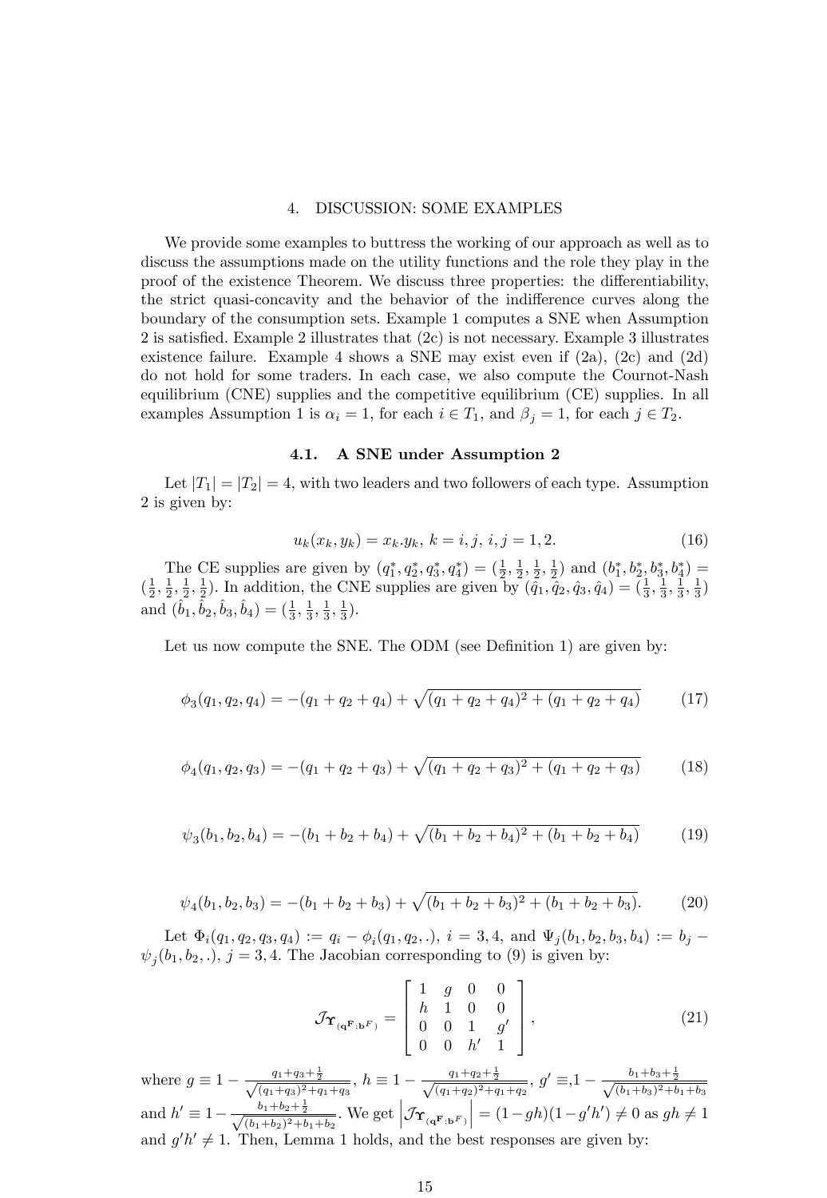## 4. DISCUSSION: SOME EXAMPLES

We provide some examples to buttress the working of our approach as well as to discuss the assumptions made on the utility functions and the role they play in the proof of the existence Theorem. We discuss three properties: the differentiability, the strict quasi-concavity and the behavior of the indifference curves along the boundary of the consumption sets. Example 1 computes a SNE when Assumption 2 is satisfied. Example 2 illustrates that (2c) is not necessary. Example 3 illustrates existence failure. Example 4 shows a SNE may exist even if (2a), (2c) and (2d) do not hold for some traders. In each case, we also compute the Cournot-Nash equilibrium (CNE) supplies and the competitive equilibrium (CE) supplies. In all examples Assumption 1 is $\alpha_i = 1$, for each $i \in T_1$, and $\beta_j = 1$, for each $j \in T_2$.

### 4.1. A SNE under Assumption 2

Let $|T_1| = |T_2| = 4$, with two leaders and two followers of each type. Assumption 2 is given by:

$$u_k(x_k, y_k) = x_k.y_k,\ k = i, j,\ i, j = 1, 2. \tag{16}$$

The CE supplies are given by $(q_1^*, q_2^*, q_3^*, q_4^*) = (\frac{1}{2}, \frac{1}{2}, \frac{1}{2}, \frac{1}{2})$ and $(b_1^*, b_2^*, b_3^*, b_4^*) = (\frac{1}{2}, \frac{1}{2}, \frac{1}{2}, \frac{1}{2})$. In addition, the CNE supplies are given by $(\hat{q}_1, \hat{q}_2, \hat{q}_3, \hat{q}_4) = (\frac{1}{3}, \frac{1}{3}, \frac{1}{3}, \frac{1}{3})$ and $(\hat{b}_1, \hat{b}_2, \hat{b}_3, \hat{b}_4) = (\frac{1}{3}, \frac{1}{3}, \frac{1}{3}, \frac{1}{3})$.

Let us now compute the SNE. The ODM (see Definition 1) are given by:

$$\phi_3(q_1, q_2, q_4) = -(q_1 + q_2 + q_4) + \sqrt{(q_1 + q_2 + q_4)^2 + (q_1 + q_2 + q_4)} \tag{17}$$

$$\phi_4(q_1, q_2, q_3) = -(q_1 + q_2 + q_3) + \sqrt{(q_1 + q_2 + q_3)^2 + (q_1 + q_2 + q_3)} \tag{18}$$

$$\psi_3(b_1, b_2, b_4) = -(b_1 + b_2 + b_4) + \sqrt{(b_1 + b_2 + b_4)^2 + (b_1 + b_2 + b_4)} \tag{19}$$

$$\psi_4(b_1, b_2, b_3) = -(b_1 + b_2 + b_3) + \sqrt{(b_1 + b_2 + b_3)^2 + (b_1 + b_2 + b_3)}. \tag{20}$$

Let $\Phi_i(q_1, q_2, q_3, q_4) := q_i - \phi_i(q_1, q_2, .)$, $i = 3, 4$, and $\Psi_j(b_1, b_2, b_3, b_4) := b_j - \psi_j(b_1, b_2, .)$, $j = 3, 4$. The Jacobian corresponding to (9) is given by:

$$\mathcal{J}_{\Upsilon_{(\mathbf{q^F};\mathbf{b}^F)}} = \begin{bmatrix} 1 & g & 0 & 0 \\ h & 1 & 0 & 0 \\ 0 & 0 & 1 & g' \\ 0 & 0 & h' & 1 \end{bmatrix}, \tag{21}$$

where $g \equiv 1 - \frac{q_1+q_3+\frac{1}{2}}{\sqrt{(q_1+q_3)^2+q_1+q_3}}$, $h \equiv 1 - \frac{q_1+q_2+\frac{1}{2}}{\sqrt{(q_1+q_2)^2+q_1+q_2}}$, $g' \equiv, 1 - \frac{b_1+b_3+\frac{1}{2}}{\sqrt{(b_1+b_3)^2+b_1+b_3}}$ and $h' \equiv 1 - \frac{b_1+b_2+\frac{1}{2}}{\sqrt{(b_1+b_2)^2+b_1+b_2}}$. We get $\left|\mathcal{J}_{\Upsilon_{(\mathbf{q^F};\mathbf{b}^F)}}\right| = (1-gh)(1-g'h') \neq 0$ as $gh \neq 1$ and $g'h' \neq 1$. Then, Lemma 1 holds, and the best responses are given by: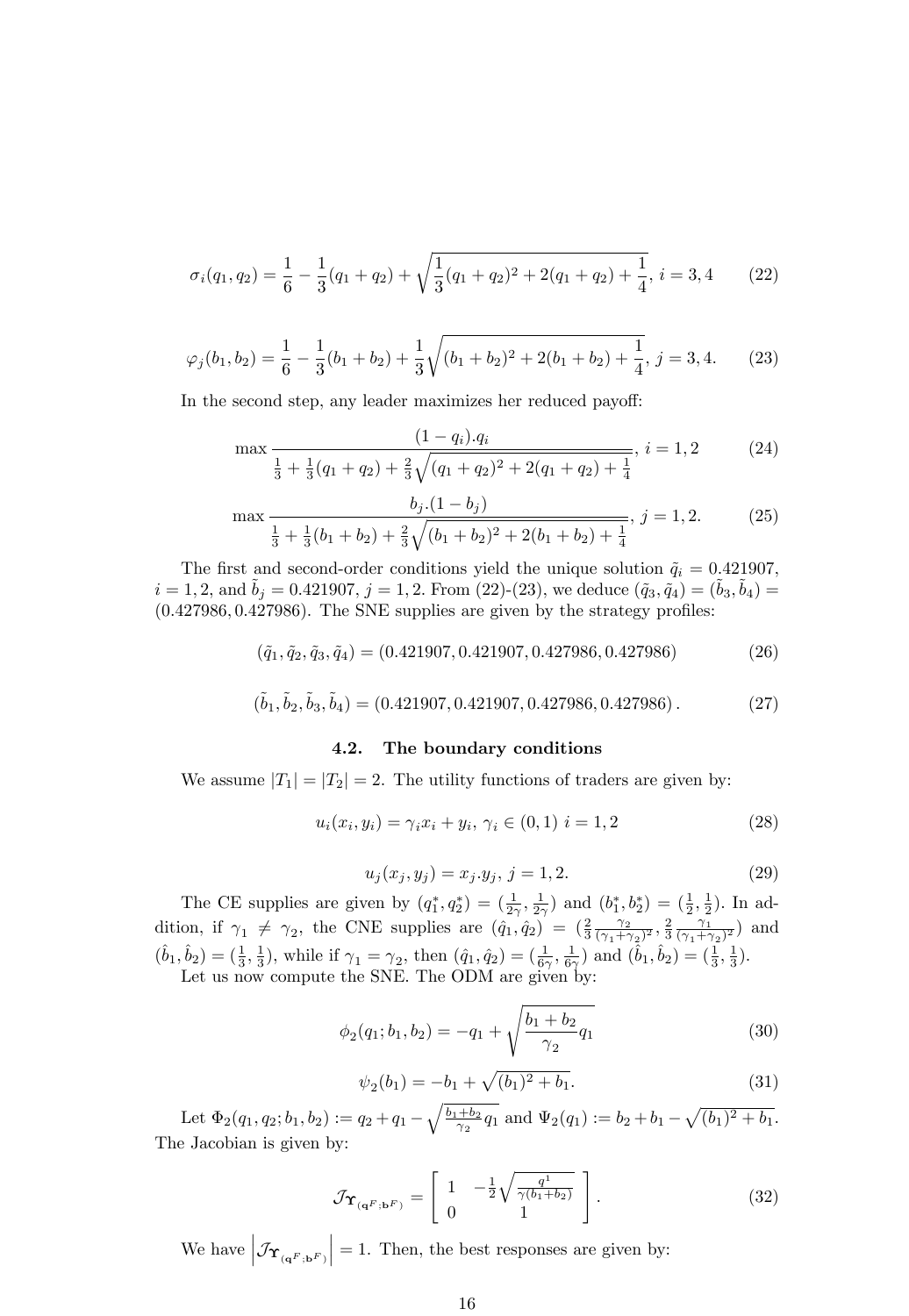$$\sigma_i(q_1, q_2) = \frac{1}{6} - \frac{1}{3}(q_1 + q_2) + \sqrt{\frac{1}{3}(q_1 + q_2)^2 + 2(q_1 + q_2) + \frac{1}{4}},\ i = 3, 4 \tag{22}$$

$$\varphi_j(b_1, b_2) = \frac{1}{6} - \frac{1}{3}(b_1 + b_2) + \frac{1}{3}\sqrt{(b_1 + b_2)^2 + 2(b_1 + b_2) + \frac{1}{4}},\ j = 3, 4. \tag{23}$$

In the second step, any leader maximizes her reduced payoff:

$$\max \frac{(1 - q_i).q_i}{\frac{1}{3} + \frac{1}{3}(q_1 + q_2) + \frac{2}{3}\sqrt{(q_1 + q_2)^2 + 2(q_1 + q_2) + \frac{1}{4}}},\ i = 1, 2 \tag{24}$$

$$\max \frac{b_j.(1 - b_j)}{\frac{1}{3} + \frac{1}{3}(b_1 + b_2) + \frac{2}{3}\sqrt{(b_1 + b_2)^2 + 2(b_1 + b_2) + \frac{1}{4}}},\ j = 1, 2. \tag{25}$$

The first and second-order conditions yield the unique solution $\tilde{q}_i = 0.421907$, $i = 1, 2$, and $\tilde{b}_j = 0.421907$, $j = 1, 2$. From (22)-(23), we deduce $(\tilde{q}_3, \tilde{q}_4) = (\tilde{b}_3, \tilde{b}_4) = (0.427986, 0.427986)$. The SNE supplies are given by the strategy profiles:

$$(\tilde{q}_1, \tilde{q}_2, \tilde{q}_3, \tilde{q}_4) = (0.421907, 0.421907, 0.427986, 0.427986) \tag{26}$$

$$(\tilde{b}_1, \tilde{b}_2, \tilde{b}_3, \tilde{b}_4) = (0.421907, 0.421907, 0.427986, 0.427986). \tag{27}$$

### 4.2. The boundary conditions

We assume $|T_1| = |T_2| = 2$. The utility functions of traders are given by:

$$u_i(x_i, y_i) = \gamma_i x_i + y_i,\ \gamma_i \in (0, 1)\ i = 1, 2 \tag{28}$$

$$u_j(x_j, y_j) = x_j.y_j,\ j = 1, 2. \tag{29}$$

The CE supplies are given by $(q_1^*, q_2^*) = (\frac{1}{2\gamma}, \frac{1}{2\gamma})$ and $(b_1^*, b_2^*) = (\frac{1}{2}, \frac{1}{2})$. In addition, if $\gamma_1 \neq \gamma_2$, the CNE supplies are $(\hat{q}_1, \hat{q}_2) = (\frac{2}{3}\frac{\gamma_2}{(\gamma_1+\gamma_2)^2}, \frac{2}{3}\frac{\gamma_1}{(\gamma_1+\gamma_2)^2})$ and $(\hat{b}_1, \hat{b}_2) = (\frac{1}{3}, \frac{1}{3})$, while if $\gamma_1 = \gamma_2$, then $(\hat{q}_1, \hat{q}_2) = (\frac{1}{6\gamma}, \frac{1}{6\gamma})$ and $(\hat{b}_1, \hat{b}_2) = (\frac{1}{3}, \frac{1}{3})$.

Let us now compute the SNE. The ODM are given by:

$$\phi_2(q_1; b_1, b_2) = -q_1 + \sqrt{\frac{b_1 + b_2}{\gamma_2} q_1} \tag{30}$$

$$\psi_2(b_1) = -b_1 + \sqrt{(b_1)^2 + b_1}. \tag{31}$$

Let $\Phi_2(q_1, q_2; b_1, b_2) := q_2 + q_1 - \sqrt{\frac{b_1+b_2}{\gamma_2} q_1}$ and $\Psi_2(q_1) := b_2 + b_1 - \sqrt{(b_1)^2 + b_1}$. The Jacobian is given by:

$$\mathcal{J}_{\Upsilon_{(\mathbf{q}^F;\mathbf{b}^F)}} = \begin{bmatrix} 1 & -\frac{1}{2}\sqrt{\frac{q^1}{\gamma(b_1+b_2)}} \\ 0 & 1 \end{bmatrix}. \tag{32}$$

We have $\left|\mathcal{J}_{\Upsilon_{(\mathbf{q}^F;\mathbf{b}^F)}}\right| = 1$. Then, the best responses are given by: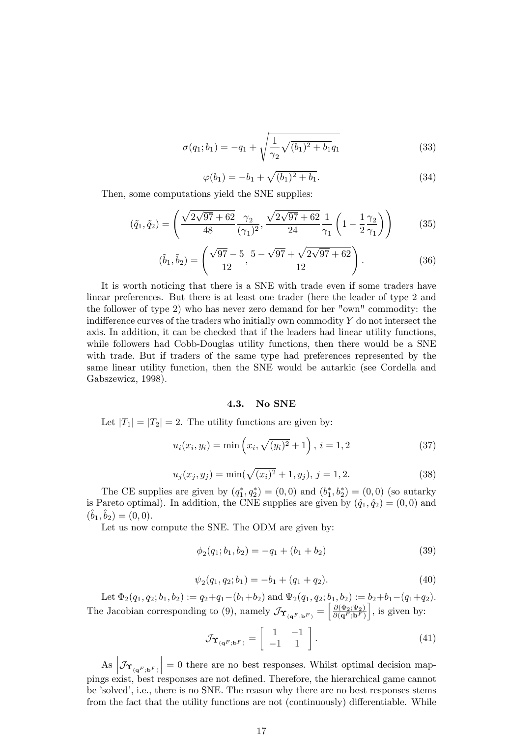$$\sigma(q_1; b_1) = -q_1 + \sqrt{\frac{1}{\gamma_2}\sqrt{(b_1)^2 + b_1} q_1} \tag{33}$$

$$\varphi(b_1) = -b_1 + \sqrt{(b_1)^2 + b_1}. \tag{34}$$

Then, some computations yield the SNE supplies:

$$(\tilde{q}_1, \tilde{q}_2) = \left( \frac{\sqrt{2\sqrt{97}+62}}{48} \frac{\gamma_2}{(\gamma_1)^2}, \frac{\sqrt{2\sqrt{97}+62}}{24} \frac{1}{\gamma_1} \left(1 - \frac{1}{2}\frac{\gamma_2}{\gamma_1}\right) \right) \tag{35}$$

$$(\tilde{b}_1, \tilde{b}_2) = \left( \frac{\sqrt{97}-5}{12}, \frac{5-\sqrt{97}+\sqrt{2\sqrt{97}+62}}{12} \right). \tag{36}$$

It is worth noticing that there is a SNE with trade even if some traders have linear preferences. But there is at least one trader (here the leader of type 2 and the follower of type 2) who has never zero demand for her "own" commodity: the indifference curves of the traders who initially own commodity $Y$ do not intersect the axis. In addition, it can be checked that if the leaders had linear utility functions, while followers had Cobb-Douglas utility functions, then there would be a SNE with trade. But if traders of the same type had preferences represented by the same linear utility function, then the SNE would be autarkic (see Cordella and Gabszewicz, 1998).

### 4.3. No SNE

Let $|T_1| = |T_2| = 2$. The utility functions are given by:

$$u_i(x_i, y_i) = \min\left(x_i, \sqrt{(y_i)^2} + 1\right), \; i = 1, 2 \tag{37}$$

$$u_j(x_j, y_j) = \min(\sqrt{(x_i)^2} + 1, y_j), \; j = 1, 2. \tag{38}$$

The CE supplies are given by $(q_1^*, q_2^*) = (0, 0)$ and $(b_1^*, b_2^*) = (0, 0)$ (so autarky is Pareto optimal). In addition, the CNE supplies are given by $(\hat{q}_1, \hat{q}_2) = (0, 0)$ and $(\hat{b}_1, \hat{b}_2) = (0, 0)$.

Let us now compute the SNE. The ODM are given by:

$$\phi_2(q_1; b_1, b_2) = -q_1 + (b_1 + b_2) \tag{39}$$

$$\psi_2(q_1, q_2; b_1) = -b_1 + (q_1 + q_2). \tag{40}$$

Let $\Phi_2(q_1, q_2; b_1, b_2) := q_2 + q_1 - (b_1 + b_2)$ and $\Psi_2(q_1, q_2; b_1, b_2) := b_2 + b_1 - (q_1 + q_2)$. The Jacobian corresponding to (9), namely $\mathcal{J}_{\Upsilon_{(\mathbf{q}^F;\mathbf{b}^F)}} = \left[\frac{\partial(\Phi_2;\Psi_2)}{\partial(\mathbf{q}^F;\mathbf{b}^F)}\right]$, is given by:

$$\mathcal{J}_{\Upsilon_{(\mathbf{q}^F;\mathbf{b}^F)}} = \begin{bmatrix} 1 & -1 \\ -1 & 1 \end{bmatrix}. \tag{41}$$

As $\left|\mathcal{J}_{\Upsilon_{(\mathbf{q}^F;\mathbf{b}^F)}}\right| = 0$ there are no best responses. Whilst optimal decision mappings exist, best responses are not defined. Therefore, the hierarchical game cannot be 'solved', i.e., there is no SNE. The reason why there are no best responses stems from the fact that the utility functions are not (continuously) differentiable. While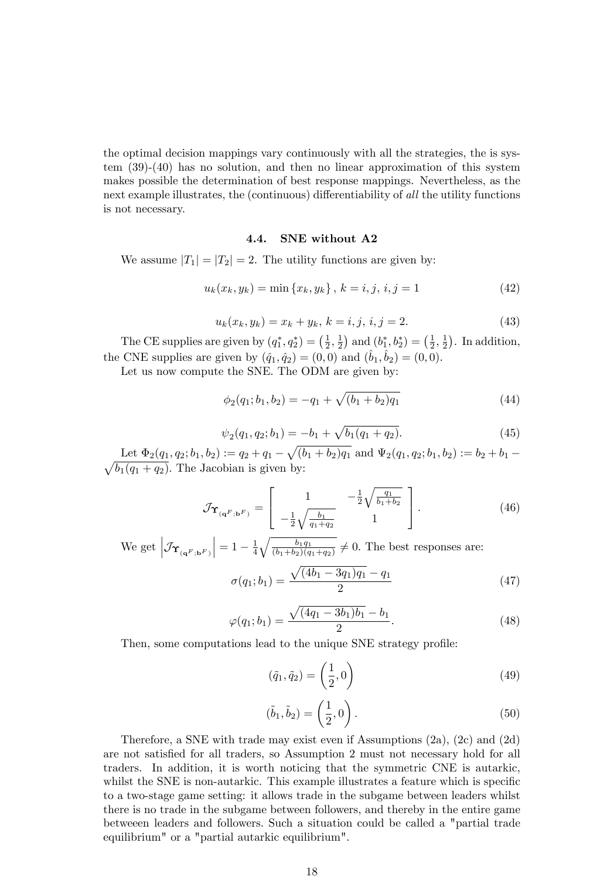the optimal decision mappings vary continuously with all the strategies, the is system (39)-(40) has no solution, and then no linear approximation of this system makes possible the determination of best response mappings. Nevertheless, as the next example illustrates, the (continuous) differentiability of *all* the utility functions is not necessary.

### 4.4. SNE without A2

We assume $|T_1| = |T_2| = 2$. The utility functions are given by:

$$u_k(x_k, y_k) = \min\{x_k, y_k\}, \; k = i, j, \; i, j = 1 \tag{42}$$

$$u_k(x_k, y_k) = x_k + y_k, \; k = i, j, \; i, j = 2. \tag{43}$$

The CE supplies are given by $(q_1^*, q_2^*) = \left(\frac{1}{2}, \frac{1}{2}\right)$ and $(b_1^*, b_2^*) = \left(\frac{1}{2}, \frac{1}{2}\right)$. In addition, the CNE supplies are given by $(\hat{q}_1, \hat{q}_2) = (0, 0)$ and $(\hat{b}_1, \hat{b}_2) = (0, 0)$.

Let us now compute the SNE. The ODM are given by:

$$\phi_2(q_1; b_1, b_2) = -q_1 + \sqrt{(b_1 + b_2)q_1} \tag{44}$$

$$\psi_2(q_1, q_2; b_1) = -b_1 + \sqrt{b_1(q_1 + q_2)}. \tag{45}$$

Let $\Phi_2(q_1, q_2; b_1, b_2) := q_2 + q_1 - \sqrt{(b_1 + b_2)q_1}$ and $\Psi_2(q_1, q_2; b_1, b_2) := b_2 + b_1 - \sqrt{b_1(q_1 + q_2)}$. The Jacobian is given by:

$$\mathcal{J}_{\Upsilon_{(\mathbf{q}^F; \mathbf{b}^F)}} = \begin{bmatrix} 1 & -\frac{1}{2}\sqrt{\frac{q_1}{b_1 + b_2}} \\ -\frac{1}{2}\sqrt{\frac{b_1}{q_1 + q_2}} & 1 \end{bmatrix}. \tag{46}$$

We get $\left|\mathcal{J}_{\Upsilon_{(\mathbf{q}^F; \mathbf{b}^F)}}\right| = 1 - \frac{1}{4}\sqrt{\frac{b_1 q_1}{(b_1 + b_2)(q_1 + q_2)}} \neq 0$. The best responses are:

$$\sigma(q_1; b_1) = \frac{\sqrt{(4b_1 - 3q_1)q_1} - q_1}{2} \tag{47}$$

$$\varphi(q_1; b_1) = \frac{\sqrt{(4q_1 - 3b_1)b_1} - b_1}{2}. \tag{48}$$

Then, some computations lead to the unique SNE strategy profile:

$$(\tilde{q}_1, \tilde{q}_2) = \left(\frac{1}{2}, 0\right) \tag{49}$$

$$(\tilde{b}_1, \tilde{b}_2) = \left(\frac{1}{2}, 0\right). \tag{50}$$

Therefore, a SNE with trade may exist even if Assumptions (2a), (2c) and (2d) are not satisfied for all traders, so Assumption 2 must not necessary hold for all traders. In addition, it is worth noticing that the symmetric CNE is autarkic, whilst the SNE is non-autarkic. This example illustrates a feature which is specific to a two-stage game setting: it allows trade in the subgame between leaders whilst there is no trade in the subgame between followers, and thereby in the entire game betweeen leaders and followers. Such a situation could be called a "partial trade equilibrium" or a "partial autarkic equilibrium".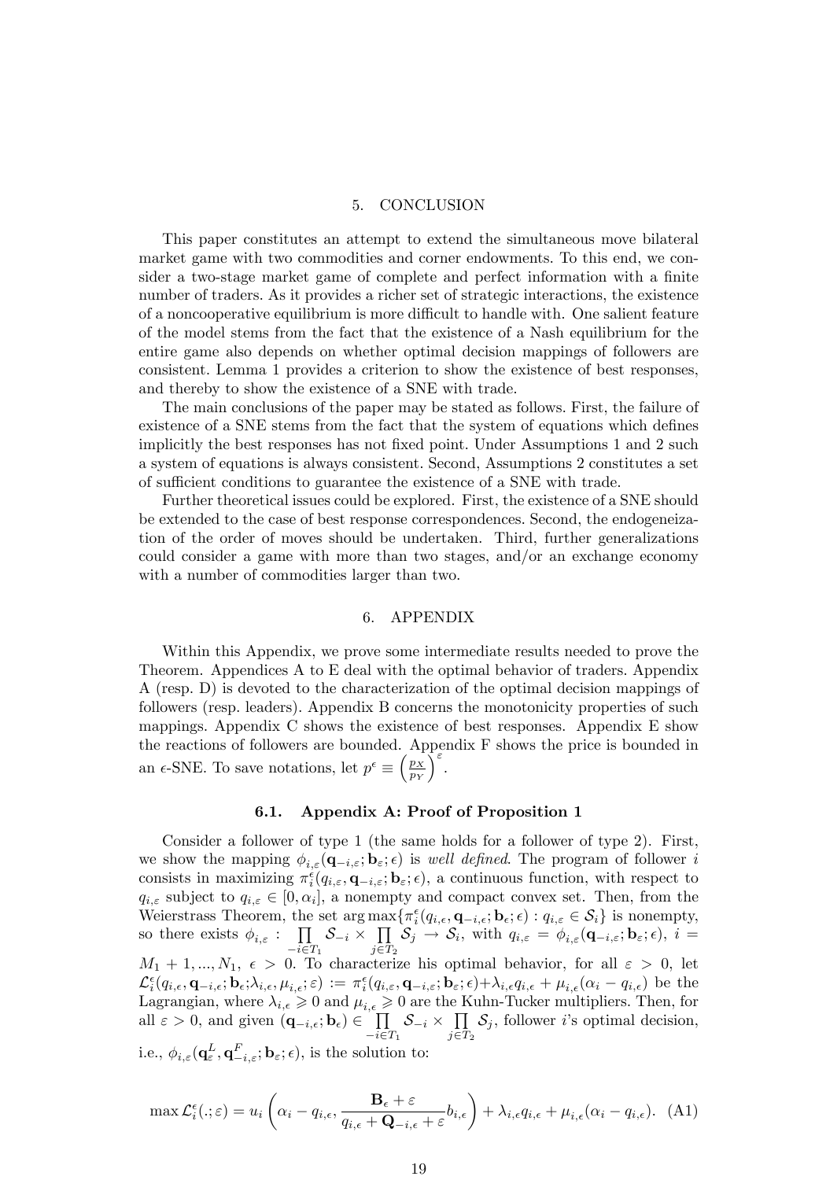# 5. CONCLUSION

This paper constitutes an attempt to extend the simultaneous move bilateral market game with two commodities and corner endowments. To this end, we consider a two-stage market game of complete and perfect information with a finite number of traders. As it provides a richer set of strategic interactions, the existence of a noncooperative equilibrium is more difficult to handle with. One salient feature of the model stems from the fact that the existence of a Nash equilibrium for the entire game also depends on whether optimal decision mappings of followers are consistent. Lemma 1 provides a criterion to show the existence of best responses, and thereby to show the existence of a SNE with trade.

The main conclusions of the paper may be stated as follows. First, the failure of existence of a SNE stems from the fact that the system of equations which defines implicitly the best responses has not fixed point. Under Assumptions 1 and 2 such a system of equations is always consistent. Second, Assumptions 2 constitutes a set of sufficient conditions to guarantee the existence of a SNE with trade.

Further theoretical issues could be explored. First, the existence of a SNE should be extended to the case of best response correspondences. Second, the endogeneization of the order of moves should be undertaken. Third, further generalizations could consider a game with more than two stages, and/or an exchange economy with a number of commodities larger than two.

# 6. APPENDIX

Within this Appendix, we prove some intermediate results needed to prove the Theorem. Appendices A to E deal with the optimal behavior of traders. Appendix A (resp. D) is devoted to the characterization of the optimal decision mappings of followers (resp. leaders). Appendix B concerns the monotonicity properties of such mappings. Appendix C shows the existence of best responses. Appendix E show the reactions of followers are bounded. Appendix F shows the price is bounded in an $\epsilon$-SNE. To save notations, let $p^{\epsilon} \equiv \left(\frac{p_X}{p_Y}\right)^{\varepsilon}$.

## 6.1. Appendix A: Proof of Proposition 1

Consider a follower of type 1 (the same holds for a follower of type 2). First, we show the mapping $\phi_{i,\varepsilon}(\mathbf{q}_{-i,\varepsilon}; \mathbf{b}_{\varepsilon}; \epsilon)$ is *well defined*. The program of follower $i$ consists in maximizing $\pi_i^{\epsilon}(q_{i,\varepsilon}, \mathbf{q}_{-i,\varepsilon}; \mathbf{b}_{\varepsilon}; \epsilon)$, a continuous function, with respect to $q_{i,\varepsilon}$ subject to $q_{i,\varepsilon} \in [0, \alpha_i]$, a nonempty and compact convex set. Then, from the Weierstrass Theorem, the set $\arg\max\{\pi_i^{\epsilon}(q_{i,\epsilon}, \mathbf{q}_{-i,\epsilon}; \mathbf{b}_{\epsilon}; \epsilon) : q_{i,\varepsilon} \in \mathcal{S}_i\}$ is nonempty, so there exists $\phi_{i,\varepsilon} : \prod_{-i \in T_1} \mathcal{S}_{-i} \times \prod_{j \in T_2} \mathcal{S}_j \to \mathcal{S}_i$, with $q_{i,\varepsilon} = \phi_{i,\varepsilon}(\mathbf{q}_{-i,\varepsilon}; \mathbf{b}_{\varepsilon}; \epsilon)$, $i = M_1 + 1, ..., N_1$, $\epsilon > 0$. To characterize his optimal behavior, for all $\varepsilon > 0$, let $\mathcal{L}_i^{\epsilon}(q_{i,\epsilon}, \mathbf{q}_{-i,\epsilon}; \mathbf{b}_{\epsilon}; \lambda_{i,\epsilon}, \mu_{i,\epsilon}; \varepsilon) := \pi_i^{\epsilon}(q_{i,\varepsilon}, \mathbf{q}_{-i,\varepsilon}; \mathbf{b}_{\varepsilon}; \epsilon) + \lambda_{i,\epsilon} q_{i,\epsilon} + \mu_{i,\epsilon}(\alpha_i - q_{i,\varepsilon})$ be the Lagrangian, where $\lambda_{i,\epsilon} \geqslant 0$ and $\mu_{i,\epsilon} \geqslant 0$ are the Kuhn-Tucker multipliers. Then, for all $\varepsilon > 0$, and given $(\mathbf{q}_{-i,\epsilon}; \mathbf{b}_{\epsilon}) \in \prod_{-i \in T_1} \mathcal{S}_{-i} \times \prod_{j \in T_2} \mathcal{S}_j$, follower $i$'s optimal decision, i.e., $\phi_{i,\varepsilon}(\mathbf{q}_{\varepsilon}^L, \mathbf{q}_{-i,\varepsilon}^F; \mathbf{b}_{\varepsilon}; \epsilon)$, is the solution to:

$$\max \mathcal{L}_i^{\epsilon}(.;\varepsilon) = u_i\left(\alpha_i - q_{i,\epsilon}, \frac{\mathbf{B}_{\epsilon} + \varepsilon}{q_{i,\epsilon} + \mathbf{Q}_{-i,\epsilon} + \varepsilon} b_{i,\epsilon}\right) + \lambda_{i,\epsilon} q_{i,\epsilon} + \mu_{i,\epsilon}(\alpha_i - q_{i,\epsilon}). \quad \text{(A1)}$$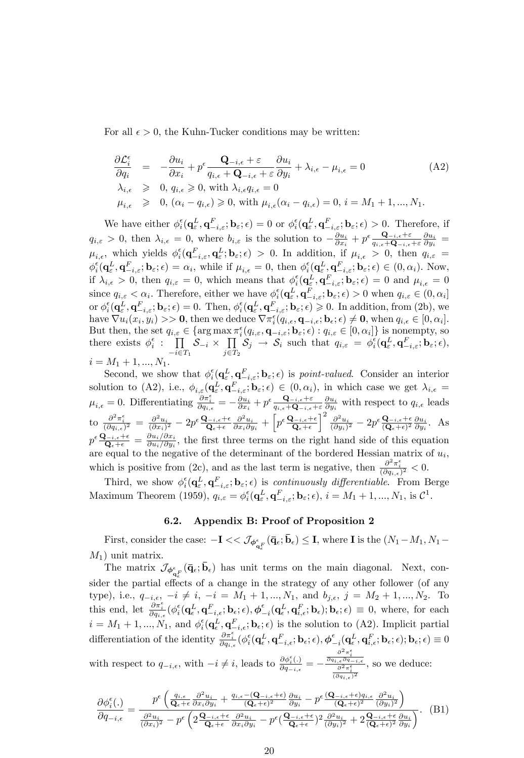For all $\epsilon > 0$, the Kuhn-Tucker conditions may be written:

$$
\begin{aligned}
\frac{\partial \mathcal{L}_i^\epsilon}{\partial q_i} &= -\frac{\partial u_i}{\partial x_i} + p^\epsilon \frac{\mathbf{Q}_{-i,\epsilon} + \varepsilon}{q_{i,\epsilon} + \mathbf{Q}_{-i,\epsilon} + \varepsilon} \frac{\partial u_i}{\partial y_i} + \lambda_{i,\epsilon} - \mu_{i,\epsilon} = 0 \qquad \text{(A2)} \\
\lambda_{i,\epsilon} &\geqslant 0,\ q_{i,\epsilon} \geqslant 0, \text{ with } \lambda_{i,\epsilon} q_{i,\epsilon} = 0 \\
\mu_{i,\epsilon} &\geqslant 0,\ (\alpha_i - q_{i,\epsilon}) \geqslant 0, \text{ with } \mu_{i,\epsilon}(\alpha_i - q_{i,\epsilon}) = 0,\ i = M_1 + 1, ..., N_1.
\end{aligned}
$$

We have either $\phi_i^\epsilon(\mathbf{q}_\varepsilon^L, \mathbf{q}_{-i,\varepsilon}^F; \mathbf{b}_\varepsilon; \epsilon) = 0$ or $\phi_i^\epsilon(\mathbf{q}_\varepsilon^L, \mathbf{q}_{-i,\varepsilon}^F; \mathbf{b}_\varepsilon; \epsilon) > 0$. Therefore, if $q_{i,\varepsilon} > 0$, then $\lambda_{i,\epsilon} = 0$, where $b_{i,\varepsilon}$ is the solution to $-\frac{\partial u_i}{\partial x_i} + p^\epsilon \frac{\mathbf{Q}_{-i,\epsilon}+\varepsilon}{q_{i,\epsilon}+\mathbf{Q}_{-i,\epsilon}+\varepsilon} \frac{\partial u_i}{\partial y_i} = \mu_{i,\epsilon}$, which yields $\phi_i^\epsilon(\mathbf{q}_{-i,\varepsilon}^F, \mathbf{q}_\varepsilon^L; \mathbf{b}_\varepsilon; \epsilon) > 0$. In addition, if $\mu_{i,\epsilon} > 0$, then $q_{i,\varepsilon} = \phi_i^\epsilon(\mathbf{q}_\varepsilon^L, \mathbf{q}_{-i,\varepsilon}^F; \mathbf{b}_\varepsilon; \epsilon) = \alpha_i$, while if $\mu_{i,\epsilon} = 0$, then $\phi_i^\epsilon(\mathbf{q}_\varepsilon^L, \mathbf{q}_{-i,\varepsilon}^F; \mathbf{b}_\varepsilon; \epsilon) \in (0, \alpha_i)$. Now, if $\lambda_{i,\epsilon} > 0$, then $q_{i,\varepsilon} = 0$, which means that $\phi_i^\epsilon(\mathbf{q}_\varepsilon^L, \mathbf{q}_{-i,\varepsilon}^F; \mathbf{b}_\varepsilon; \epsilon) = 0$ and $\mu_{i,\epsilon} = 0$ since $q_{i,\varepsilon} < \alpha_i$. Therefore, either we have $\phi_i^\epsilon(\mathbf{q}_\varepsilon^L, \mathbf{q}_{-i,\varepsilon}^F; \mathbf{b}_\varepsilon; \epsilon) > 0$ when $q_{i,\varepsilon} \in (0, \alpha_i]$ or $\phi_i^\epsilon(\mathbf{q}_\varepsilon^L, \mathbf{q}_{-i,\varepsilon}^F; \mathbf{b}_\varepsilon; \epsilon) = 0$. Then, $\phi_i^\epsilon(\mathbf{q}_\varepsilon^L, \mathbf{q}_{-i,\varepsilon}^F; \mathbf{b}_\varepsilon; \epsilon) \geqslant 0$. In addition, from (2b), we have $\nabla u_i(x_i, y_i) >> \mathbf{0}$, then we deduce $\nabla \pi_i^\epsilon(q_{i,\epsilon}, \mathbf{q}_{-i,\epsilon}; \mathbf{b}_\epsilon; \epsilon) \neq \mathbf{0}$, when $q_{i,\epsilon} \in [0, \alpha_i]$. But then, the set $q_{i,\varepsilon} \in \{\arg\max \pi_i^\epsilon(q_{i,\varepsilon}, \mathbf{q}_{-i,\varepsilon}; \mathbf{b}_\varepsilon; \epsilon) : q_{i,\varepsilon} \in [0, \alpha_i]\}$ is nonempty, so there exists $\phi_i^\epsilon : \prod\limits_{-i \in T_1} \mathcal{S}_{-i} \times \prod\limits_{j \in T_2} \mathcal{S}_j \to \mathcal{S}_i$ such that $q_{i,\varepsilon} = \phi_i^\epsilon(\mathbf{q}_\varepsilon^L, \mathbf{q}_{-i,\varepsilon}^F; \mathbf{b}_\varepsilon; \epsilon)$, $i = M_1 + 1, ..., N_1$.

Second, we show that $\phi_i^\epsilon(\mathbf{q}_\varepsilon^L, \mathbf{q}_{-i,\varepsilon}^F; \mathbf{b}_\varepsilon; \epsilon)$ is *point-valued*. Consider an interior solution to (A2), i.e., $\phi_{i,\varepsilon}(\mathbf{q}_\varepsilon^L, \mathbf{q}_{-i,\varepsilon}^F; \mathbf{b}_\varepsilon; \epsilon) \in (0, \alpha_i)$, in which case we get $\lambda_{i,\epsilon} = \mu_{i,\epsilon} = 0$. Differentiating $\frac{\partial \pi_i^\epsilon}{\partial q_{i,\epsilon}} = -\frac{\partial u_i}{\partial x_i} + p^\epsilon \frac{\mathbf{Q}_{-i,\epsilon}+\varepsilon}{q_{i,\epsilon}+\mathbf{Q}_{-i,\epsilon}+\varepsilon} \frac{\partial u_i}{\partial y_i}$ with respect to $q_{i,\epsilon}$ leads to $\frac{\partial^2 \pi_i^\epsilon}{(\partial q_{i,\epsilon})^2} = \frac{\partial^2 u_i}{(\partial x_i)^2} - 2p^\epsilon \frac{\mathbf{Q}_{-i,\epsilon}+\epsilon}{\mathbf{Q}_\epsilon+\epsilon} \frac{\partial^2 u_i}{\partial x_i \partial y_i} + \left[p^\epsilon \frac{\mathbf{Q}_{-i,\epsilon}+\epsilon}{\mathbf{Q}_\epsilon+\epsilon}\right]^2 \frac{\partial^2 u_i}{(\partial y_i)^2} - 2p^\epsilon \frac{\mathbf{Q}_{-i,\epsilon}+\epsilon}{(\mathbf{Q}_\epsilon+\epsilon)^2} \frac{\partial u_i}{\partial y_i}$. As $p^\epsilon \frac{\mathbf{Q}_{-i,\epsilon}+\epsilon}{\mathbf{Q}_\epsilon+\epsilon} = \frac{\partial u_i/\partial x_i}{\partial u_i/\partial y_i}$, the first three terms on the right hand side of this equation are equal to the negative of the determinant of the bordered Hessian matrix of $u_i$, which is positive from (2c), and as the last term is negative, then $\frac{\partial^2 \pi_i^\epsilon}{(\partial q_{i,\epsilon})^2} < 0$.

Third, we show $\phi_i^\epsilon(\mathbf{q}_\varepsilon^L, \mathbf{q}_{-i,\varepsilon}^F; \mathbf{b}_\varepsilon; \epsilon)$ is *continuously differentiable*. From Berge Maximum Theorem (1959), $q_{i,\varepsilon} = \phi_i^\epsilon(\mathbf{q}_\varepsilon^L, \mathbf{q}_{-i,\varepsilon}^F; \mathbf{b}_\varepsilon; \epsilon)$, $i = M_1 + 1, ..., N_1$, is $\mathcal{C}^1$.

### 6.2. Appendix B: Proof of Proposition 2

First, consider the case: $-\mathbf{I} << \mathcal{J}_{\boldsymbol{\phi}^\epsilon_{\mathbf{q}_\epsilon^F}}(\bar{\mathbf{q}}_\epsilon; \bar{\mathbf{b}}_\epsilon) \leq \mathbf{I}$, where $\mathbf{I}$ is the $(N_1 - M_1, N_1 - M_1)$ unit matrix.

The matrix $\mathcal{J}_{\boldsymbol{\phi}^\epsilon_{\mathbf{q}_\epsilon^F}}(\bar{\mathbf{q}}_\epsilon; \bar{\mathbf{b}}_\epsilon)$ has unit terms on the main diagonal. Next, consider the partial effects of a change in the strategy of any other follower (of any type), i.e., $q_{-i,\epsilon}$, $-i \neq i$, $-i = M_1 + 1, ..., N_1$, and $b_{j,\epsilon}$, $j = M_2 + 1, ..., N_2$. To this end, let $\frac{\partial \pi_i^\epsilon}{\partial q_{i,\epsilon}}(\phi_i^\epsilon(\mathbf{q}_\epsilon^L, \mathbf{q}_{-i,\epsilon}^F; \mathbf{b}_\epsilon; \epsilon), \boldsymbol{\phi}_{-i}^\epsilon(\mathbf{q}_\epsilon^L, \mathbf{q}_{i,\epsilon}^F; \mathbf{b}_\epsilon); \mathbf{b}_\epsilon; \epsilon) \equiv 0$, where, for each $i = M_1 + 1, ..., N_1$, and $\phi_i^\epsilon(\mathbf{q}_\epsilon^L, \mathbf{q}_{-i,\epsilon}^F; \mathbf{b}_\epsilon; \epsilon)$ is the solution to (A2). Implicit partial differentiation of the identity $\frac{\partial \pi_i^\epsilon}{\partial q_{i,\epsilon}}(\phi_i^\epsilon(\mathbf{q}_\epsilon^L, \mathbf{q}_{-i,\epsilon}^F; \mathbf{b}_\epsilon; \epsilon), \boldsymbol{\phi}_{-i}^\epsilon(\mathbf{q}_\epsilon^L, \mathbf{q}_{i,\epsilon}^F; \mathbf{b}_\epsilon; \epsilon); \mathbf{b}_\epsilon; \epsilon) \equiv 0$ with respect to $q_{-i,\epsilon}$, with $-i \neq i$, leads to $\frac{\partial \phi_i^\epsilon(.)}{\partial q_{-i,\epsilon}} = -\frac{\frac{\partial^2 \pi_i^\epsilon}{\partial q_{i,\epsilon} \partial q_{-i,\epsilon}}}{\frac{\partial^2 \pi_i^\epsilon}{(\partial q_{i,\epsilon})^2}}$, so we deduce:

$$
\frac{\partial \phi_i^\epsilon(.)}{\partial q_{-i,\epsilon}} = \frac{p^\epsilon \left( \frac{q_{i,\epsilon}}{\mathbf{Q}_\epsilon+\epsilon} \frac{\partial^2 u_i}{\partial x_i \partial y_i} + \frac{q_{i,\epsilon} - (\mathbf{Q}_{-i,\epsilon}+\epsilon)}{(\mathbf{Q}_\epsilon+\epsilon)^2} \frac{\partial u_i}{\partial y_i} - p^\epsilon \frac{(\mathbf{Q}_{-i,\epsilon}+\epsilon) q_{i,\epsilon}}{(\mathbf{Q}_\epsilon+\epsilon)^2} \frac{\partial^2 u_i}{(\partial y_i)^2} \right)}{\frac{\partial^2 u_i}{(\partial x_i)^2} - p^\epsilon \left( 2\frac{\mathbf{Q}_{-i,\epsilon}+\epsilon}{\mathbf{Q}_\epsilon+\epsilon} \frac{\partial^2 u_i}{\partial x_i \partial y_i} - p^\epsilon (\frac{\mathbf{Q}_{-i,\epsilon}+\epsilon}{\mathbf{Q}_\epsilon+\epsilon})^2 \frac{\partial^2 u_i}{(\partial y_i)^2} + 2\frac{\mathbf{Q}_{-i,\epsilon}+\epsilon}{(\mathbf{Q}_\epsilon+\epsilon)^2} \frac{\partial u_i}{\partial y_i} \right)}. \quad \text{(B1)}
$$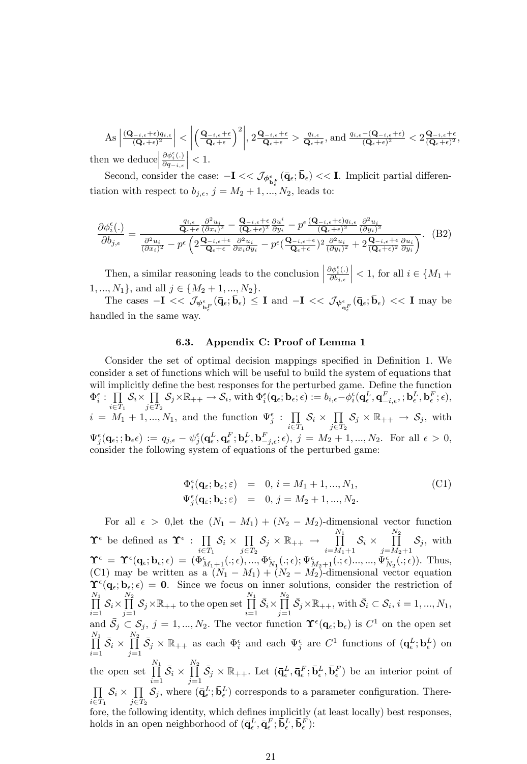As $\left|\frac{(\mathbf{Q}_{-i,\epsilon}+\epsilon)q_{i,\epsilon}}{(\mathbf{Q}_{\epsilon}+\epsilon)^2}\right| < \left|\left(\frac{\mathbf{Q}_{-i,\epsilon}+\epsilon}{\mathbf{Q}_{\epsilon}+\epsilon}\right)^2\right|$, $2\frac{\mathbf{Q}_{-i,\epsilon}+\epsilon}{\mathbf{Q}_{\epsilon}+\epsilon} > \frac{q_{i,\epsilon}}{\mathbf{Q}_{\epsilon}+\epsilon}$, and $\frac{q_{i,\epsilon}-(\mathbf{Q}_{-i,\epsilon}+\epsilon)}{(\mathbf{Q}_{\epsilon}+\epsilon)^2} < 2\frac{\mathbf{Q}_{-i,\epsilon}+\epsilon}{(\mathbf{Q}_{\epsilon}+\epsilon)^2}$, then we deduce $\left|\frac{\partial \phi_i^{\epsilon}(.)}{\partial q_{-i,\epsilon}}\right| < 1$.

Second, consider the case: $-\mathbf{I} << \mathcal{J}_{\phi^{\epsilon}_{\mathbf{b}^F_{\epsilon}}}(\bar{\mathbf{q}}_{\epsilon};\bar{\mathbf{b}}_{\epsilon}) << \mathbf{I}$. Implicit partial differentiation with respect to $b_{j,\epsilon}$, $j = M_2+1,...,N_2$, leads to:

$$\frac{\partial \phi_i^{\epsilon}(.)}{\partial b_{j,\epsilon}} = \frac{\frac{q_{i,\epsilon}}{\mathbf{Q}_{\epsilon}+\epsilon}\frac{\partial^2 u_i}{(\partial x_i)^2} - \frac{\mathbf{Q}_{-i,\epsilon}+\epsilon}{(\mathbf{Q}_{\epsilon}+\epsilon)^2}\frac{\partial u^i}{\partial y_i} - p^{\epsilon}\frac{(\mathbf{Q}_{-i,\epsilon}+\epsilon)q_{i,\epsilon}}{(\mathbf{Q}_{\epsilon}+\epsilon)^2}\frac{\partial^2 u_i}{(\partial y_i)^2}}{\frac{\partial^2 u_i}{(\partial x_i)^2} - p^{\epsilon}\left(2\frac{\mathbf{Q}_{-i,\epsilon}+\epsilon}{\mathbf{Q}_{\epsilon}+\epsilon}\frac{\partial^2 u_i}{\partial x_i \partial y_i} - p^{\epsilon}(\frac{\mathbf{Q}_{-i,\epsilon}+\epsilon}{\mathbf{Q}_{\epsilon}+\epsilon})^2\frac{\partial^2 u_i}{(\partial y_i)^2} + 2\frac{\mathbf{Q}_{-i,\epsilon}+\epsilon}{(\mathbf{Q}_{\epsilon}+\epsilon)^2}\frac{\partial u_i}{\partial y_i}\right)}. \quad \text{(B2)}$$

Then, a similar reasoning leads to the conclusion $\left|\frac{\partial \phi_i^{\epsilon}(.)}{\partial b_{j,\epsilon}}\right| < 1$, for all $i \in \{M_1+1,...,N_1\}$, and all $j \in \{M_2+1,...,N_2\}$.

The cases $-\mathbf{I} << \mathcal{J}_{\boldsymbol{\psi}^{\epsilon}_{\mathbf{b}^F_{\epsilon}}}(\bar{\mathbf{q}}_{\epsilon};\bar{\mathbf{b}}_{\epsilon}) \leq \mathbf{I}$ and $-\mathbf{I} << \mathcal{J}_{\boldsymbol{\psi}^{\epsilon}_{\mathbf{q}^F_{\epsilon}}}(\bar{\mathbf{q}}_{\epsilon};\bar{\mathbf{b}}_{\epsilon}) << \mathbf{I}$ may be handled in the same way.

### 6.3. Appendix C: Proof of Lemma 1

Consider the set of optimal decision mappings specified in Definition 1. We consider a set of functions which will be useful to build the system of equations that will implicitly define the best responses for the perturbed game. Define the function $\Phi_i^{\epsilon} : \prod_{i\in T_1}\mathcal{S}_i \times \prod_{j\in T_2}\mathcal{S}_j \times \mathbb{R}_{++} \rightarrow \mathcal{S}_i$, with $\Phi_i^{\epsilon}(\mathbf{q}_{\epsilon};\mathbf{b}_{\epsilon};\epsilon) := b_{i,\epsilon} - \phi_i^{\epsilon}(\mathbf{q}^L_{\epsilon}, \mathbf{q}^F_{-i,\epsilon};; \mathbf{b}^L_{\epsilon}, \mathbf{b}^F_{\epsilon};\epsilon)$, $i = M_1+1,...,N_1$, and the function $\Psi_j^{\epsilon} : \prod_{i\in T_1}\mathcal{S}_i \times \prod_{j\in T_2}\mathcal{S}_j \times \mathbb{R}_{++} \rightarrow \mathcal{S}_j$, with $\Psi_j^{\epsilon}(\mathbf{q}_{\epsilon};;\mathbf{b}_{\epsilon}\epsilon) := q_{j,\epsilon} - \psi_j^{\epsilon}(\mathbf{q}^L_{\epsilon}, \mathbf{q}^F_{\epsilon}; \mathbf{b}^L_{\epsilon}, \mathbf{b}^F_{-j,\epsilon};\epsilon)$, $j = M_2+1,...,N_2$. For all $\epsilon > 0$, consider the following system of equations of the perturbed game:

$$\begin{aligned} \Phi_i^{\epsilon}(\mathbf{q}_{\varepsilon};\mathbf{b}_{\varepsilon};\varepsilon) &= 0,\ i = M_1+1,...,N_1, \\ \Psi_j^{\epsilon}(\mathbf{q}_{\varepsilon};\mathbf{b}_{\varepsilon};\varepsilon) &= 0,\ j = M_2+1,...,N_2. \end{aligned} \quad \text{(C1)}$$

For all $\epsilon > 0$,let the $(N_1-M_1)+(N_2-M_2)$-dimensional vector function $\boldsymbol{\Upsilon}^{\epsilon}$ be defined as $\boldsymbol{\Upsilon}^{\epsilon} : \prod_{i\in T_1}\mathcal{S}_i \times \prod_{j\in T_2}\mathcal{S}_j \times \mathbb{R}_{++} \rightarrow \prod_{i=M_1+1}^{N_1}\mathcal{S}_i \times \prod_{j=M_2+1}^{N_2}\mathcal{S}_j$, with $\boldsymbol{\Upsilon}^{\epsilon} = \boldsymbol{\Upsilon}^{\epsilon}(\mathbf{q}_{\epsilon};\mathbf{b}_{\epsilon};\epsilon) = (\Phi^{\epsilon}_{M_1+1}(.;\epsilon),...,\Phi^{\epsilon}_{N_1}(.;\epsilon);\Psi^{\epsilon}_{M_2+1}(.;\epsilon)...,...,\Psi^{\epsilon}_{N_2}(.;\epsilon))$. Thus, (C1) may be written as a $(N_1-M_1)+(N_2-M_2)$-dimensional vector equation $\boldsymbol{\Upsilon}^{\epsilon}(\mathbf{q}_{\epsilon};\mathbf{b}_{\epsilon};\epsilon) = \mathbf{0}$. Since we focus on inner solutions, consider the restriction of $\prod_{i=1}^{N_1}\mathcal{S}_i \times \prod_{j=1}^{N_2}\mathcal{S}_j \times \mathbb{R}_{++}$ to the open set $\prod_{i=1}^{N_1}\bar{\mathcal{S}}_i \times \prod_{j=1}^{N_2}\bar{\mathcal{S}}_j \times \mathbb{R}_{++}$, with $\bar{\mathcal{S}}_i \subset \mathcal{S}_i$, $i = 1,...,N_1$, and $\bar{\mathcal{S}}_j \subset \mathcal{S}_j$, $j = 1,...,N_2$. The vector function $\boldsymbol{\Upsilon}^{\epsilon}(\mathbf{q}_{\epsilon};\mathbf{b}_{\epsilon})$ is $C^1$ on the open set $\prod_{i=1}^{N_1}\bar{\mathcal{S}}_i \times \prod_{j=1}^{N_2}\bar{\mathcal{S}}_j \times \mathbb{R}_{++}$ as each $\Phi_i^{\epsilon}$ and each $\Psi_j^{\epsilon}$ are $C^1$ functions of $(\mathbf{q}^L_{\epsilon};\mathbf{b}^L_{\epsilon})$ on the open set $\prod_{i=1}^{N_1}\bar{\mathcal{S}}_i \times \prod_{j=1}^{N_2}\bar{\mathcal{S}}_j \times \mathbb{R}_{++}$. Let $(\bar{\mathbf{q}}^L_{\epsilon}, \bar{\mathbf{q}}^F_{\epsilon}; \bar{\mathbf{b}}^L_{\epsilon}, \bar{\mathbf{b}}^F_{\epsilon})$ be an interior point of $\prod_{i\in T_1}\mathcal{S}_i \times \prod_{j\in T_2}\mathcal{S}_j$, where $(\bar{\mathbf{q}}^L_{\epsilon};\bar{\mathbf{b}}^L_{\epsilon})$ corresponds to a parameter configuration. Therefore, the following identity, which defines implicitly (at least locally) best responses, holds in an open neighborhood of $(\bar{\mathbf{q}}^L_{\epsilon}, \bar{\mathbf{q}}^F_{\epsilon}; \bar{\mathbf{b}}^L_{\epsilon}, \bar{\mathbf{b}}^F_{\epsilon})$: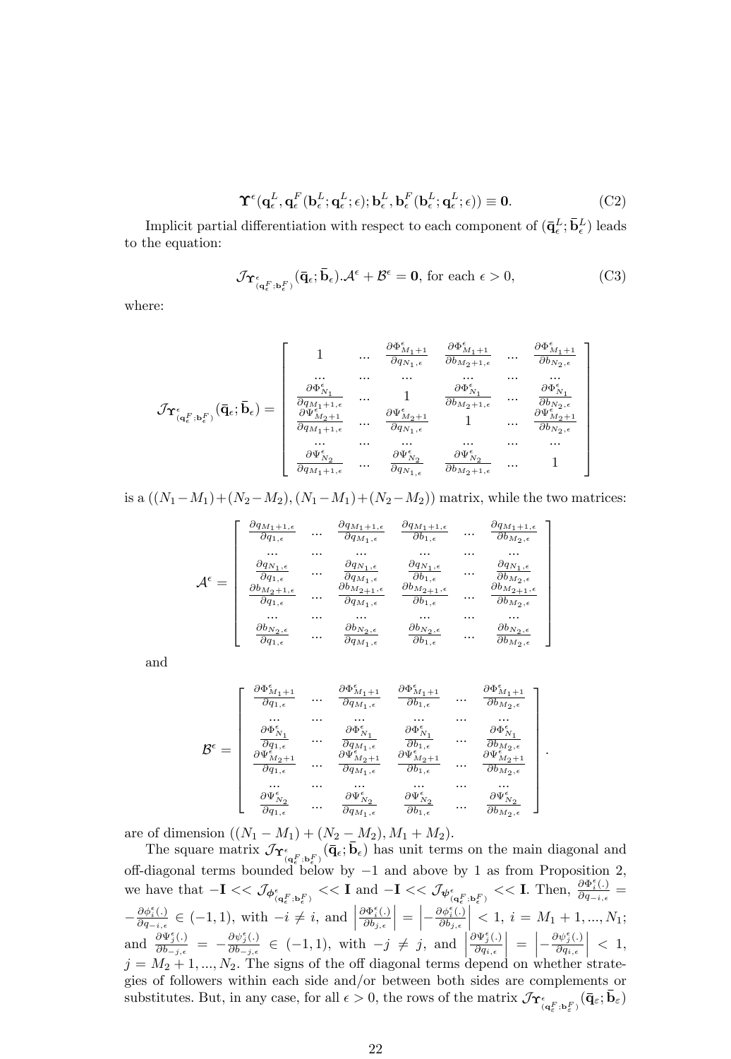$$\boldsymbol{\Upsilon}^{\epsilon}(\mathbf{q}_{\epsilon}^{L},\mathbf{q}_{\epsilon}^{F}(\mathbf{b}_{\epsilon}^{L};\mathbf{q}_{\epsilon}^{L};\epsilon);\mathbf{b}_{\epsilon}^{L},\mathbf{b}_{\epsilon}^{F}(\mathbf{b}_{\epsilon}^{L};\mathbf{q}_{\epsilon}^{L};\epsilon))\equiv\mathbf{0}. \tag{C2}$$

Implicit partial differentiation with respect to each component of $(\bar{\mathbf{q}}_{\epsilon}^{L};\bar{\mathbf{b}}_{\epsilon}^{L})$ leads to the equation:

$$\mathcal{J}_{\boldsymbol{\Upsilon}^{\epsilon}_{(\mathbf{q}_{\epsilon}^{F};\mathbf{b}_{\epsilon}^{F})}}(\bar{\mathbf{q}}_{\epsilon};\bar{\mathbf{b}}_{\epsilon}).\mathcal{A}^{\epsilon}+\mathcal{B}^{\epsilon}=\mathbf{0},\text{ for each }\epsilon>0, \tag{C3}$$

where:

$$\mathcal{J}_{\boldsymbol{\Upsilon}^{\epsilon}_{(\mathbf{q}_{\epsilon}^{F};\mathbf{b}_{\epsilon}^{F})}}(\bar{\mathbf{q}}_{\epsilon};\bar{\mathbf{b}}_{\epsilon})=\begin{bmatrix} 1 & ... & \frac{\partial\Phi^{\epsilon}_{M_1+1}}{\partial q_{N_1,\epsilon}} & \frac{\partial\Phi^{\epsilon}_{M_1+1}}{\partial b_{M_2+1,\epsilon}} & ... & \frac{\partial\Phi^{\epsilon}_{M_1+1}}{\partial b_{N_2,\epsilon}} \\ ... & ... & ... & ... & ... & ... \\ \frac{\partial\Phi^{\epsilon}_{N_1}}{\partial q_{M_1+1,\epsilon}} & ... & 1 & \frac{\partial\Phi^{\epsilon}_{N_1}}{\partial b_{M_2+1,\epsilon}} & ... & \frac{\partial\Phi^{\epsilon}_{N_1}}{\partial b_{N_2,\epsilon}} \\ \frac{\partial\Psi^{\epsilon}_{M_2+1}}{\partial q_{M_1+1,\epsilon}} & ... & \frac{\partial\Psi^{\epsilon}_{M_2+1}}{\partial q_{N_1,\epsilon}} & 1 & ... & \frac{\partial\Psi^{\epsilon}_{M_2+1}}{\partial b_{N_2,\epsilon}} \\ ... & ... & ... & ... & ... & ... \\ \frac{\partial\Psi^{\epsilon}_{N_2}}{\partial q_{M_1+1,\epsilon}} & ... & \frac{\partial\Psi^{\epsilon}_{N_2}}{\partial q_{N_1,\epsilon}} & \frac{\partial\Psi^{\epsilon}_{N_2}}{\partial b_{M_2+1,\epsilon}} & ... & 1 \end{bmatrix}$$

is a $((N_1-M_1)+(N_2-M_2),(N_1-M_1)+(N_2-M_2))$ matrix, while the two matrices:

$$\mathcal{A}^{\epsilon}=\begin{bmatrix} \frac{\partial q_{M_1+1,\epsilon}}{\partial q_{1,\epsilon}} & ... & \frac{\partial q_{M_1+1,\epsilon}}{\partial q_{M_1,\epsilon}} & \frac{\partial q_{M_1+1,\epsilon}}{\partial b_{1,\epsilon}} & ... & \frac{\partial q_{M_1+1,\epsilon}}{\partial b_{M_2,\epsilon}} \\ ... & ... & ... & ... & ... & ... \\ \frac{\partial q_{N_1,\epsilon}}{\partial q_{1,\epsilon}} & ... & \frac{\partial q_{N_1,\epsilon}}{\partial q_{M_1,\epsilon}} & \frac{\partial q_{N_1,\epsilon}}{\partial b_{1,\epsilon}} & ... & \frac{\partial q_{N_1,\epsilon}}{\partial b_{M_2,\epsilon}} \\ \frac{\partial b_{M_2+1,\epsilon}}{\partial q_{1,\epsilon}} & ... & \frac{\partial b_{M_2+1,\epsilon}}{\partial q_{M_1,\epsilon}} & \frac{\partial b_{M_2+1,\epsilon}}{\partial b_{1,\epsilon}} & ... & \frac{\partial b_{M_2+1,\epsilon}}{\partial b_{M_2,\epsilon}} \\ ... & ... & ... & ... & ... & ... \\ \frac{\partial b_{N_2,\epsilon}}{\partial q_{1,\epsilon}} & ... & \frac{\partial b_{N_2,\epsilon}}{\partial q_{M_1,\epsilon}} & \frac{\partial b_{N_2,\epsilon}}{\partial b_{1,\epsilon}} & ... & \frac{\partial b_{N_2,\epsilon}}{\partial b_{M_2,\epsilon}} \end{bmatrix}$$

and

$$\mathcal{B}^{\epsilon}=\begin{bmatrix} \frac{\partial\Phi^{\epsilon}_{M_1+1}}{\partial q_{1,\epsilon}} & ... & \frac{\partial\Phi^{\epsilon}_{M_1+1}}{\partial q_{M_1,\epsilon}} & \frac{\partial\Phi^{\epsilon}_{M_1+1}}{\partial b_{1,\epsilon}} & ... & \frac{\partial\Phi^{\epsilon}_{M_1+1}}{\partial b_{M_2,\epsilon}} \\ ... & ... & ... & ... & ... & ... \\ \frac{\partial\Phi^{\epsilon}_{N_1}}{\partial q_{1,\epsilon}} & ... & \frac{\partial\Phi^{\epsilon}_{N_1}}{\partial q_{M_1,\epsilon}} & \frac{\partial\Phi^{\epsilon}_{N_1}}{\partial b_{1,\epsilon}} & ... & \frac{\partial\Phi^{\epsilon}_{N_1}}{\partial b_{M_2,\epsilon}} \\ \frac{\partial\Psi^{\epsilon}_{M_2+1}}{\partial q_{1,\epsilon}} & ... & \frac{\partial\Psi^{\epsilon}_{M_2+1}}{\partial q_{M_1,\epsilon}} & \frac{\partial\Psi^{\epsilon}_{M_2+1}}{\partial b_{1,\epsilon}} & ... & \frac{\partial\Psi^{\epsilon}_{M_2+1}}{\partial b_{M_2,\epsilon}} \\ ... & ... & ... & ... & ... & ... \\ \frac{\partial\Psi^{\epsilon}_{N_2}}{\partial q_{1,\epsilon}} & ... & \frac{\partial\Psi^{\epsilon}_{N_2}}{\partial q_{M_1,\epsilon}} & \frac{\partial\Psi^{\epsilon}_{N_2}}{\partial b_{1,\epsilon}} & ... & \frac{\partial\Psi^{\epsilon}_{N_2}}{\partial b_{M_2,\epsilon}} \end{bmatrix}.$$

are of dimension $((N_1-M_1)+(N_2-M_2),M_1+M_2)$.

The square matrix $\mathcal{J}_{\boldsymbol{\Upsilon}^{\epsilon}_{(\mathbf{q}_{\epsilon}^{F};\mathbf{b}_{\epsilon}^{F})}}(\bar{\mathbf{q}}_{\epsilon};\bar{\mathbf{b}}_{\epsilon})$ has unit terms on the main diagonal and off-diagonal terms bounded below by $-1$ and above by 1 as from Proposition 2, we have that $-\mathbf{I}<<\mathcal{J}_{\boldsymbol{\phi}^{\epsilon}_{(\mathbf{q}_{\epsilon}^{F};\mathbf{b}_{\epsilon}^{F})}}<<\mathbf{I}$ and $-\mathbf{I}<<\mathcal{J}_{\boldsymbol{\psi}^{\epsilon}_{(\mathbf{q}_{\epsilon}^{F};\mathbf{b}_{\epsilon}^{F})}}<<\mathbf{I}$. Then, $\frac{\partial\Phi^{\epsilon}_{i}(.)}{\partial q_{-i,\epsilon}}=-\frac{\partial\phi^{\epsilon}_{i}(.)}{\partial q_{-i,\epsilon}}\in(-1,1)$, with $-i\neq i$, and $\left|\frac{\partial\Phi^{\epsilon}_{i}(.)}{\partial b_{j,\epsilon}}\right|=\left|-\frac{\partial\phi^{\epsilon}_{i}(.)}{\partial b_{j,\epsilon}}\right|<1$, $i=M_1+1,...,N_1$; and $\frac{\partial\Psi^{\epsilon}_{j}(.)}{\partial b_{-j,\epsilon}}=-\frac{\partial\psi^{\epsilon}_{j}(.)}{\partial b_{-j,\epsilon}}\in(-1,1)$, with $-j\neq j$, and $\left|\frac{\partial\Psi^{\epsilon}_{j}(.)}{\partial q_{i,\epsilon}}\right|=\left|-\frac{\partial\psi^{\epsilon}_{j}(.)}{\partial q_{i,\epsilon}}\right|<1$, $j=M_2+1,...,N_2$. The signs of the off diagonal terms depend on whether strategies of followers within each side and/or between both sides are complements or substitutes. But, in any case, for all $\epsilon>0$, the rows of the matrix $\mathcal{J}_{\boldsymbol{\Upsilon}^{\epsilon}_{(\mathbf{q}_{\varepsilon}^{F};\mathbf{b}_{\varepsilon}^{F})}}(\bar{\mathbf{q}}_{\varepsilon};\bar{\mathbf{b}}_{\varepsilon})$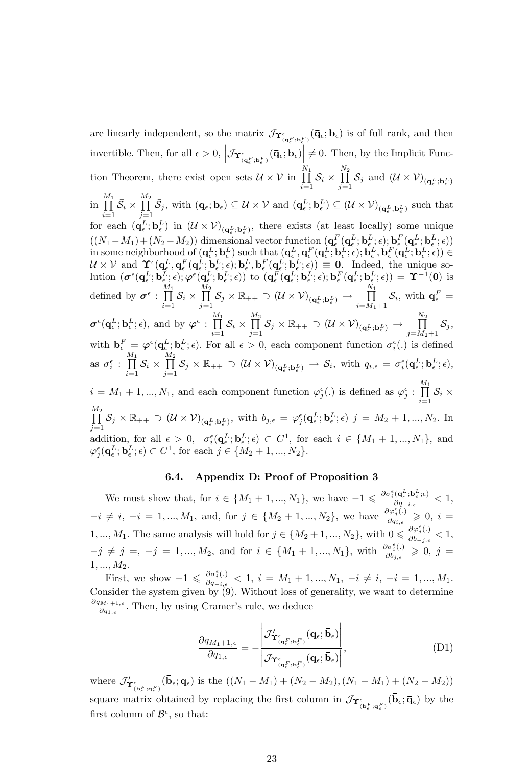are linearly independent, so the matrix $\mathcal{J}_{\mathbf{\Upsilon}^{\epsilon}_{(\mathbf{q}^F_\epsilon;\mathbf{b}^F_\epsilon)}}(\bar{\mathbf{q}}_\epsilon;\bar{\mathbf{b}}_\epsilon)$ is of full rank, and then invertible. Then, for all $\epsilon > 0$, $\left|\mathcal{J}_{\mathbf{\Upsilon}^{\epsilon}_{(\mathbf{q}^F_\epsilon;\mathbf{b}^F_\epsilon)}}(\bar{\mathbf{q}}_\epsilon;\bar{\mathbf{b}}_\epsilon)\right| \neq 0$. Then, by the Implicit Function Theorem, there exist open sets $\mathcal{U}\times\mathcal{V}$ in $\prod_{i=1}^{N_1}\bar{\mathcal{S}}_i \times \prod_{j=1}^{N_2}\bar{\mathcal{S}}_j$ and $(\mathcal{U}\times\mathcal{V})_{(\mathbf{q}^L_\epsilon;\mathbf{b}^L_\epsilon)}$ in $\prod_{i=1}^{M_1}\bar{\mathcal{S}}_i \times \prod_{j=1}^{M_2}\bar{\mathcal{S}}_j$, with $(\bar{\mathbf{q}}_\epsilon;\bar{\mathbf{b}}_\epsilon)\subseteq \mathcal{U}\times\mathcal{V}$ and $(\mathbf{q}^L_\epsilon;\mathbf{b}^L_\epsilon)\subseteq(\mathcal{U}\times\mathcal{V})_{(\mathbf{q}^L_\epsilon,\mathbf{b}^L_\epsilon)}$ such that for each $(\mathbf{q}^L_\epsilon;\mathbf{b}^L_\epsilon)$ in $(\mathcal{U}\times\mathcal{V})_{(\mathbf{q}^L_\epsilon;\mathbf{b}^L_\epsilon)}$, there exists (at least locally) some unique $((N_1-M_1)+(N_2-M_2))$ dimensional vector function $(\mathbf{q}^F_\epsilon(\mathbf{q}^L_\epsilon;\mathbf{b}^L_\epsilon;\epsilon);\mathbf{b}^F_\epsilon(\mathbf{q}^L_\epsilon;\mathbf{b}^L_\epsilon;\epsilon))$ in some neighborhood of $(\mathbf{q}^L_\epsilon;\mathbf{b}^L_\epsilon)$ such that $(\mathbf{q}^L_\epsilon,\mathbf{q}^F_\epsilon(\mathbf{q}^L_\epsilon;\mathbf{b}^L_\epsilon;\epsilon);\mathbf{b}^L_\epsilon,\mathbf{b}^F_\epsilon(\mathbf{q}^L_\epsilon;\mathbf{b}^L_\epsilon;\epsilon))\in \mathcal{U}\times\mathcal{V}$ and $\mathbf{\Upsilon}^\epsilon(\mathbf{q}^L_\epsilon,\mathbf{q}^F_\epsilon(\mathbf{q}^L_\epsilon;\mathbf{b}^L_\epsilon;\epsilon);\mathbf{b}^L_\epsilon,\mathbf{b}^F_\epsilon(\mathbf{q}^L_\epsilon;\mathbf{b}^L_\epsilon;\epsilon))\equiv\mathbf{0}$. Indeed, the unique solution $(\boldsymbol{\sigma}^\epsilon(\mathbf{q}^L_\epsilon;\mathbf{b}^L_\epsilon;\epsilon);\boldsymbol{\varphi}^\epsilon(\mathbf{q}^L_\epsilon;\mathbf{b}^L_\epsilon;\epsilon))$ to $(\mathbf{q}^F_\epsilon(\mathbf{q}^L_\epsilon;\mathbf{b}^L_\epsilon;\epsilon);\mathbf{b}^F_\epsilon(\mathbf{q}^L_\epsilon;\mathbf{b}^L_\epsilon;\epsilon)) = \mathbf{\Upsilon}^{-1}(\mathbf{0})$ is defined by $\boldsymbol{\sigma}^\epsilon : \prod_{i=1}^{M_1}\mathcal{S}_i\times\prod_{j=1}^{M_2}\mathcal{S}_j\times\mathbb{R}_{++}\supset(\mathcal{U}\times\mathcal{V})_{(\mathbf{q}^L_\epsilon;\mathbf{b}^L_\epsilon)}\rightarrow\prod_{i=M_1+1}^{N_1}\mathcal{S}_i$, with $\mathbf{q}^F_\epsilon = \boldsymbol{\sigma}^\epsilon(\mathbf{q}^L_\epsilon;\mathbf{b}^L_\epsilon;\epsilon)$, and by $\boldsymbol{\varphi}^\epsilon : \prod_{i=1}^{M_1}\mathcal{S}_i\times\prod_{j=1}^{M_2}\mathcal{S}_j\times\mathbb{R}_{++}\supset(\mathcal{U}\times\mathcal{V})_{(\mathbf{q}^L_\epsilon;\mathbf{b}^L_\epsilon)}\rightarrow\prod_{j=M_2+1}^{N_2}\mathcal{S}_j$, with $\mathbf{b}^F_\epsilon = \boldsymbol{\varphi}^\epsilon(\mathbf{q}^L_\epsilon;\mathbf{b}^L_\epsilon;\epsilon)$. For all $\epsilon>0$, each component function $\sigma^\epsilon_i(.)$ is defined as $\sigma^\epsilon_i : \prod_{i=1}^{M_1}\mathcal{S}_i\times\prod_{j=1}^{M_2}\mathcal{S}_j\times\mathbb{R}_{++}\supset(\mathcal{U}\times\mathcal{V})_{(\mathbf{q}^L_\epsilon;\mathbf{b}^L_\epsilon)}\rightarrow\mathcal{S}_i$, with $q_{i,\epsilon}=\sigma^\epsilon_i(\mathbf{q}^L_\epsilon;\mathbf{b}^L_\epsilon;\epsilon)$, $i = M_1+1,...,N_1$, and each component function $\varphi^\epsilon_j(.)$ is defined as $\varphi^\epsilon_j : \prod_{i=1}^{M_1}\mathcal{S}_i\times\prod_{j=1}^{M_2}\mathcal{S}_j\times\mathbb{R}_{++}\supset(\mathcal{U}\times\mathcal{V})_{(\mathbf{q}^L_\epsilon;\mathbf{b}^L_\epsilon)}$, with $b_{j,\epsilon}=\varphi^\epsilon_j(\mathbf{q}^L_\epsilon;\mathbf{b}^L_\epsilon;\epsilon)$ $j = M_2+1,...,N_2$. In addition, for all $\epsilon>0$, $\sigma^\epsilon_i(\mathbf{q}^L_\epsilon;\mathbf{b}^L_\epsilon;\epsilon)\subset C^1$, for each $i\in\{M_1+1,...,N_1\}$, and $\varphi^\epsilon_j(\mathbf{q}^L_\epsilon;\mathbf{b}^L_\epsilon;\epsilon)\subset C^1$, for each $j\in\{M_2+1,...,N_2\}$.

### 6.4. Appendix D: Proof of Proposition 3

We must show that, for $i\in\{M_1+1,...,N_1\}$, we have $-1\leqslant\frac{\partial\sigma^\epsilon_i(\mathbf{q}^L_\epsilon;\mathbf{b}^L_\epsilon;\epsilon)}{\partial q_{-i,\epsilon}}<1$, $-i\neq i$, $-i=1,...,M_1$, and, for $j\in\{M_2+1,...,N_2\}$, we have $\frac{\partial\varphi^\epsilon_j(.)}{\partial q_{i,\epsilon}}\geqslant 0$, $i=1,...,M_1$. The same analysis will hold for $j\in\{M_2+1,...,N_2\}$, with $0\leqslant\frac{\partial\varphi^\epsilon_j(.)}{\partial b_{-j,\epsilon}}<1$, $-j\neq j =$, $-j=1,...,M_2$, and for $i\in\{M_1+1,...,N_1\}$, with $\frac{\partial\sigma^\epsilon_i(.)}{\partial b_{j,\epsilon}}\geqslant 0$, $j=1,...,M_2$.

First, we show $-1\leqslant\frac{\partial\sigma^\epsilon_i(.)}{\partial q_{-i,\epsilon}}<1$, $i=M_1+1,...,N_1$, $-i\neq i$, $-i=1,...,M_1$. Consider the system given by (9). Without loss of generality, we want to determine $\frac{\partial q_{M_1+1,\epsilon}}{\partial q_{1,\epsilon}}$. Then, by using Cramer's rule, we deduce

$$\frac{\partial q_{M_1+1,\epsilon}}{\partial q_{1,\epsilon}} = -\frac{\left|\mathcal{J}'_{\mathbf{\Upsilon}^{\epsilon}_{(\mathbf{q}^F_\epsilon;\mathbf{b}^F_\epsilon)}}(\bar{\mathbf{q}}_\epsilon;\bar{\mathbf{b}}_\epsilon)\right|}{\left|\mathcal{J}_{\mathbf{\Upsilon}^{\epsilon}_{(\mathbf{q}^F_\epsilon;\mathbf{b}^F_\epsilon)}}(\bar{\mathbf{q}}_\epsilon;\bar{\mathbf{b}}_\epsilon)\right|}, \tag{D1}$$

where $\mathcal{J}'_{\mathbf{\Upsilon}^{\epsilon}_{(\mathbf{b}^F_\epsilon;\mathbf{q}^F_\epsilon)}}(\bar{\mathbf{b}}_\epsilon;\bar{\mathbf{q}}_\epsilon)$ is the $((N_1-M_1)+(N_2-M_2),(N_1-M_1)+(N_2-M_2))$ square matrix obtained by replacing the first column in $\mathcal{J}_{\mathbf{\Upsilon}^{\epsilon}_{(\mathbf{b}^F_\epsilon;\mathbf{q}^F_\epsilon)}}(\bar{\mathbf{b}}_\epsilon;\bar{\mathbf{q}}_\epsilon)$ by the first column of $\mathcal{B}^\epsilon$, so that: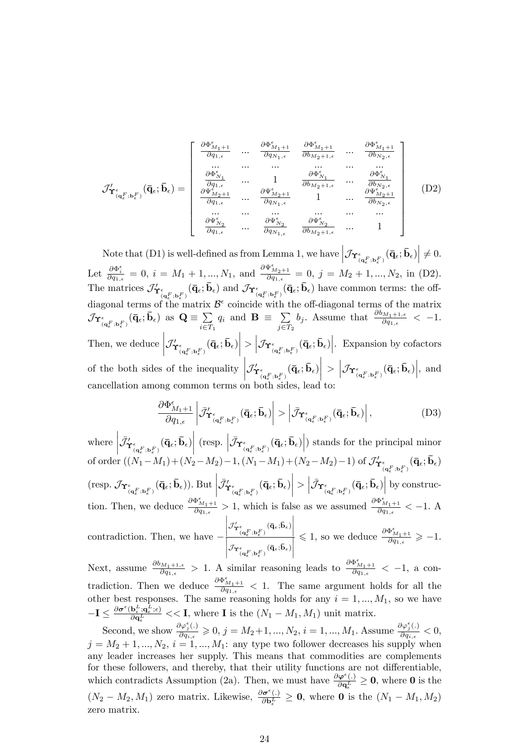$$\mathcal{J}'_{\Upsilon^{\epsilon}_{(\mathbf{q}^F_\epsilon;\mathbf{b}^F_\epsilon)}}(\bar{\mathbf{q}}_\epsilon;\bar{\mathbf{b}}_\epsilon)=\left[\begin{array}{cccccc}\frac{\partial\Phi^{\epsilon}_{M_1+1}}{\partial q_{1,\epsilon}} & ... & \frac{\partial\Phi^{\epsilon}_{M_1+1}}{\partial q_{N_1,\epsilon}} & \frac{\partial\Phi^{\epsilon}_{M_1+1}}{\partial b_{M_2+1,\epsilon}} & ... & \frac{\partial\Phi^{\epsilon}_{M_1+1}}{\partial b_{N_2,\epsilon}}\\ ... & ... & ... & ... & ... & ...\\ \frac{\partial\Phi^{\epsilon}_{N_1}}{\partial q_{1,\epsilon}} & ... & 1 & \frac{\partial\Phi^{\epsilon}_{N_1}}{\partial b_{M_2+1,\epsilon}} & ... & \frac{\partial\Phi^{\epsilon}_{N_1}}{\partial b_{N_2,\epsilon}}\\ \frac{\partial\Psi^{\epsilon}_{M_2+1}}{\partial q_{1,\epsilon}} & ... & \frac{\partial\Psi^{\epsilon}_{M_2+1}}{\partial q_{N_1,\epsilon}} & 1 & ... & \frac{\partial\Psi^{\epsilon}_{M_2+1}}{\partial b_{N_2,\epsilon}}\\ ... & ... & ... & ... & ... & ...\\ \frac{\partial\Psi^{\epsilon}_{N_2}}{\partial q_{1,\epsilon}} & ... & \frac{\partial\Psi^{\epsilon}_{N_2}}{\partial q_{N_1,\epsilon}} & \frac{\partial\Psi^{\epsilon}_{N_2}}{\partial b_{M_2+1,\epsilon}} & ... & 1\end{array}\right] \tag{D2}$$

Note that (D1) is well-defined as from Lemma 1, we have $\left|\mathcal{J}_{\Upsilon^{\epsilon}_{(\mathbf{q}^F_\epsilon;\mathbf{b}^F_\epsilon)}}(\bar{\mathbf{q}}_\epsilon;\bar{\mathbf{b}}_\epsilon)\right|\neq 0$. Let $\frac{\partial\Phi^{\epsilon}_i}{\partial q_{1,\epsilon}}=0$, $i=M_1+1,...,N_1$, and $\frac{\partial\Psi^{\epsilon}_{M_2+1}}{\partial q_{1,\epsilon}}=0$, $j=M_2+1,...,N_2$, in (D2). The matrices $\mathcal{J}'_{\Upsilon^{\epsilon}_{(\mathbf{q}^F_\epsilon;\mathbf{b}^F_\epsilon)}}(\bar{\mathbf{q}}_\epsilon;\bar{\mathbf{b}}_\epsilon)$ and $\mathcal{J}_{\Upsilon^{\epsilon}_{(\mathbf{q}^F_\epsilon;\mathbf{b}^F_\epsilon)}}(\bar{\mathbf{q}}_\epsilon;\bar{\mathbf{b}}_\epsilon)$ have common terms: the off-diagonal terms of the matrix $\mathcal{B}^{\epsilon}$ coincide with the off-diagonal terms of the matrix $\mathcal{J}_{\Upsilon^{\epsilon}_{(\mathbf{q}^F_\epsilon;\mathbf{b}^F_\epsilon)}}(\bar{\mathbf{q}}_\epsilon;\bar{\mathbf{b}}_\epsilon)$ as $\mathbf{Q}\equiv\sum_{i\in T_1}q_i$ and $\mathbf{B}\equiv\sum_{j\in T_2}b_j$. Assume that $\frac{\partial b_{M_1+1,\epsilon}}{\partial q_{1,\epsilon}}<-1$. Then, we deduce $\left|\mathcal{J}'_{\Upsilon^{\epsilon}_{(\mathbf{q}^F_\epsilon;\mathbf{b}^F_\epsilon)}}(\bar{\mathbf{q}}_\epsilon;\bar{\mathbf{b}}_\epsilon)\right|>\left|\mathcal{J}_{\Upsilon^{\epsilon}_{(\mathbf{q}^F_\epsilon;\mathbf{b}^F_\epsilon)}}(\bar{\mathbf{q}}_\epsilon;\bar{\mathbf{b}}_\epsilon)\right|$. Expansion by cofactors of the both sides of the inequality $\left|\mathcal{J}'_{\Upsilon^{\epsilon}_{(\mathbf{q}^F_\epsilon;\mathbf{b}^F_\epsilon)}}(\bar{\mathbf{q}}_\epsilon;\bar{\mathbf{b}}_\epsilon)\right|>\left|\mathcal{J}_{\Upsilon^{\epsilon}_{(\mathbf{q}^F_\epsilon;\mathbf{b}^F_\epsilon)}}(\bar{\mathbf{q}}_\epsilon;\bar{\mathbf{b}}_\epsilon)\right|$, and cancellation among common terms on both sides, lead to:

$$\frac{\partial\Phi^{\epsilon}_{M_1+1}}{\partial q_{1,\epsilon}}\left|\bar{\mathcal{J}}'_{\Upsilon^{\epsilon}_{(\mathbf{q}^F_\epsilon;\mathbf{b}^F_\epsilon)}}(\bar{\mathbf{q}}_\epsilon;\bar{\mathbf{b}}_\epsilon)\right|>\left|\bar{\mathcal{J}}_{\Upsilon^{\epsilon}_{(\mathbf{q}^F_\epsilon;\mathbf{b}^F_\epsilon)}}(\bar{\mathbf{q}}_\epsilon;\bar{\mathbf{b}}_\epsilon)\right|, \tag{D3}$$

where $\left|\bar{\mathcal{J}}'_{\Upsilon^{\epsilon}_{(\mathbf{q}^F_\epsilon;\mathbf{b}^F_\epsilon)}}(\bar{\mathbf{q}}_\epsilon;\bar{\mathbf{b}}_\epsilon)\right|$ (resp. $\left|\bar{\mathcal{J}}_{\Upsilon^{\epsilon}_{(\mathbf{q}^F_\epsilon;\mathbf{b}^F_\epsilon)}}(\bar{\mathbf{q}}_\epsilon;\bar{\mathbf{b}}_\epsilon)\right|$) stands for the principal minor of order $((N_1-M_1)+(N_2-M_2)-1,(N_1-M_1)+(N_2-M_2)-1)$ of $\mathcal{J}'_{\Upsilon^{\epsilon}_{(\mathbf{q}^F_\epsilon;\mathbf{b}^F_\epsilon)}}(\bar{\mathbf{q}}_\epsilon;\bar{\mathbf{b}}_\epsilon)$ (resp. $\mathcal{J}_{\Upsilon^{\epsilon}_{(\mathbf{q}^F_\epsilon;\mathbf{b}^F_\epsilon)}}(\bar{\mathbf{q}}_\epsilon;\bar{\mathbf{b}}_\epsilon)$). But $\left|\bar{\mathcal{J}}'_{\Upsilon^{\epsilon}_{(\mathbf{q}^F_\epsilon;\mathbf{b}^F_\epsilon)}}(\bar{\mathbf{q}}_\epsilon;\bar{\mathbf{b}}_\epsilon)\right|>\left|\bar{\mathcal{J}}_{\Upsilon^{\epsilon}_{(\mathbf{q}^F_\epsilon;\mathbf{b}^F_\epsilon)}}(\bar{\mathbf{q}}_\epsilon;\bar{\mathbf{b}}_\epsilon)\right|$ by construction. Then, we deduce $\frac{\partial\Phi^{\epsilon}_{M_1+1}}{\partial q_{1,\epsilon}}>1$, which is false as we assumed $\frac{\partial\Phi^{\epsilon}_{M_1+1}}{\partial q_{1,\epsilon}}<-1$. A contradiction. Then, we have $-\frac{\left|\mathcal{J}'_{\Upsilon^{\epsilon}_{(\mathbf{q}^F_\epsilon;\mathbf{b}^F_\epsilon)}}(\bar{\mathbf{q}}_\epsilon;\bar{\mathbf{b}}_\epsilon)\right|}{\left|\mathcal{J}_{\Upsilon^{\epsilon}_{(\mathbf{q}^F_\epsilon;\mathbf{b}^F_\epsilon)}}(\bar{\mathbf{q}}_\epsilon;\bar{\mathbf{b}}_\epsilon)\right|}\leqslant 1$, so we deduce $\frac{\partial\Phi^{\epsilon}_{M_1+1}}{\partial q_{1,\epsilon}}\geqslant -1$. Next, assume $\frac{\partial b_{M_1+1,\epsilon}}{\partial q_{1,\epsilon}}>1$. A similar reasoning leads to $\frac{\partial\Phi^{\epsilon}_{M_1+1}}{\partial q_{1,\epsilon}}<-1$, a contradiction. Then we deduce $\frac{\partial\Phi^{\epsilon}_{M_1+1}}{\partial q_{1,\epsilon}}<1$. The same argument holds for all the other best responses. The same reasoning holds for any $i=1,...,M_1$, so we have $-\mathbf{I}\leq\frac{\partial\boldsymbol{\sigma}^{\epsilon}(\mathbf{b}^L_\epsilon;\mathbf{q}^L_\epsilon;\epsilon)}{\partial\mathbf{q}^L_\epsilon}<<\mathbf{I}$, where $\mathbf{I}$ is the $(N_1-M_1,M_1)$ unit matrix.

Second, we show $\frac{\partial\varphi^{\epsilon}_j(.)}{\partial q_{i,\epsilon}}\geqslant 0$, $j=M_2+1,...,N_2$, $i=1,...,M_1$. Assume $\frac{\partial\varphi^{\epsilon}_j(.)}{\partial q_{i,\epsilon}}<0$, $j=M_2+1,...,N_2$, $i=1,...,M_1$: any type two follower decreases his supply when any leader increases her supply. This means that commodities are complements for these followers, and thereby, that their utility functions are not differentiable, which contradicts Assumption (2a). Then, we must have $\frac{\partial\boldsymbol{\varphi}^{\epsilon}(.)}{\partial\mathbf{q}^L_\epsilon}\geq\mathbf{0}$, where $\mathbf{0}$ is the $(N_2-M_2,M_1)$ zero matrix. Likewise, $\frac{\partial\boldsymbol{\sigma}^{\epsilon}(.)}{\partial\mathbf{b}^L_\epsilon}\geq\mathbf{0}$, where $\mathbf{0}$ is the $(N_1-M_1,M_2)$ zero matrix.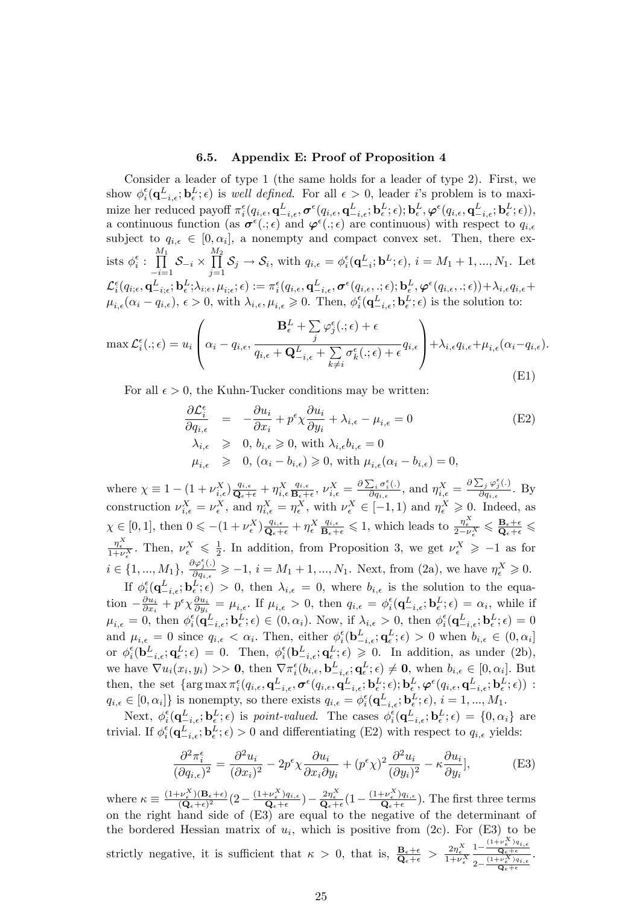### 6.5. Appendix E: Proof of Proposition 4

Consider a leader of type 1 (the same holds for a leader of type 2). First, we show $\phi_i^\epsilon(\mathbf{q}_{-i,\epsilon}^L;\mathbf{b}_\epsilon^L;\epsilon)$ is *well defined*. For all $\epsilon>0$, leader $i$'s problem is to maximize her reduced payoff $\pi_i^\epsilon(q_{i,\epsilon},\mathbf{q}_{-i,\epsilon}^L,\boldsymbol{\sigma}^\epsilon(q_{i,\epsilon},\mathbf{q}_{-i,\epsilon}^L;\mathbf{b}_\epsilon^L;\epsilon);\mathbf{b}_\epsilon^L,\boldsymbol{\varphi}^\epsilon(q_{i,\epsilon},\mathbf{q}_{-i,\epsilon}^L;\mathbf{b}_\epsilon^L;\epsilon))$, a continuous function (as $\boldsymbol{\sigma}^\epsilon(.;\epsilon)$ and $\boldsymbol{\varphi}^\epsilon(.;\epsilon)$ are continuous) with respect to $q_{i,\epsilon}$ subject to $q_{i,\epsilon}\in[0,\alpha_i]$, a nonempty and compact convex set. Then, there exists $\phi_i^\epsilon:\prod_{-i=1}^{M_1}\mathcal{S}_{-i}\times\prod_{j=1}^{M_2}\mathcal{S}_j\to\mathcal{S}_i$, with $q_{i,\epsilon}=\phi_i^\epsilon(\mathbf{q}_{-i}^L;\mathbf{b}^L;\epsilon)$, $i=M_1+1,...,N_1$. Let $\mathcal{L}_i^\epsilon(q_{i;\epsilon},\mathbf{q}_{-i;\epsilon}^L;\mathbf{b}_\epsilon^L;\lambda_{i;\epsilon},\mu_{i;\epsilon};\epsilon):=\pi_i^\epsilon(q_{i,\epsilon},\mathbf{q}_{-i,\epsilon}^L,\boldsymbol{\sigma}^\epsilon(q_{i,\epsilon},.;\epsilon);\mathbf{b}_\epsilon^L,\boldsymbol{\varphi}^\epsilon(q_{i,\epsilon},.;\epsilon))+\lambda_{i,\epsilon}q_{i,\epsilon}+\mu_{i,\epsilon}(\alpha_i-q_{i,\epsilon})$, $\epsilon>0$, with $\lambda_{i,\epsilon},\mu_{i,\epsilon}\geqslant 0$. Then, $\phi_i^\epsilon(\mathbf{q}_{-i,\epsilon}^L;\mathbf{b}_\epsilon^L;\epsilon)$ is the solution to:

$$
\max\mathcal{L}_i^\epsilon(.;\epsilon)=u_i\left(\alpha_i-q_{i,\epsilon},\frac{\mathbf{B}_\epsilon^L+\sum_j\varphi_j^\epsilon(.;\epsilon)+\epsilon}{q_{i,\epsilon}+\mathbf{Q}_{-i,\epsilon}^L+\sum_{k\neq i}\sigma_k^\epsilon(.;\epsilon)+\epsilon}q_{i,\epsilon}\right)+\lambda_{i,\epsilon}q_{i,\epsilon}+\mu_{i,\epsilon}(\alpha_i-q_{i,\epsilon}). \tag{E1}
$$

For all $\epsilon>0$, the Kuhn-Tucker conditions may be written:

$$
\begin{aligned}
\frac{\partial\mathcal{L}_i^\epsilon}{\partial q_{i,\epsilon}} &= -\frac{\partial u_i}{\partial x_i}+p^\epsilon\chi\frac{\partial u_i}{\partial y_i}+\lambda_{i,\epsilon}-\mu_{i,\epsilon}=0 \\
\lambda_{i,\epsilon} &\geqslant 0,\ b_{i,\epsilon}\geqslant 0,\text{ with }\lambda_{i,\epsilon}b_{i,\epsilon}=0 \\
\mu_{i,\epsilon} &\geqslant 0,\ (\alpha_i-b_{i,\epsilon})\geqslant 0,\text{ with }\mu_{i,\epsilon}(\alpha_i-b_{i,\epsilon})=0,
\end{aligned} \tag{E2}
$$

where $\chi\equiv 1-(1+\nu_{i,\epsilon}^X)\frac{q_{i,\epsilon}}{\mathbf{Q}_\epsilon+\epsilon}+\eta_{i,\epsilon}^X\frac{q_{i,\epsilon}}{\mathbf{B}_\epsilon+\epsilon}$, $\nu_{i,\epsilon}^X=\frac{\partial\sum_i\sigma_i^\epsilon(.)}{\partial q_{i,\epsilon}}$, and $\eta_{i,\epsilon}^X=\frac{\partial\sum_j\varphi_j^\epsilon(.)}{\partial q_{i,\epsilon}}$. By construction $\nu_{i,\epsilon}^X=\nu_\epsilon^X$, and $\eta_{i,\epsilon}^X=\eta_\epsilon^X$, with $\nu_\epsilon^X\in[-1,1)$ and $\eta_\epsilon^X\geqslant 0$. Indeed, as $\chi\in[0,1]$, then $0\leqslant-(1+\nu_\epsilon^X)\frac{q_{i,\epsilon}}{\mathbf{Q}_\epsilon+\epsilon}+\eta_\epsilon^X\frac{q_{i,\epsilon}}{\mathbf{B}_\epsilon+\epsilon}\leqslant 1$, which leads to $\frac{\eta_\epsilon^X}{2-\nu_\epsilon^X}\leqslant\frac{\mathbf{B}_\epsilon+\epsilon}{\mathbf{Q}_\epsilon+\epsilon}\leqslant\frac{\eta_\epsilon^X}{1+\nu_\epsilon^X}$. Then, $\nu_\epsilon^X\leqslant\frac{1}{2}$. In addition, from Proposition 3, we get $\nu_\epsilon^X\geqslant-1$ as for $i\in\{1,...,M_1\}$, $\frac{\partial\varphi_j^\epsilon(.)}{\partial q_{i,\epsilon}}\geqslant-1$, $i=M_1+1,...,N_1$. Next, from (2a), we have $\eta_\epsilon^X\geqslant 0$.

If $\phi_i^\epsilon(\mathbf{q}_{-i,\epsilon}^L;\mathbf{b}_\epsilon^L;\epsilon)>0$, then $\lambda_{i,\epsilon}=0$, where $b_{i,\epsilon}$ is the solution to the equation $-\frac{\partial u_i}{\partial x_i}+p^\epsilon\chi\frac{\partial u_i}{\partial y_i}=\mu_{i,\epsilon}$. If $\mu_{i,\epsilon}>0$, then $q_{i,\epsilon}=\phi_i^\epsilon(\mathbf{q}_{-i,\epsilon}^L;\mathbf{b}_\epsilon^L;\epsilon)=\alpha_i$, while if $\mu_{i,\epsilon}=0$, then $\phi_i^\epsilon(\mathbf{q}_{-i,\epsilon}^L;\mathbf{b}_\epsilon^L;\epsilon)\in(0,\alpha_i)$. Now, if $\lambda_{i,\epsilon}>0$, then $\phi_i^\epsilon(\mathbf{q}_{-i,\epsilon}^L;\mathbf{b}_\epsilon^L;\epsilon)=0$ and $\mu_{i,\epsilon}=0$ since $q_{i,\epsilon}<\alpha_i$. Then, either $\phi_i^\epsilon(\mathbf{b}_{-i,\epsilon}^L;\mathbf{q}_\epsilon^L;\epsilon)>0$ when $b_{i,\epsilon}\in(0,\alpha_i]$ or $\phi_i^\epsilon(\mathbf{b}_{-i,\epsilon}^L;\mathbf{q}_\epsilon^L;\epsilon)=0$. Then, $\phi_i^\epsilon(\mathbf{b}_{-i,\epsilon}^L;\mathbf{q}_\epsilon^L;\epsilon)\geqslant 0$. In addition, as under (2b), we have $\nabla u_i(x_i,y_i)>>\mathbf{0}$, then $\nabla\pi_i^\epsilon(b_{i,\epsilon},\mathbf{b}_{-i,\epsilon}^L;\mathbf{q}_\epsilon^L;\epsilon)\neq\mathbf{0}$, when $b_{i,\epsilon}\in[0,\alpha_i]$. But then, the set $\{\arg\max\pi_i^\epsilon(q_{i,\epsilon},\mathbf{q}_{-i,\epsilon}^L,\boldsymbol{\sigma}^\epsilon(q_{i,\epsilon},\mathbf{q}_{-i,\epsilon}^L;\mathbf{b}_\epsilon^L;\epsilon);\mathbf{b}_\epsilon^L,\boldsymbol{\varphi}^\epsilon(q_{i,\epsilon},\mathbf{q}_{-i,\epsilon}^L;\mathbf{b}_\epsilon^L;\epsilon)):q_{i,\epsilon}\in[0,\alpha_i]\}$ is nonempty, so there exists $q_{i,\epsilon}=\phi_i^\epsilon(\mathbf{q}_{-i,\epsilon}^L;\mathbf{b}_\epsilon^L;\epsilon)$, $i=1,...,M_1$.

Next, $\phi_i^\epsilon(\mathbf{q}_{-i,\epsilon}^L;\mathbf{b}_\epsilon^L;\epsilon)$ is *point-valued*. The cases $\phi_i^\epsilon(\mathbf{q}_{-i,\epsilon}^L;\mathbf{b}_\epsilon^L;\epsilon)=\{0,\alpha_i\}$ are trivial. If $\phi_i^\epsilon(\mathbf{q}_{-i,\epsilon}^L;\mathbf{b}_\epsilon^L;\epsilon)>0$ and differentiating (E2) with respect to $q_{i,\epsilon}$ yields:

$$
\frac{\partial^2\pi_i^\epsilon}{(\partial q_{i,\epsilon})^2}=\frac{\partial^2 u_i}{(\partial x_i)^2}-2p^\epsilon\chi\frac{\partial u_i}{\partial x_i\partial y_i}+(p^\epsilon\chi)^2\frac{\partial^2 u_i}{(\partial y_i)^2}-\kappa\frac{\partial u_i}{\partial y_i}], \tag{E3}
$$

where $\kappa\equiv\frac{(1+\nu_\epsilon^X)(\mathbf{B}_\epsilon+\epsilon)}{(\mathbf{Q}_\epsilon+\epsilon)^2}(2-\frac{(1+\nu_\epsilon^X)q_{i,\epsilon}}{\mathbf{Q}_\epsilon+\epsilon})-\frac{2\eta_\epsilon^X}{\mathbf{Q}_\epsilon+\epsilon}(1-\frac{(1+\nu_\epsilon^X)q_{i,\epsilon}}{\mathbf{Q}_\epsilon+\epsilon})$. The first three terms on the right hand side of (E3) are equal to the negative of the determinant of the bordered Hessian matrix of $u_i$, which is positive from (2c). For (E3) to be strictly negative, it is sufficient that $\kappa>0$, that is, $\frac{\mathbf{B}_\epsilon+\epsilon}{\mathbf{Q}_\epsilon+\epsilon}>\frac{2\eta_\epsilon^X}{1+\nu_\epsilon^X}\frac{1-\frac{(1+\nu_\epsilon^X)q_{i,\epsilon}}{\mathbf{Q}_\epsilon+\epsilon}}{2-\frac{(1+\nu_\epsilon^X)q_{i,\epsilon}}{\mathbf{Q}_\epsilon+\epsilon}}$.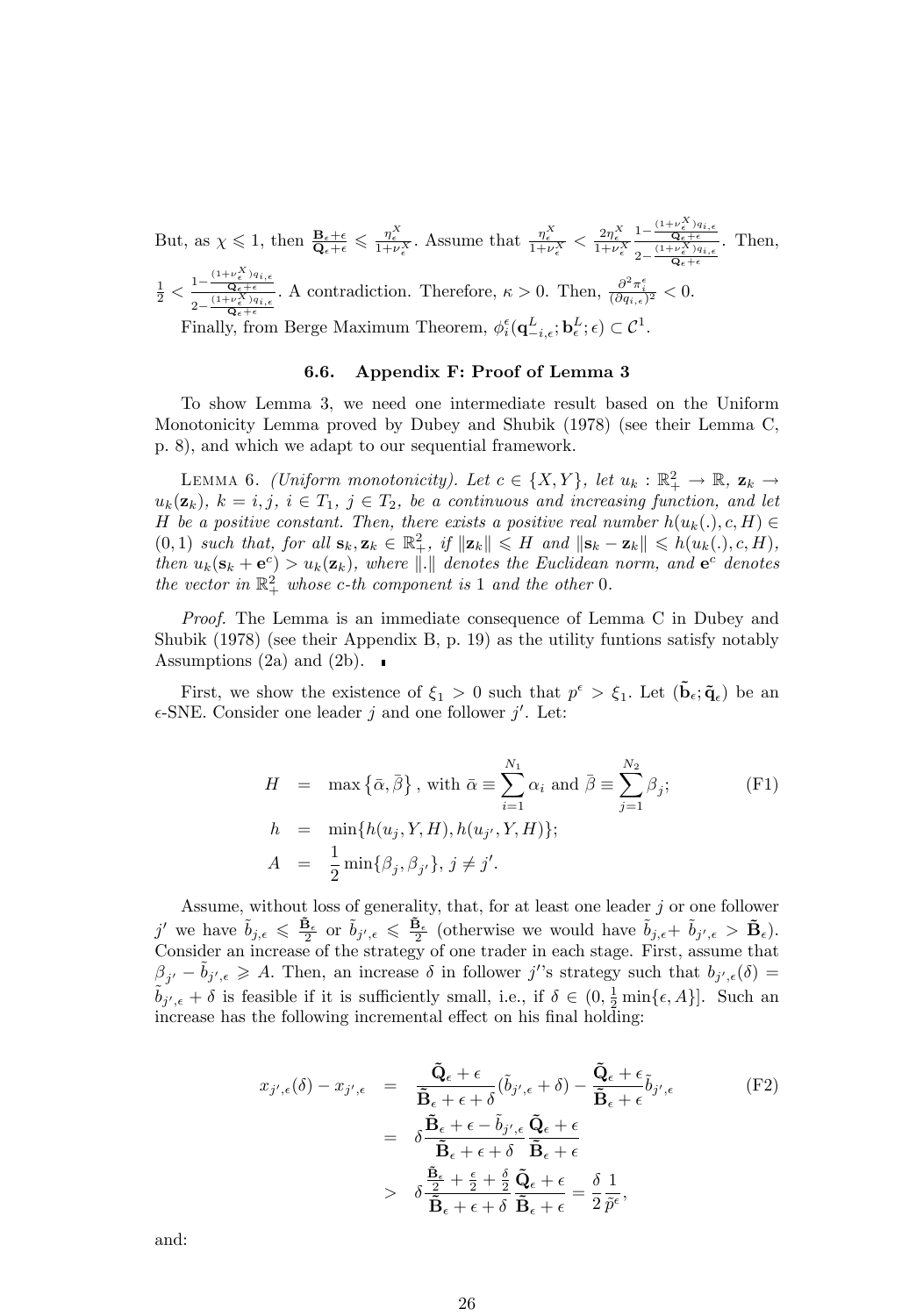But, as $\chi \leqslant 1$, then $\frac{\mathbf{B}_\epsilon+\epsilon}{\mathbf{Q}_\epsilon+\epsilon} \leqslant \frac{\eta_\epsilon^X}{1+\nu_\epsilon^X}$. Assume that $\frac{\eta_\epsilon^X}{1+\nu_\epsilon^X} < \frac{2\eta_\epsilon^X}{1+\nu_\epsilon^X} \frac{1-\frac{(1+\nu_\epsilon^X)q_{i,\epsilon}}{\mathbf{Q}_\epsilon+\epsilon}}{2-\frac{(1+\nu_\epsilon^X)q_{i,\epsilon}}{\mathbf{Q}_\epsilon+\epsilon}}$. Then, $\frac{1}{2} < \frac{1-\frac{(1+\nu_\epsilon^X)q_{i,\epsilon}}{\mathbf{Q}_\epsilon+\epsilon}}{2-\frac{(1+\nu_\epsilon^X)q_{i,\epsilon}}{\mathbf{Q}_\epsilon+\epsilon}}$. A contradiction. Therefore, $\kappa > 0$. Then, $\frac{\partial^2 \pi_i^\epsilon}{(\partial q_{i,\epsilon})^2} < 0$.

Finally, from Berge Maximum Theorem, $\phi_i^\epsilon(\mathbf{q}_{-i,\epsilon}^L; \mathbf{b}_\epsilon^L; \epsilon) \subset \mathcal{C}^1$.

### 6.6. Appendix F: Proof of Lemma 3

To show Lemma 3, we need one intermediate result based on the Uniform Monotonicity Lemma proved by Dubey and Shubik (1978) (see their Lemma C, p. 8), and which we adapt to our sequential framework.

LEMMA 6. *(Uniform monotonicity). Let $c \in \{X, Y\}$, let $u_k : \mathbb{R}_+^2 \to \mathbb{R}$, $\mathbf{z}_k \to u_k(\mathbf{z}_k)$, $k = i, j$, $i \in T_1$, $j \in T_2$, be a continuous and increasing function, and let $H$ be a positive constant. Then, there exists a positive real number $h(u_k(.), c, H) \in (0, 1)$ such that, for all $\mathbf{s}_k, \mathbf{z}_k \in \mathbb{R}_+^2$, if $\|\mathbf{z}_k\| \leqslant H$ and $\|\mathbf{s}_k - \mathbf{z}_k\| \leqslant h(u_k(.), c, H)$, then $u_k(\mathbf{s}_k + \mathbf{e}^c) > u_k(\mathbf{z}_k)$, where $\|.\|$ denotes the Euclidean norm, and $\mathbf{e}^c$ denotes the vector in $\mathbb{R}_+^2$ whose $c$-th component is 1 and the other 0.*

*Proof.* The Lemma is an immediate consequence of Lemma C in Dubey and Shubik (1978) (see their Appendix B, p. 19) as the utility funtions satisfy notably Assumptions (2a) and (2b). ∎

First, we show the existence of $\xi_1 > 0$ such that $p^\epsilon > \xi_1$. Let $(\tilde{\mathbf{b}}_\epsilon; \tilde{\mathbf{q}}_\epsilon)$ be an $\epsilon$-SNE. Consider one leader $j$ and one follower $j'$. Let:

$$
\begin{aligned}
H &= \max\left\{\bar{\alpha}, \bar{\beta}\right\}, \text{ with } \bar{\alpha} \equiv \sum_{i=1}^{N_1} \alpha_i \text{ and } \bar{\beta} \equiv \sum_{j=1}^{N_2} \beta_j; \qquad \text{(F1)}\\
h &= \min\{h(u_j, Y, H), h(u_{j'}, Y, H)\};\\
A &= \frac{1}{2}\min\{\beta_j, \beta_{j'}\},\ j \neq j'.
\end{aligned}
$$

Assume, without loss of generality, that, for at least one leader $j$ or one follower $j'$ we have $\tilde{b}_{j,\epsilon} \leqslant \frac{\tilde{\mathbf{B}}_\epsilon}{2}$ or $\tilde{b}_{j',\epsilon} \leqslant \frac{\tilde{\mathbf{B}}_\epsilon}{2}$ (otherwise we would have $\tilde{b}_{j,\epsilon} + \tilde{b}_{j',\epsilon} > \tilde{\mathbf{B}}_\epsilon$). Consider an increase of the strategy of one trader in each stage. First, assume that $\beta_{j'} - \tilde{b}_{j',\epsilon} \geqslant A$. Then, an increase $\delta$ in follower $j'$'s strategy such that $b_{j',\epsilon}(\delta) = \tilde{b}_{j',\epsilon} + \delta$ is feasible if it is sufficiently small, i.e., if $\delta \in (0, \frac{1}{2}\min\{\epsilon, A\}]$. Such an increase has the following incremental effect on his final holding:

$$
\begin{aligned}
x_{j',\epsilon}(\delta) - x_{j',\epsilon} &= \frac{\tilde{\mathbf{Q}}_\epsilon + \epsilon}{\tilde{\mathbf{B}}_\epsilon + \epsilon + \delta}(\tilde{b}_{j',\epsilon} + \delta) - \frac{\tilde{\mathbf{Q}}_\epsilon + \epsilon}{\tilde{\mathbf{B}}_\epsilon + \epsilon}\tilde{b}_{j',\epsilon} \qquad \text{(F2)}\\
&= \delta \frac{\tilde{\mathbf{B}}_\epsilon + \epsilon - \tilde{b}_{j',\epsilon}}{\tilde{\mathbf{B}}_\epsilon + \epsilon + \delta} \frac{\tilde{\mathbf{Q}}_\epsilon + \epsilon}{\tilde{\mathbf{B}}_\epsilon + \epsilon}\\
&> \delta \frac{\frac{\tilde{\mathbf{B}}_\epsilon}{2} + \frac{\epsilon}{2} + \frac{\delta}{2}}{\tilde{\mathbf{B}}_\epsilon + \epsilon + \delta} \frac{\tilde{\mathbf{Q}}_\epsilon + \epsilon}{\tilde{\mathbf{B}}_\epsilon + \epsilon} = \frac{\delta}{2}\frac{1}{\tilde{p}^\epsilon},
\end{aligned}
$$

and: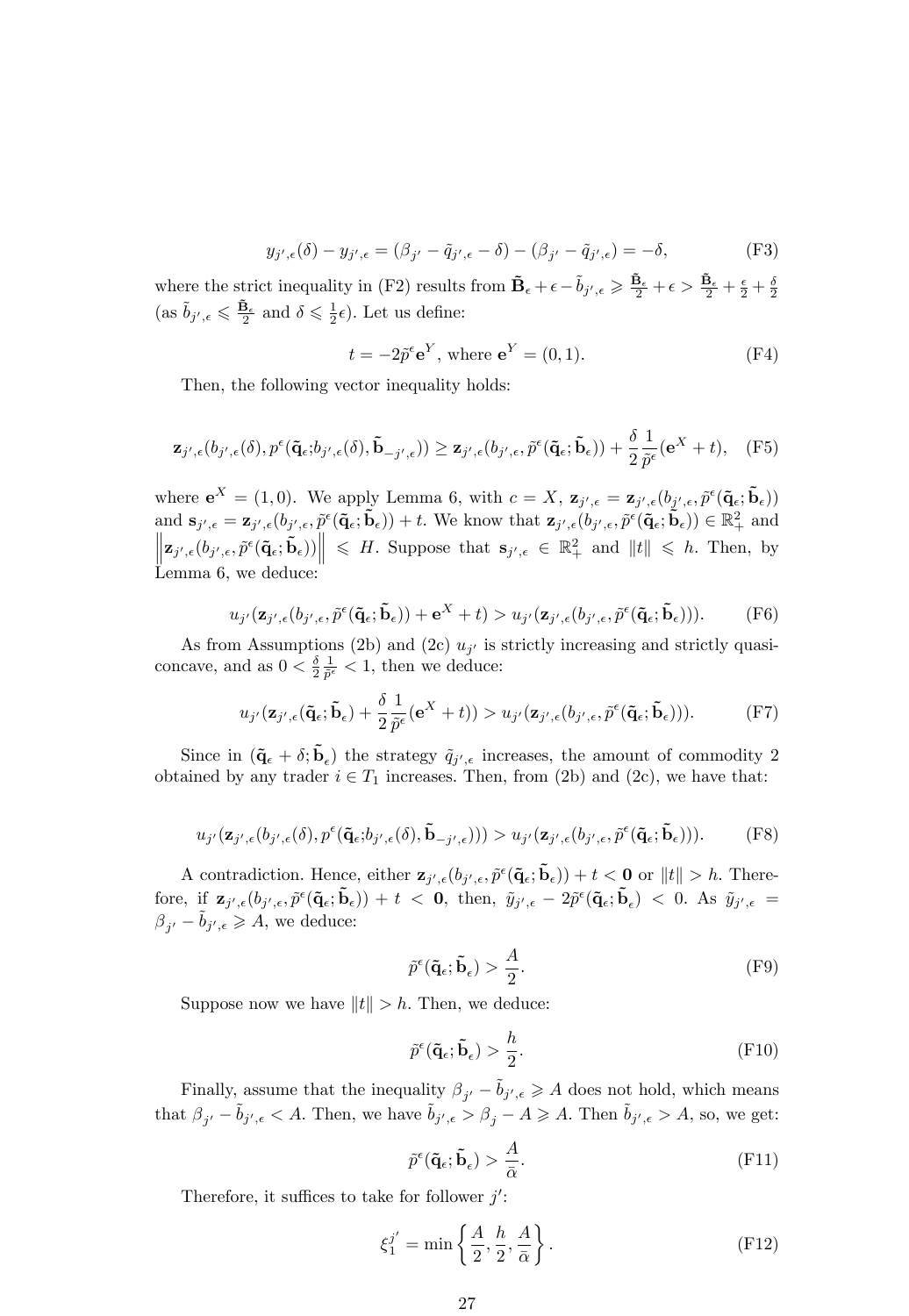$$y_{j',\epsilon}(\delta) - y_{j',\epsilon} = (\beta_{j'} - \tilde{q}_{j',\epsilon} - \delta) - (\beta_{j'} - \tilde{q}_{j',\epsilon}) = -\delta, \tag{F3}$$

where the strict inequality in (F2) results from $\tilde{\mathbf{B}}_\epsilon + \epsilon - \tilde{b}_{j',\epsilon} \geqslant \frac{\tilde{\mathbf{B}}_\epsilon}{2} + \epsilon > \frac{\tilde{\mathbf{B}}_\epsilon}{2} + \frac{\epsilon}{2} + \frac{\delta}{2}$ (as $\tilde{b}_{j',\epsilon} \leqslant \frac{\tilde{\mathbf{B}}_\epsilon}{2}$ and $\delta \leqslant \frac{1}{2}\epsilon$). Let us define:

$$t = -2\tilde{p}^\epsilon \mathbf{e}^Y, \text{ where } \mathbf{e}^Y = (0, 1). \tag{F4}$$

Then, the following vector inequality holds:

$$\mathbf{z}_{j',\epsilon}(b_{j',\epsilon}(\delta), p^\epsilon(\tilde{\mathbf{q}}_\epsilon; b_{j',\epsilon}(\delta), \tilde{\mathbf{b}}_{-j',\epsilon})) \geq \mathbf{z}_{j',\epsilon}(b_{j',\epsilon}, \tilde{p}^\epsilon(\tilde{\mathbf{q}}_\epsilon; \tilde{\mathbf{b}}_\epsilon)) + \frac{\delta}{2}\frac{1}{\tilde{p}^\epsilon}(\mathbf{e}^X + t), \tag{F5}$$

where $\mathbf{e}^X = (1, 0)$. We apply Lemma 6, with $c = X$, $\mathbf{z}_{j',\epsilon} = \mathbf{z}_{j',\epsilon}(b_{j',\epsilon}, \tilde{p}^\epsilon(\tilde{\mathbf{q}}_\epsilon; \tilde{\mathbf{b}}_\epsilon))$ and $\mathbf{s}_{j',\epsilon} = \mathbf{z}_{j',\epsilon}(b_{j',\epsilon}, \tilde{p}^\epsilon(\tilde{\mathbf{q}}_\epsilon; \tilde{\mathbf{b}}_\epsilon)) + t$. We know that $\mathbf{z}_{j',\epsilon}(b_{j',\epsilon}, \tilde{p}^\epsilon(\tilde{\mathbf{q}}_\epsilon; \tilde{\mathbf{b}}_\epsilon)) \in \mathbb{R}^2_+$ and $\left\|\mathbf{z}_{j',\epsilon}(b_{j',\epsilon}, \tilde{p}^\epsilon(\tilde{\mathbf{q}}_\epsilon; \tilde{\mathbf{b}}_\epsilon))\right\| \leqslant H$. Suppose that $\mathbf{s}_{j',\epsilon} \in \mathbb{R}^2_+$ and $\|t\| \leqslant h$. Then, by Lemma 6, we deduce:

$$u_{j'}(\mathbf{z}_{j',\epsilon}(b_{j',\epsilon}, \tilde{p}^\epsilon(\tilde{\mathbf{q}}_\epsilon; \tilde{\mathbf{b}}_\epsilon)) + \mathbf{e}^X + t) > u_{j'}(\mathbf{z}_{j',\epsilon}(b_{j',\epsilon}, \tilde{p}^\epsilon(\tilde{\mathbf{q}}_\epsilon; \tilde{\mathbf{b}}_\epsilon))). \tag{F6}$$

As from Assumptions (2b) and (2c) $u_{j'}$ is strictly increasing and strictly quasi-concave, and as $0 < \frac{\delta}{2}\frac{1}{\tilde{p}^\epsilon} < 1$, then we deduce:

$$u_{j'}(\mathbf{z}_{j',\epsilon}(\tilde{\mathbf{q}}_\epsilon; \tilde{\mathbf{b}}_\epsilon) + \frac{\delta}{2}\frac{1}{\tilde{p}^\epsilon}(\mathbf{e}^X + t)) > u_{j'}(\mathbf{z}_{j',\epsilon}(b_{j',\epsilon}, \tilde{p}^\epsilon(\tilde{\mathbf{q}}_\epsilon; \tilde{\mathbf{b}}_\epsilon))). \tag{F7}$$

Since in $(\tilde{\mathbf{q}}_\epsilon + \delta; \tilde{\mathbf{b}}_\epsilon)$ the strategy $\tilde{q}_{j',\epsilon}$ increases, the amount of commodity 2 obtained by any trader $i \in T_1$ increases. Then, from (2b) and (2c), we have that:

$$u_{j'}(\mathbf{z}_{j',\epsilon}(b_{j',\epsilon}(\delta), p^\epsilon(\tilde{\mathbf{q}}_\epsilon; b_{j',\epsilon}(\delta), \tilde{\mathbf{b}}_{-j',\epsilon}))) > u_{j'}(\mathbf{z}_{j',\epsilon}(b_{j',\epsilon}, \tilde{p}^\epsilon(\tilde{\mathbf{q}}_\epsilon; \tilde{\mathbf{b}}_\epsilon))). \tag{F8}$$

A contradiction. Hence, either $\mathbf{z}_{j',\epsilon}(b_{j',\epsilon}, \tilde{p}^\epsilon(\tilde{\mathbf{q}}_\epsilon; \tilde{\mathbf{b}}_\epsilon)) + t < \mathbf{0}$ or $\|t\| > h$. Therefore, if $\mathbf{z}_{j',\epsilon}(b_{j',\epsilon}, \tilde{p}^\epsilon(\tilde{\mathbf{q}}_\epsilon; \tilde{\mathbf{b}}_\epsilon)) + t < \mathbf{0}$, then, $\tilde{y}_{j',\epsilon} - 2\tilde{p}^\epsilon(\tilde{\mathbf{q}}_\epsilon; \tilde{\mathbf{b}}_\epsilon) < 0$. As $\tilde{y}_{j',\epsilon} = \beta_{j'} - \tilde{b}_{j',\epsilon} \geqslant A$, we deduce:

$$\tilde{p}^\epsilon(\tilde{\mathbf{q}}_\epsilon; \tilde{\mathbf{b}}_\epsilon) > \frac{A}{2}. \tag{F9}$$

Suppose now we have $\|t\| > h$. Then, we deduce:

$$\tilde{p}^\epsilon(\tilde{\mathbf{q}}_\epsilon; \tilde{\mathbf{b}}_\epsilon) > \frac{h}{2}. \tag{F10}$$

Finally, assume that the inequality $\beta_{j'} - \tilde{b}_{j',\epsilon} \geqslant A$ does not hold, which means that $\beta_{j'} - \tilde{b}_{j',\epsilon} < A$. Then, we have $\tilde{b}_{j',\epsilon} > \beta_j - A \geqslant A$. Then $\tilde{b}_{j',\epsilon} > A$, so, we get:

$$\tilde{p}^\epsilon(\tilde{\mathbf{q}}_\epsilon; \tilde{\mathbf{b}}_\epsilon) > \frac{A}{\bar{\alpha}}. \tag{F11}$$

Therefore, it suffices to take for follower $j'$:

$$\xi_1^{j'} = \min\left\{\frac{A}{2}, \frac{h}{2}, \frac{A}{\bar{\alpha}}\right\}. \tag{F12}$$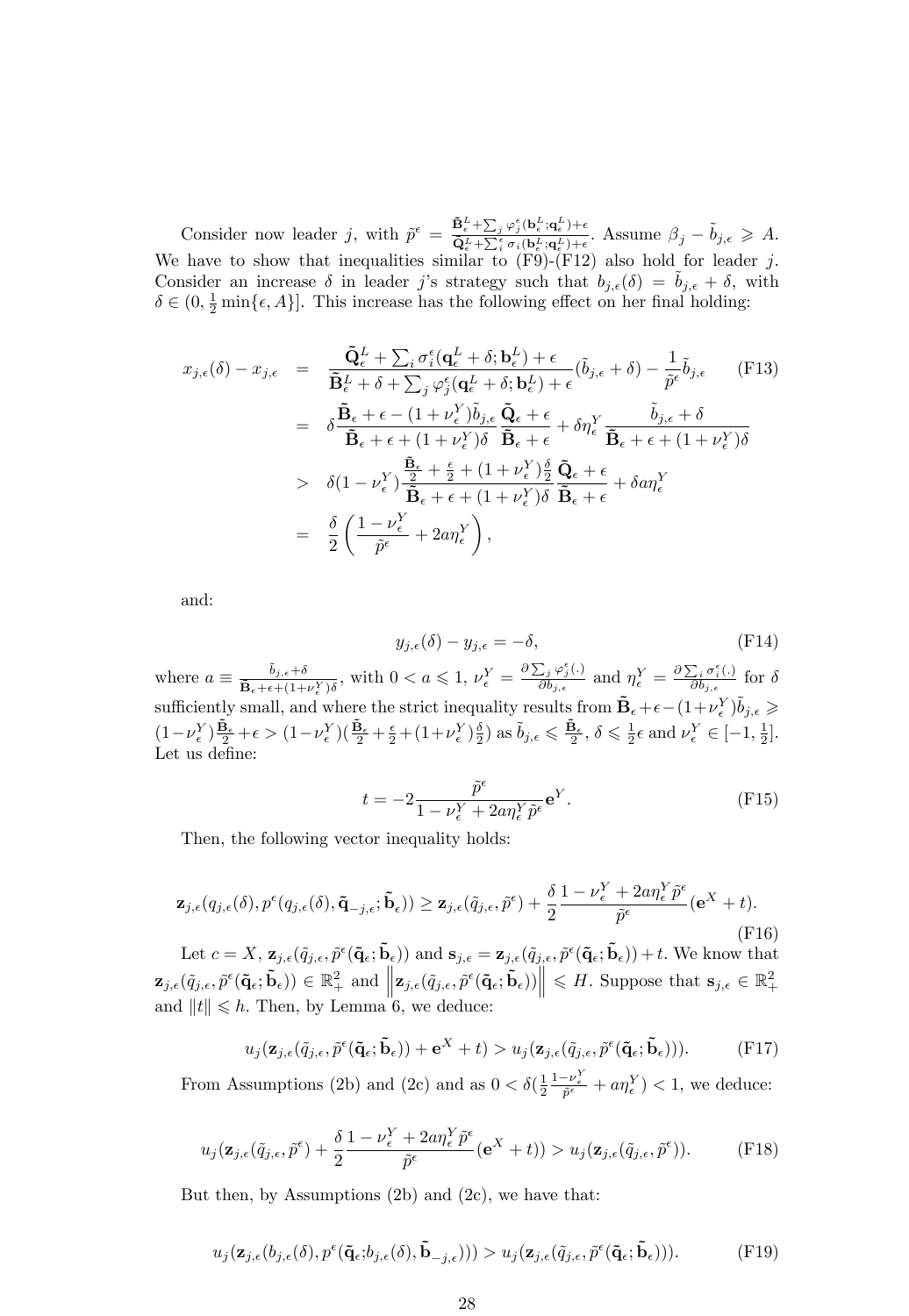Consider now leader $j$, with $\tilde{p}^{\epsilon} = \frac{\tilde{\mathbf{B}}^L_{\epsilon}+\sum_j \varphi^{\epsilon}_j(\mathbf{b}^L_{\epsilon};\mathbf{q}^L_{\epsilon})+\epsilon}{\tilde{\mathbf{Q}}^L_{\epsilon}+\sum_i^{\epsilon} \sigma_i(\mathbf{b}^L_{\epsilon};\mathbf{q}^L_{\epsilon})+\epsilon}$. Assume $\beta_j - \tilde{b}_{j,\epsilon} \geqslant A$. We have to show that inequalities similar to (F9)-(F12) also hold for leader $j$. Consider an increase $\delta$ in leader $j$'s strategy such that $b_{j,\epsilon}(\delta) = \tilde{b}_{j,\epsilon} + \delta$, with $\delta \in (0, \frac{1}{2}\min\{\epsilon, A\}]$. This increase has the following effect on her final holding:

$$
\begin{aligned}
x_{j,\epsilon}(\delta) - x_{j,\epsilon} &= \frac{\tilde{\mathbf{Q}}^L_{\epsilon} + \sum_i \sigma^{\epsilon}_i(\mathbf{q}^L_{\epsilon}+\delta;\mathbf{b}^L_{\epsilon})+\epsilon}{\tilde{\mathbf{B}}^L_{\epsilon}+\delta+\sum_j \varphi^{\epsilon}_j(\mathbf{q}^L_{\epsilon}+\delta;\mathbf{b}^L_{\epsilon})+\epsilon}(\tilde{b}_{j,\epsilon}+\delta) - \frac{1}{\tilde{p}^{\epsilon}}\tilde{b}_{j,\epsilon} \qquad \text{(F13)}\\
&= \delta \frac{\tilde{\mathbf{B}}_{\epsilon}+\epsilon-(1+\nu^Y_{\epsilon})\tilde{b}_{j,\epsilon}}{\tilde{\mathbf{B}}_{\epsilon}+\epsilon+(1+\nu^Y_{\epsilon})\delta}\frac{\tilde{\mathbf{Q}}_{\epsilon}+\epsilon}{\tilde{\mathbf{B}}_{\epsilon}+\epsilon} + \delta\eta^Y_{\epsilon}\frac{\tilde{b}_{j,\epsilon}+\delta}{\tilde{\mathbf{B}}_{\epsilon}+\epsilon+(1+\nu^Y_{\epsilon})\delta}\\
&> \delta(1-\nu^Y_{\epsilon})\frac{\frac{\tilde{\mathbf{B}}_{\epsilon}}{2}+\frac{\epsilon}{2}+(1+\nu^Y_{\epsilon})\frac{\delta}{2}}{\tilde{\mathbf{B}}_{\epsilon}+\epsilon+(1+\nu^Y_{\epsilon})\delta}\frac{\tilde{\mathbf{Q}}_{\epsilon}+\epsilon}{\tilde{\mathbf{B}}_{\epsilon}+\epsilon} + \delta a\eta^Y_{\epsilon}\\
&= \frac{\delta}{2}\left(\frac{1-\nu^Y_{\epsilon}}{\tilde{p}^{\epsilon}} + 2a\eta^Y_{\epsilon}\right),
\end{aligned}
$$

and:

$$
y_{j,\epsilon}(\delta) - y_{j,\epsilon} = -\delta, \qquad \text{(F14)}
$$

where $a \equiv \frac{\tilde{b}_{j,\epsilon}+\delta}{\tilde{\mathbf{B}}_{\epsilon}+\epsilon+(1+\nu^Y_{\epsilon})\delta}$, with $0 < a \leqslant 1$, $\nu^Y_{\epsilon} = \frac{\partial \sum_j \varphi^{\epsilon}_j(.)}{\partial b_{j,\epsilon}}$ and $\eta^Y_{\epsilon} = \frac{\partial \sum_i \sigma^{\epsilon}_i(.)}{\partial b_{j,\epsilon}}$ for $\delta$ sufficiently small, and where the strict inequality results from $\tilde{\mathbf{B}}_{\epsilon}+\epsilon-(1+\nu^Y_{\epsilon})\tilde{b}_{j,\epsilon} \geqslant (1-\nu^Y_{\epsilon})\frac{\tilde{\mathbf{B}}_{\epsilon}}{2}+\epsilon > (1-\nu^Y_{\epsilon})(\frac{\tilde{\mathbf{B}}_{\epsilon}}{2}+\frac{\epsilon}{2}+(1+\nu^Y_{\epsilon})\frac{\delta}{2})$ as $\tilde{b}_{j,\epsilon} \leqslant \frac{\tilde{\mathbf{B}}_{\epsilon}}{2}$, $\delta \leqslant \frac{1}{2}\epsilon$ and $\nu^Y_{\epsilon} \in [-1, \frac{1}{2}]$. Let us define:

$$
t = -2\frac{\tilde{p}^{\epsilon}}{1-\nu^Y_{\epsilon}+2a\eta^Y_{\epsilon}\tilde{p}^{\epsilon}}\mathbf{e}^Y. \qquad \text{(F15)}
$$

Then, the following vector inequality holds:

$$
\mathbf{z}_{j,\epsilon}(q_{j,\epsilon}(\delta), p^{\epsilon}(q_{j,\epsilon}(\delta), \tilde{\mathbf{q}}_{-j,\epsilon}; \tilde{\mathbf{b}}_{\epsilon})) \geq \mathbf{z}_{j,\epsilon}(\tilde{q}_{j,\epsilon}, \tilde{p}^{\epsilon}) + \frac{\delta}{2}\frac{1-\nu^Y_{\epsilon}+2a\eta^Y_{\epsilon}\tilde{p}^{\epsilon}}{\tilde{p}^{\epsilon}}(\mathbf{e}^X + t). \qquad \text{(F16)}
$$

Let $c = X$, $\mathbf{z}_{j,\epsilon}(\tilde{q}_{j,\epsilon}, \tilde{p}^{\epsilon}(\tilde{\mathbf{q}}_{\epsilon}; \tilde{\mathbf{b}}_{\epsilon}))$ and $\mathbf{s}_{j,\epsilon} = \mathbf{z}_{j,\epsilon}(\tilde{q}_{j,\epsilon}, \tilde{p}^{\epsilon}(\tilde{\mathbf{q}}_{\epsilon}; \tilde{\mathbf{b}}_{\epsilon})) + t$. We know that $\mathbf{z}_{j,\epsilon}(\tilde{q}_{j,\epsilon}, \tilde{p}^{\epsilon}(\tilde{\mathbf{q}}_{\epsilon}; \tilde{\mathbf{b}}_{\epsilon})) \in \mathbb{R}^2_+$ and $\left\|\mathbf{z}_{j,\epsilon}(\tilde{q}_{j,\epsilon}, \tilde{p}^{\epsilon}(\tilde{\mathbf{q}}_{\epsilon}; \tilde{\mathbf{b}}_{\epsilon}))\right\| \leqslant H$. Suppose that $\mathbf{s}_{j,\epsilon} \in \mathbb{R}^2_+$ and $\|t\| \leqslant h$. Then, by Lemma 6, we deduce:

$$
u_j(\mathbf{z}_{j,\epsilon}(\tilde{q}_{j,\epsilon}, \tilde{p}^{\epsilon}(\tilde{\mathbf{q}}_{\epsilon}; \tilde{\mathbf{b}}_{\epsilon})) + \mathbf{e}^X + t) > u_j(\mathbf{z}_{j,\epsilon}(\tilde{q}_{j,\epsilon}, \tilde{p}^{\epsilon}(\tilde{\mathbf{q}}_{\epsilon}; \tilde{\mathbf{b}}_{\epsilon}))). \qquad \text{(F17)}
$$

From Assumptions (2b) and (2c) and as $0 < \delta(\frac{1}{2}\frac{1-\nu^Y_{\epsilon}}{\tilde{p}^{\epsilon}} + a\eta^Y_{\epsilon}) < 1$, we deduce:

$$
u_j(\mathbf{z}_{j,\epsilon}(\tilde{q}_{j,\epsilon}, \tilde{p}^{\epsilon}) + \frac{\delta}{2}\frac{1-\nu^Y_{\epsilon}+2a\eta^Y_{\epsilon}\tilde{p}^{\epsilon}}{\tilde{p}^{\epsilon}}(\mathbf{e}^X + t)) > u_j(\mathbf{z}_{j,\epsilon}(\tilde{q}_{j,\epsilon}, \tilde{p}^{\epsilon})). \qquad \text{(F18)}
$$

But then, by Assumptions (2b) and (2c), we have that:

$$
u_j(\mathbf{z}_{j,\epsilon}(b_{j,\epsilon}(\delta), p^{\epsilon}(\tilde{\mathbf{q}}_{\epsilon}; b_{j,\epsilon}(\delta), \tilde{\mathbf{b}}_{-j,\epsilon}))) > u_j(\mathbf{z}_{j,\epsilon}(\tilde{q}_{j,\epsilon}, \tilde{p}^{\epsilon}(\tilde{\mathbf{q}}_{\epsilon}; \tilde{\mathbf{b}}_{\epsilon}))). \qquad \text{(F19)}
$$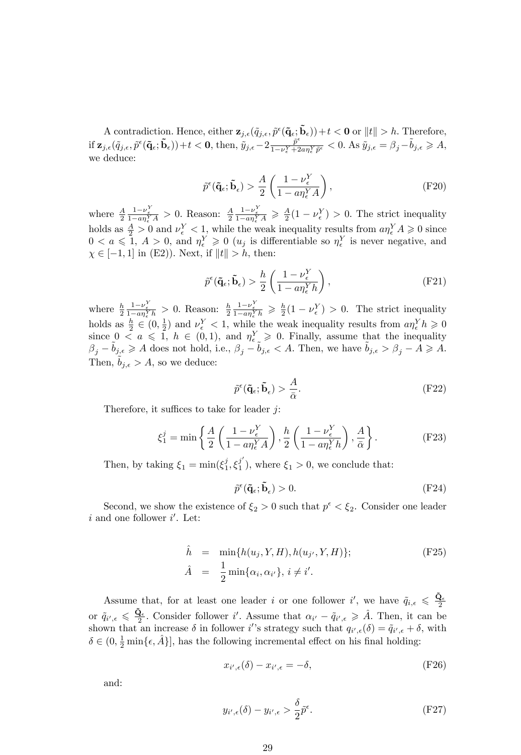A contradiction. Hence, either $\mathbf{z}_{j,\epsilon}(\tilde{q}_{j,\epsilon}, \tilde{p}^{\epsilon}(\tilde{\mathbf{q}}_{\epsilon}; \tilde{\mathbf{b}}_{\epsilon})) + t < \mathbf{0}$ or $\|t\| > h$. Therefore, if $\mathbf{z}_{j,\epsilon}(\tilde{q}_{j,\epsilon}, \tilde{p}^{\epsilon}(\tilde{\mathbf{q}}_{\epsilon}; \tilde{\mathbf{b}}_{\epsilon})) + t < \mathbf{0}$, then, $\tilde{y}_{j,\epsilon} - 2\frac{\tilde{p}^{\epsilon}}{1-\nu_{\epsilon}^{Y} + 2a\eta_{\epsilon}^{Y}\tilde{p}^{\epsilon}} < 0$. As $\tilde{y}_{j,\epsilon} = \beta_j - \tilde{b}_{j,\epsilon} \geqslant A$, we deduce:

$$\tilde{p}^{\epsilon}(\tilde{\mathbf{q}}_{\epsilon}; \tilde{\mathbf{b}}_{\epsilon}) > \frac{A}{2}\left(\frac{1-\nu_{\epsilon}^{Y}}{1-a\eta_{\epsilon}^{Y}A}\right), \tag{F20}$$

where $\frac{A}{2}\frac{1-\nu_{\epsilon}^{Y}}{1-a\eta_{\epsilon}^{Y}A} > 0$. Reason: $\frac{A}{2}\frac{1-\nu_{\epsilon}^{Y}}{1-a\eta_{\epsilon}^{Y}A} \geqslant \frac{A}{2}(1-\nu_{\epsilon}^{Y}) > 0$. The strict inequality holds as $\frac{A}{2} > 0$ and $\nu_{\epsilon}^{Y} < 1$, while the weak inequality results from $a\eta_{\epsilon}^{Y}A \geqslant 0$ since $0 < a \leqslant 1$, $A > 0$, and $\eta_{\epsilon}^{Y} \geqslant 0$ ($u_j$ is differentiable so $\eta_{\epsilon}^{Y}$ is never negative, and $\chi \in [-1, 1]$ in (E2)). Next, if $\|t\| > h$, then:

$$\tilde{p}^{\epsilon}(\tilde{\mathbf{q}}_{\epsilon}; \tilde{\mathbf{b}}_{\epsilon}) > \frac{h}{2}\left(\frac{1-\nu_{\epsilon}^{Y}}{1-a\eta_{\epsilon}^{Y}h}\right), \tag{F21}$$

where $\frac{h}{2}\frac{1-\nu_{\epsilon}^{Y}}{1-a\eta_{\epsilon}^{Y}h} > 0$. Reason: $\frac{h}{2}\frac{1-\nu_{\epsilon}^{Y}}{1-a\eta_{\epsilon}^{Y}h} \geqslant \frac{h}{2}(1-\nu_{\epsilon}^{Y}) > 0$. The strict inequality holds as $\frac{h}{2} \in (0, \frac{1}{2})$ and $\nu_{\epsilon}^{Y} < 1$, while the weak inequality results from $a\eta_{\epsilon}^{Y}h \geqslant 0$ since $0 < a \leqslant 1$, $h \in (0, 1)$, and $\eta_{\epsilon}^{Y} \geqslant 0$. Finally, assume that the inequality $\beta_j - \tilde{b}_{j,\epsilon} \geqslant A$ does not hold, i.e., $\beta_j - \tilde{b}_{j,\epsilon} < A$. Then, we have $\tilde{b}_{j,\epsilon} > \beta_j - A \geqslant A$. Then, $\tilde{b}_{j,\epsilon} > A$, so we deduce:

$$\tilde{p}^{\epsilon}(\tilde{\mathbf{q}}_{\epsilon}; \tilde{\mathbf{b}}_{\epsilon}) > \frac{A}{\bar{\alpha}}. \tag{F22}$$

Therefore, it suffices to take for leader $j$:

$$\xi_1^j = \min\left\{\frac{A}{2}\left(\frac{1-\nu_{\epsilon}^{Y}}{1-a\eta_{\epsilon}^{Y}A}\right), \frac{h}{2}\left(\frac{1-\nu_{\epsilon}^{Y}}{1-a\eta_{\epsilon}^{Y}h}\right), \frac{A}{\bar{\alpha}}\right\}. \tag{F23}$$

Then, by taking $\xi_1 = \min(\xi_1^j, \xi_1^{j'})$, where $\xi_1 > 0$, we conclude that:

$$\tilde{p}^{\epsilon}(\tilde{\mathbf{q}}_{\epsilon}; \tilde{\mathbf{b}}_{\epsilon}) > 0. \tag{F24}$$

Second, we show the existence of $\xi_2 > 0$ such that $p^{\epsilon} < \xi_2$. Consider one leader $i$ and one follower $i'$. Let:

$$\begin{aligned}
\hat{h} &= \min\{h(u_j, Y, H), h(u_{j'}, Y, H)\}; \\
\hat{A} &= \frac{1}{2}\min\{\alpha_i, \alpha_{i'}\},\ i \neq i'.
\end{aligned} \tag{F25}$$

Assume that, for at least one leader $i$ or one follower $i'$, we have $\tilde{q}_{i,\epsilon} \leqslant \frac{\tilde{\mathbf{Q}}_{\epsilon}}{2}$ or $\tilde{q}_{i',\epsilon} \leqslant \frac{\tilde{\mathbf{Q}}_{\epsilon}}{2}$. Consider follower $i'$. Assume that $\alpha_{i'} - \tilde{q}_{i',\epsilon} \geqslant \hat{A}$. Then, it can be shown that an increase $\delta$ in follower $i'$'s strategy such that $q_{i',\epsilon}(\delta) = \tilde{q}_{i',\epsilon} + \delta$, with $\delta \in (0, \frac{1}{2}\min\{\epsilon, \hat{A}\}]$, has the following incremental effect on his final holding:

$$x_{i',\epsilon}(\delta) - x_{i',\epsilon} = -\delta, \tag{F26}$$

and:

$$y_{i',\epsilon}(\delta) - y_{i',\epsilon} > \frac{\delta}{2}\tilde{p}^{\epsilon}. \tag{F27}$$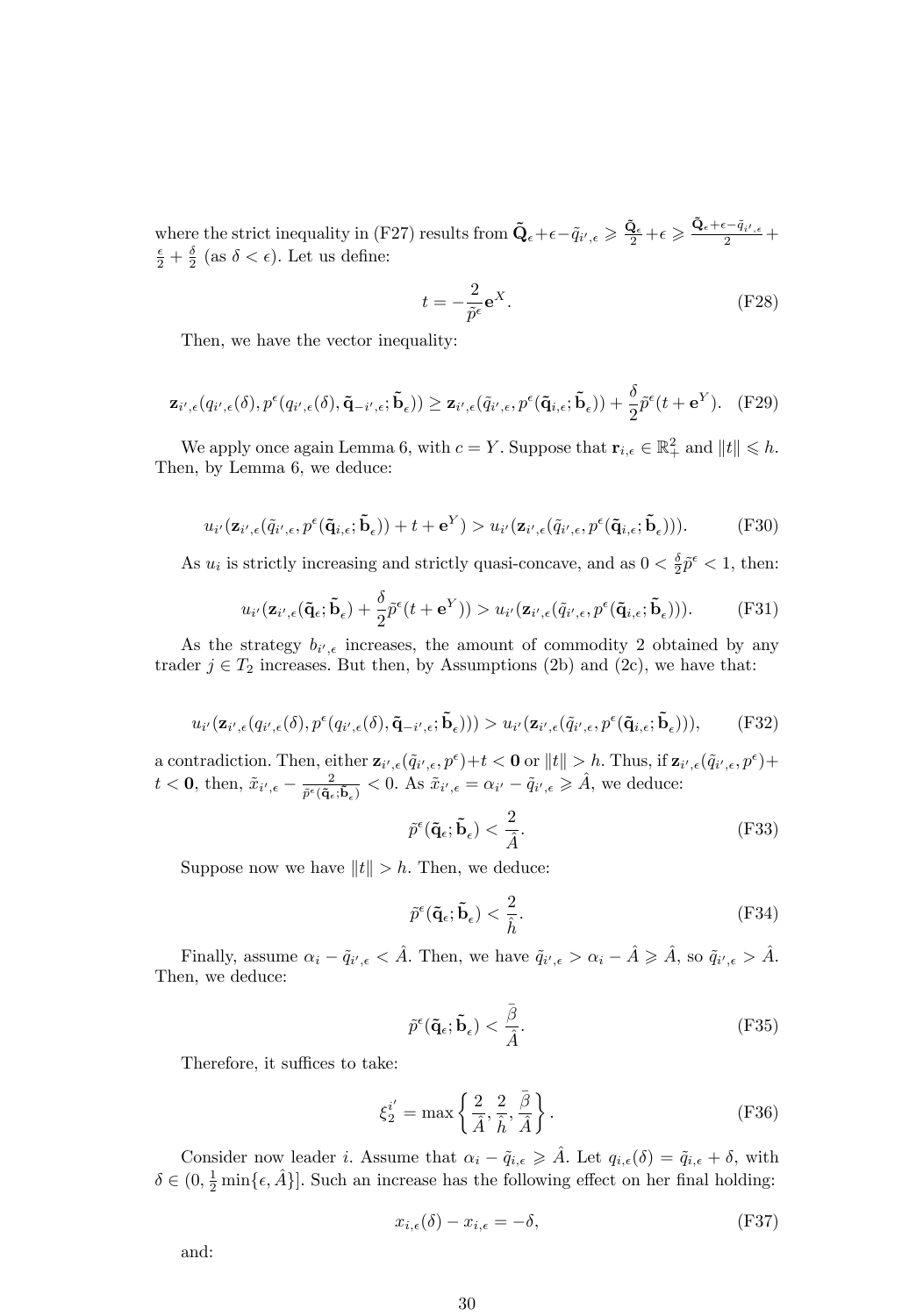where the strict inequality in (F27) results from $\tilde{\mathbf{Q}}_\epsilon + \epsilon - \tilde{q}_{i',\epsilon} \geqslant \frac{\tilde{\mathbf{Q}}_\epsilon}{2} + \epsilon \geqslant \frac{\tilde{\mathbf{Q}}_\epsilon + \epsilon - \tilde{q}_{i',\epsilon}}{2} + \frac{\epsilon}{2} + \frac{\delta}{2}$ (as $\delta < \epsilon$). Let us define:

$$t = -\frac{2}{\tilde{p}^\epsilon}\mathbf{e}^X. \tag{F28}$$

Then, we have the vector inequality:

$$\mathbf{z}_{i',\epsilon}(q_{i',\epsilon}(\delta), p^\epsilon(q_{i',\epsilon}(\delta), \tilde{\mathbf{q}}_{-i',\epsilon}; \tilde{\mathbf{b}}_\epsilon)) \geq \mathbf{z}_{i',\epsilon}(\tilde{q}_{i',\epsilon}, p^\epsilon(\tilde{\mathbf{q}}_{i,\epsilon}; \tilde{\mathbf{b}}_\epsilon)) + \frac{\delta}{2}\tilde{p}^\epsilon(t + \mathbf{e}^Y). \tag{F29}$$

We apply once again Lemma 6, with $c = Y$. Suppose that $\mathbf{r}_{i,\epsilon} \in \mathbb{R}^2_+$ and $\|t\| \leqslant h$. Then, by Lemma 6, we deduce:

$$u_{i'}(\mathbf{z}_{i',\epsilon}(\tilde{q}_{i',\epsilon}, p^\epsilon(\tilde{\mathbf{q}}_{i,\epsilon}; \tilde{\mathbf{b}}_\epsilon)) + t + \mathbf{e}^Y) > u_{i'}(\mathbf{z}_{i',\epsilon}(\tilde{q}_{i',\epsilon}, p^\epsilon(\tilde{\mathbf{q}}_{i,\epsilon}; \tilde{\mathbf{b}}_\epsilon))). \tag{F30}$$

As $u_i$ is strictly increasing and strictly quasi-concave, and as $0 < \frac{\delta}{2}\tilde{p}^\epsilon < 1$, then:

$$u_{i'}(\mathbf{z}_{i',\epsilon}(\tilde{\mathbf{q}}_\epsilon; \tilde{\mathbf{b}}_\epsilon) + \frac{\delta}{2}\tilde{p}^\epsilon(t + \mathbf{e}^Y)) > u_{i'}(\mathbf{z}_{i',\epsilon}(\tilde{q}_{i',\epsilon}, p^\epsilon(\tilde{\mathbf{q}}_{i,\epsilon}; \tilde{\mathbf{b}}_\epsilon))). \tag{F31}$$

As the strategy $b_{i',\epsilon}$ increases, the amount of commodity 2 obtained by any trader $j \in T_2$ increases. But then, by Assumptions (2b) and (2c), we have that:

$$u_{i'}(\mathbf{z}_{i',\epsilon}(q_{i',\epsilon}(\delta), p^\epsilon(q_{i',\epsilon}(\delta), \tilde{\mathbf{q}}_{-i',\epsilon}; \tilde{\mathbf{b}}_\epsilon))) > u_{i'}(\mathbf{z}_{i',\epsilon}(\tilde{q}_{i',\epsilon}, p^\epsilon(\tilde{\mathbf{q}}_{i,\epsilon}; \tilde{\mathbf{b}}_\epsilon))), \tag{F32}$$

a contradiction. Then, either $\mathbf{z}_{i',\epsilon}(\tilde{q}_{i',\epsilon}, p^\epsilon) + t < \mathbf{0}$ or $\|t\| > h$. Thus, if $\mathbf{z}_{i',\epsilon}(\tilde{q}_{i',\epsilon}, p^\epsilon) + t < \mathbf{0}$, then, $\tilde{x}_{i',\epsilon} - \frac{2}{\tilde{p}^\epsilon(\tilde{\mathbf{q}}_\epsilon; \tilde{\mathbf{b}}_\epsilon)} < 0$. As $\tilde{x}_{i',\epsilon} = \alpha_{i'} - \tilde{q}_{i',\epsilon} \geqslant \hat{A}$, we deduce:

$$\tilde{p}^\epsilon(\tilde{\mathbf{q}}_\epsilon; \tilde{\mathbf{b}}_\epsilon) < \frac{2}{\hat{A}}. \tag{F33}$$

Suppose now we have $\|t\| > h$. Then, we deduce:

$$\tilde{p}^\epsilon(\tilde{\mathbf{q}}_\epsilon; \tilde{\mathbf{b}}_\epsilon) < \frac{2}{\hat{h}}. \tag{F34}$$

Finally, assume $\alpha_i - \tilde{q}_{i',\epsilon} < \hat{A}$. Then, we have $\tilde{q}_{i',\epsilon} > \alpha_i - \hat{A} \geqslant \hat{A}$, so $\tilde{q}_{i',\epsilon} > \hat{A}$. Then, we deduce:

$$\tilde{p}^\epsilon(\tilde{\mathbf{q}}_\epsilon; \tilde{\mathbf{b}}_\epsilon) < \frac{\bar{\beta}}{\hat{A}}. \tag{F35}$$

Therefore, it suffices to take:

$$\xi_2^{i'} = \max\left\{\frac{2}{\hat{A}}, \frac{2}{\hat{h}}, \frac{\bar{\beta}}{\hat{A}}\right\}. \tag{F36}$$

Consider now leader $i$. Assume that $\alpha_i - \tilde{q}_{i,\epsilon} \geqslant \hat{A}$. Let $q_{i,\epsilon}(\delta) = \tilde{q}_{i,\epsilon} + \delta$, with $\delta \in (0, \frac{1}{2}\min\{\epsilon, \hat{A}\}]$. Such an increase has the following effect on her final holding:

$$x_{i,\epsilon}(\delta) - x_{i,\epsilon} = -\delta, \tag{F37}$$

and: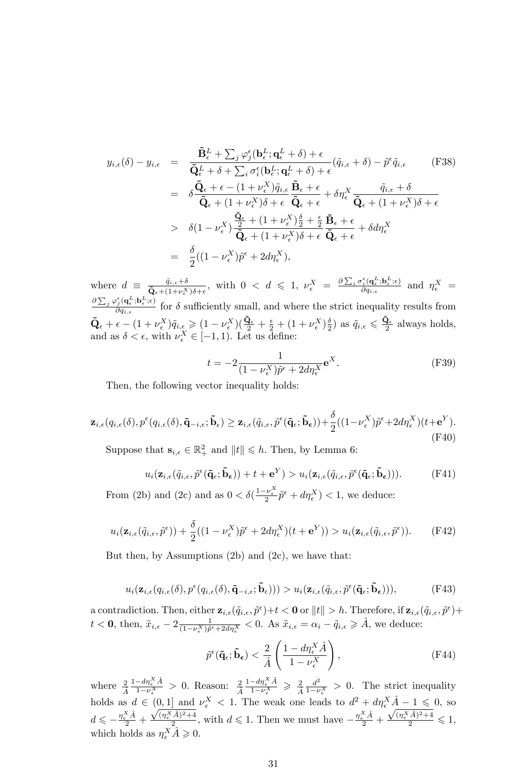$$
\begin{aligned}
y_{i,\epsilon}(\delta) - y_{i,\epsilon} &= \frac{\tilde{\mathbf{B}}^L_\epsilon + \sum_j \varphi^\epsilon_j(\mathbf{b}^L_\epsilon; \mathbf{q}^L_\epsilon + \delta) + \epsilon}{\tilde{\mathbf{Q}}^L_\epsilon + \delta + \sum_i \sigma^\epsilon_i(\mathbf{b}^L_\epsilon; \mathbf{q}^L_\epsilon + \delta) + \epsilon}(\tilde{q}_{i,\epsilon} + \delta) - \tilde{p}^\epsilon \tilde{q}_{i,\epsilon} \qquad \text{(F38)} \\
&= \delta \frac{\tilde{\mathbf{Q}}_\epsilon + \epsilon - (1+\nu^X_\epsilon)\tilde{q}_{i,\epsilon}}{\tilde{\mathbf{Q}}_\epsilon + (1+\nu^X_\epsilon)\delta + \epsilon} \frac{\tilde{\mathbf{B}}_\epsilon + \epsilon}{\tilde{\mathbf{Q}}_\epsilon + \epsilon} + \delta \eta^X_\epsilon \frac{\tilde{q}_{i,\epsilon} + \delta}{\tilde{\mathbf{Q}}_\epsilon + (1+\nu^X_\epsilon)\delta + \epsilon} \\
&> \delta(1-\nu^X_\epsilon) \frac{\frac{\tilde{\mathbf{Q}}_\epsilon}{2} + (1+\nu^X_\epsilon)\frac{\delta}{2} + \frac{\epsilon}{2}}{\tilde{\mathbf{Q}}_\epsilon + (1+\nu^X_\epsilon)\delta + \epsilon} \frac{\tilde{\mathbf{B}}_\epsilon + \epsilon}{\tilde{\mathbf{Q}}_\epsilon + \epsilon} + \delta d \eta^X_\epsilon \\
&= \frac{\delta}{2}((1-\nu^X_\epsilon)\tilde{p}^\epsilon + 2d\eta^X_\epsilon),
\end{aligned}
$$

where $d \equiv \frac{\tilde{q}_{i,\epsilon}+\delta}{\tilde{\mathbf{Q}}_\epsilon + (1+\nu^X_\epsilon)\delta + \epsilon}$, with $0 < d \leqslant 1$, $\nu^X_\epsilon = \frac{\partial \sum_i \sigma^\epsilon_i(\mathbf{q}^L_\epsilon; \mathbf{b}^L_\epsilon; \epsilon)}{\partial q_{i,\epsilon}}$ and $\eta^X_\epsilon = \frac{\partial \sum_j \varphi^\epsilon_j(\mathbf{q}^L_\epsilon; \mathbf{b}^L_\epsilon; \epsilon)}{\partial q_{i,\epsilon}}$ for $\delta$ sufficiently small, and where the strict inequality results from $\tilde{\mathbf{Q}}_\epsilon + \epsilon - (1+\nu^X_\epsilon)\tilde{q}_{i,\epsilon} \geqslant (1-\nu^X_\epsilon)(\frac{\tilde{\mathbf{Q}}_\epsilon}{2} + \frac{\epsilon}{2} + (1+\nu^X_\epsilon)\frac{\delta}{2})$ as $\tilde{q}_{i,\epsilon} \leqslant \frac{\tilde{\mathbf{Q}}_\epsilon}{2}$ always holds, and as $\delta < \epsilon$, with $\nu^X_\epsilon \in [-1, 1)$. Let us define:

$$
t = -2 \frac{1}{(1-\nu^X_\epsilon)\tilde{p}^\epsilon + 2d\eta^X_\epsilon} \mathbf{e}^X. \qquad \text{(F39)}
$$

Then, the following vector inequality holds:

$$
\mathbf{z}_{i,\epsilon}(q_{i,\epsilon}(\delta), p^\epsilon(q_{i,\epsilon}(\delta), \tilde{\mathbf{q}}_{-i,\epsilon}; \tilde{\mathbf{b}}_\epsilon) \geq \mathbf{z}_{i,\epsilon}(\tilde{q}_{i,\epsilon}, \tilde{p}^\epsilon(\tilde{\mathbf{q}}_\epsilon; \tilde{\mathbf{b}}_\epsilon)) + \frac{\delta}{2}((1-\nu^X_\epsilon)\tilde{p}^\epsilon + 2d\eta^X_\epsilon)(t + \mathbf{e}^Y). \qquad \text{(F40)}
$$

Suppose that $\mathbf{s}_{i,\epsilon} \in \mathbb{R}^2_+$ and $\|t\| \leqslant h$. Then, by Lemma 6:

$$
u_i(\mathbf{z}_{i,\epsilon}(\tilde{q}_{i,\epsilon}, \tilde{p}^\epsilon(\tilde{\mathbf{q}}_\epsilon; \tilde{\mathbf{b}}_\epsilon)) + t + \mathbf{e}^Y) > u_i(\mathbf{z}_{i,\epsilon}(\tilde{q}_{i,\epsilon}, \tilde{p}^\epsilon(\tilde{\mathbf{q}}_\epsilon; \tilde{\mathbf{b}}_\epsilon))). \qquad \text{(F41)}
$$

From (2b) and (2c) and as $0 < \delta(\frac{1-\nu^X_\epsilon}{2}\tilde{p}^\epsilon + d\eta^X_\epsilon) < 1$, we deduce:

$$
u_i(\mathbf{z}_{i,\epsilon}(\tilde{q}_{i,\epsilon}, \tilde{p}^\epsilon)) + \frac{\delta}{2}((1-\nu^X_\epsilon)\tilde{p}^\epsilon + 2d\eta^X_\epsilon)(t + \mathbf{e}^Y)) > u_i(\mathbf{z}_{i,\epsilon}(\tilde{q}_{i,\epsilon}, \tilde{p}^\epsilon)). \qquad \text{(F42)}
$$

But then, by Assumptions (2b) and (2c), we have that:

$$
u_i(\mathbf{z}_{i,\epsilon}(q_{i,\epsilon}(\delta), p^\epsilon(q_{i,\epsilon}(\delta), \tilde{\mathbf{q}}_{-i,\epsilon}; \tilde{\mathbf{b}}_\epsilon))) > u_i(\mathbf{z}_{i,\epsilon}(\tilde{q}_{i,\epsilon}, \tilde{p}^\epsilon(\tilde{\mathbf{q}}_\epsilon; \tilde{\mathbf{b}}_\epsilon))), \qquad \text{(F43)}
$$

a contradiction. Then, either $\mathbf{z}_{i,\epsilon}(\tilde{q}_{i,\epsilon}, \tilde{p}^\epsilon) + t < \mathbf{0}$ or $\|t\| > h$. Therefore, if $\mathbf{z}_{i,\epsilon}(\tilde{q}_{i,\epsilon}, \tilde{p}^\epsilon) + t < \mathbf{0}$, then, $\tilde{x}_{i,\epsilon} - 2\frac{1}{(1-\nu^X_\epsilon)\tilde{p}^\epsilon + 2d\eta^X_\epsilon} < 0$. As $\tilde{x}_{i,\epsilon} = \alpha_i - \tilde{q}_{i,\epsilon} \geqslant \hat{A}$, we deduce:

$$
\tilde{p}^\epsilon(\tilde{\mathbf{q}}_\epsilon; \tilde{\mathbf{b}}_\epsilon) < \frac{2}{\hat{A}} \left( \frac{1 - d\eta^X_\epsilon \hat{A}}{1 - \nu^X_\epsilon} \right), \qquad \text{(F44)}
$$

where $\frac{2}{\hat{A}} \frac{1-d\eta^X_\epsilon \hat{A}}{1-\nu^X_\epsilon} > 0$. Reason: $\frac{2}{\hat{A}} \frac{1-d\eta^X_\epsilon \hat{A}}{1-\nu^X_\epsilon} \geqslant \frac{2}{\hat{A}} \frac{d^2}{1-\nu^X_\epsilon} > 0$. The strict inequality holds as $d \in (0, 1]$ and $\nu^X_\epsilon < 1$. The weak one leads to $d^2 + d\eta^X_\epsilon \hat{A} - 1 \leqslant 0$, so $d \leqslant -\frac{\eta^X_\epsilon \hat{A}}{2} + \frac{\sqrt{(\eta^X_\epsilon \hat{A})^2 + 4}}{2}$, with $d \leqslant 1$. Then we must have $-\frac{\eta^X_\epsilon \hat{A}}{2} + \frac{\sqrt{(\eta^X_\epsilon \hat{A})^2 + 4}}{2} \leqslant 1$, which holds as $\eta^X_\epsilon \hat{A} \geqslant 0$.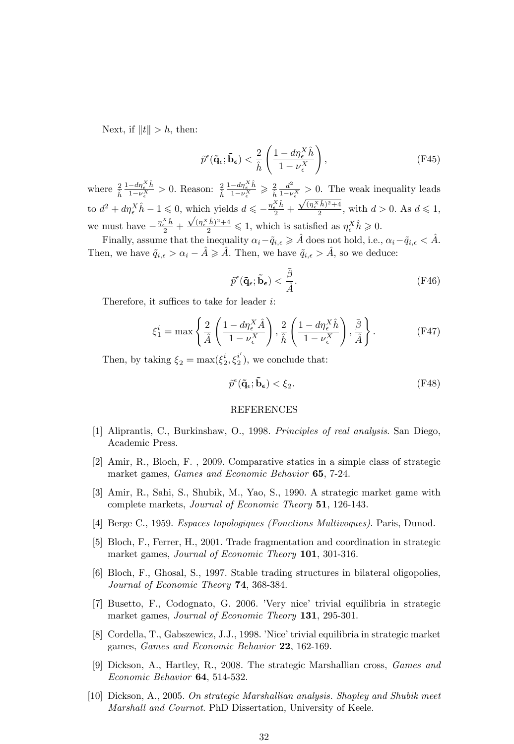Next, if $\|t\| > h$, then:

$$\tilde{p}^{\epsilon}(\tilde{\mathbf{q}}_{\epsilon}; \tilde{\mathbf{b}}_{\boldsymbol{\epsilon}}) < \frac{2}{\hat{h}} \left( \frac{1 - d\eta_{\epsilon}^{X} \hat{h}}{1 - \nu_{\epsilon}^{X}} \right), \tag{F45}$$

where $\frac{2}{\hat{h}} \frac{1-d\eta_{\epsilon}^{X}\hat{h}}{1-\nu_{\epsilon}^{X}} > 0$. Reason: $\frac{2}{\hat{h}} \frac{1-d\eta_{\epsilon}^{X}\hat{h}}{1-\nu_{\epsilon}^{X}} \geqslant \frac{2}{\hat{h}} \frac{d^2}{1-\nu_{\epsilon}^{X}} > 0$. The weak inequality leads to $d^2 + d\eta_{\epsilon}^{X}\hat{h} - 1 \leqslant 0$, which yields $d \leqslant -\frac{\eta_{\epsilon}^{X}\hat{h}}{2} + \frac{\sqrt{(\eta_{\epsilon}^{X}\hat{h})^2+4}}{2}$, with $d > 0$. As $d \leqslant 1$, we must have $-\frac{\eta_{\epsilon}^{X}\hat{h}}{2} + \frac{\sqrt{(\eta_{\epsilon}^{X}\hat{h})^2+4}}{2} \leqslant 1$, which is satisfied as $\eta_{\epsilon}^{X}\hat{h} \geqslant 0$.

Finally, assume that the inequality $\alpha_i - \tilde{q}_{i,\epsilon} \geqslant \hat{A}$ does not hold, i.e., $\alpha_i - \tilde{q}_{i,\epsilon} < \hat{A}$. Then, we have $\tilde{q}_{i,\epsilon} > \alpha_i - \hat{A} \geqslant \hat{A}$. Then, we have $\tilde{q}_{i,\epsilon} > \hat{A}$, so we deduce:

$$\tilde{p}^{\epsilon}(\tilde{\mathbf{q}}_{\epsilon}; \tilde{\mathbf{b}}_{\boldsymbol{\epsilon}}) < \frac{\bar{\beta}}{\hat{A}}. \tag{F46}$$

Therefore, it suffices to take for leader $i$:

$$\xi_1^i = \max \left\{ \frac{2}{\hat{A}} \left( \frac{1 - d\eta_{\epsilon}^{X} \hat{A}}{1 - \nu_{\epsilon}^{X}} \right), \frac{2}{\hat{h}} \left( \frac{1 - d\eta_{\epsilon}^{X} \hat{h}}{1 - \nu_{\epsilon}^{X}} \right), \frac{\bar{\beta}}{\hat{A}} \right\}. \tag{F47}$$

Then, by taking $\xi_2 = \max(\xi_2^i, \xi_2^{i'})$, we conclude that:

$$\tilde{p}^{\epsilon}(\tilde{\mathbf{q}}_{\epsilon}; \tilde{\mathbf{b}}_{\boldsymbol{\epsilon}}) < \xi_2. \tag{F48}$$

## REFERENCES

[1] Aliprantis, C., Burkinshaw, O., 1998. *Principles of real analysis*. San Diego, Academic Press.

[2] Amir, R., Bloch, F. , 2009. Comparative statics in a simple class of strategic market games, *Games and Economic Behavior* **65**, 7-24.

[3] Amir, R., Sahi, S., Shubik, M., Yao, S., 1990. A strategic market game with complete markets, *Journal of Economic Theory* **51**, 126-143.

[4] Berge C., 1959. *Espaces topologiques (Fonctions Multivoques)*. Paris, Dunod.

[5] Bloch, F., Ferrer, H., 2001. Trade fragmentation and coordination in strategic market games, *Journal of Economic Theory* **101**, 301-316.

[6] Bloch, F., Ghosal, S., 1997. Stable trading structures in bilateral oligopolies, *Journal of Economic Theory* **74**, 368-384.

[7] Busetto, F., Codognato, G. 2006. 'Very nice' trivial equilibria in strategic market games, *Journal of Economic Theory* **131**, 295-301.

[8] Cordella, T., Gabszewicz, J.J., 1998. 'Nice' trivial equilibria in strategic market games, *Games and Economic Behavior* **22**, 162-169.

[9] Dickson, A., Hartley, R., 2008. The strategic Marshallian cross, *Games and Economic Behavior* **64**, 514-532.

[10] Dickson, A., 2005. *On strategic Marshallian analysis. Shapley and Shubik meet Marshall and Cournot*. PhD Dissertation, University of Keele.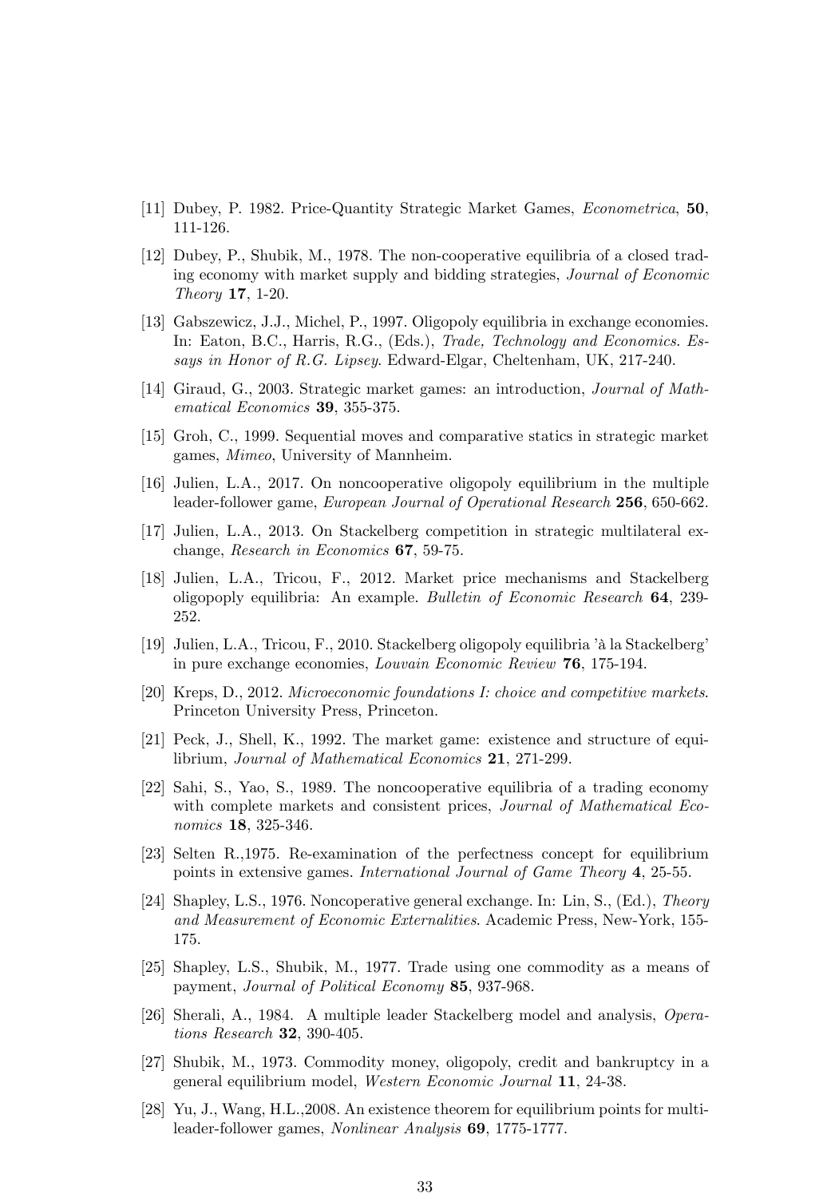[11] Dubey, P. 1982. Price-Quantity Strategic Market Games, *Econometrica*, **50**, 111-126.

[12] Dubey, P., Shubik, M., 1978. The non-cooperative equilibria of a closed trading economy with market supply and bidding strategies, *Journal of Economic Theory* **17**, 1-20.

[13] Gabszewicz, J.J., Michel, P., 1997. Oligopoly equilibria in exchange economies. In: Eaton, B.C., Harris, R.G., (Eds.), *Trade, Technology and Economics. Essays in Honor of R.G. Lipsey*. Edward-Elgar, Cheltenham, UK, 217-240.

[14] Giraud, G., 2003. Strategic market games: an introduction, *Journal of Mathematical Economics* **39**, 355-375.

[15] Groh, C., 1999. Sequential moves and comparative statics in strategic market games, *Mimeo*, University of Mannheim.

[16] Julien, L.A., 2017. On noncooperative oligopoly equilibrium in the multiple leader-follower game, *European Journal of Operational Research* **256**, 650-662.

[17] Julien, L.A., 2013. On Stackelberg competition in strategic multilateral exchange, *Research in Economics* **67**, 59-75.

[18] Julien, L.A., Tricou, F., 2012. Market price mechanisms and Stackelberg oligopoply equilibria: An example. *Bulletin of Economic Research* **64**, 239-252.

[19] Julien, L.A., Tricou, F., 2010. Stackelberg oligopoly equilibria 'à la Stackelberg' in pure exchange economies, *Louvain Economic Review* **76**, 175-194.

[20] Kreps, D., 2012. *Microeconomic foundations I: choice and competitive markets*. Princeton University Press, Princeton.

[21] Peck, J., Shell, K., 1992. The market game: existence and structure of equilibrium, *Journal of Mathematical Economics* **21**, 271-299.

[22] Sahi, S., Yao, S., 1989. The noncooperative equilibria of a trading economy with complete markets and consistent prices, *Journal of Mathematical Economics* **18**, 325-346.

[23] Selten R.,1975. Re-examination of the perfectness concept for equilibrium points in extensive games. *International Journal of Game Theory* **4**, 25-55.

[24] Shapley, L.S., 1976. Noncoperative general exchange. In: Lin, S., (Ed.), *Theory and Measurement of Economic Externalities*. Academic Press, New-York, 155-175.

[25] Shapley, L.S., Shubik, M., 1977. Trade using one commodity as a means of payment, *Journal of Political Economy* **85**, 937-968.

[26] Sherali, A., 1984. A multiple leader Stackelberg model and analysis, *Operations Research* **32**, 390-405.

[27] Shubik, M., 1973. Commodity money, oligopoly, credit and bankruptcy in a general equilibrium model, *Western Economic Journal* **11**, 24-38.

[28] Yu, J., Wang, H.L.,2008. An existence theorem for equilibrium points for multi-leader-follower games, *Nonlinear Analysis* **69**, 1775-1777.